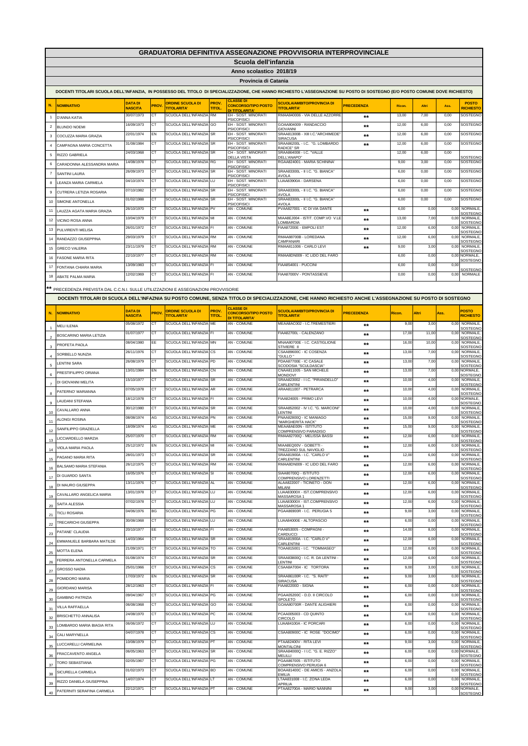# GRADUATORIA DEFINITIVA ASSEGNAZIONE PROVVISORIA INTERPROVINCIALE

## Scuola dell'infanzia

### Anno scolastico 2018/19

### Provincia di Catania

**DOCENTI TITOLARI SCUOLA DELL'INFANZIA, IN POSSESSO DEL TITOLO DI SPECIALIZZAZIONE, CHE HANNO RICHIESTO L'ASSEGNAZIONE SU POSTO DI SOSTEGNO (E/O POSTO COMUNE DOVE RICHIESTO)**

| N. | NOMINATIVO | DATA DI NASCITA | PROV. | ORDINE SCUOLA DI TITOLARITA' | PROV. TITOL. | CLASSE DI CONCORSO/TIPO POSTO DI TITOLARITA' | SCUOLA/AMBITO/PROVINCIA DI TITOLARITA' | PRECEDENZA | Ricon. | Altri | Ass. | POSTO RICHIESTO |
|---|---|---|---|---|---|---|---|---|---|---|---|---|
| 1 | D'ANNA KATIA | 30/07/1973 | CT | SCUOLA DELL'INFANZIA | RM | EH - SOST. MINORATI PSICOFISICI | RMAA840006 - VIA DELLE AZZORRE | ** | 13,00 | 7,00 | 0,00 | SOSTEGNO |
| 2 | BLUNDO NOEMI | 16/09/1973 | CT | SCUOLA DELL'INFANZIA | GO | EH - SOST. MINORATI PSICOFISICI | GOAA804009 - RANDACCIO GIOVANNI | ** | 12,00 | 6,00 | 0,00 | SOSTEGNO |
| 3 | COCUZZA MARIA GRAZIA | 22/01/1974 | EN | SCUOLA DELL'INFANZIA | SR | EH - SOST. MINORATI PSICOFISICI | SRAA81300B - XIII I.C."ARCHIMEDE" SIRACUSA | ** | 12,00 | 6,00 | 0,00 | SOSTEGNO |
| 4 | CAMPAGNA MARIA CONCETTA | 31/08/1984 | CT | SCUOLA DELL'INFANZIA | SR | EH - SOST. MINORATI PSICOFISICI | SRAA86200L - I.C. "G. LOMBARDO RADICE" SR | ** | 12,00 | 6,00 | 0,00 | SOSTEGNO |
| 5 | RIZZO GABRIELA | 24/03/1968 | CT | SCUOLA DELL'INFANZIA | SR | CH - SOST. MINORATI DELLA VISTA | SRAA864008 - I.C. "VALLE DELL'ANAPO" | | 12,00 | 6,00 | 0,00 | SOSTEGNO |
| 6 | CARADONNA ALESSANDRA MARIA | 14/08/1978 | CT | SCUOLA DELL'INFANZIA | RG | EH - SOST. MINORATI PSICOFISICI | RGAA824001 - MARIA SCHININA' | | 9,00 | 3,00 | 0,00 | SOSTEGNO |
| 7 | SANTINI LAURA | 26/09/1973 | CT | SCUOLA DELL'INFANZIA | SR | EH - SOST. MINORATI PSICOFISICI | SRAA83300L - II I.C. "G. BIANCA" AVOLA | | 6,00 | 0,00 | 0,00 | SOSTEGNO |
| 8 | LEANZA MARIA CARMELA | 04/10/1974 | CT | SCUOLA DELL'INFANZIA | LU | EH - SOST. MINORATI PSICOFISICI | LUAA83900A - DARSENA | | 6,00 | 0,00 | 0,00 | SOSTEGNO |
| 9 | CUTRERA LETIZIA ROSARIA | 07/10/1982 | CT | SCUOLA DELL'INFANZIA | SR | EH - SOST. MINORATI PSICOFISICI | SRAA83300L - II I.C. "G. BIANCA" AVOLA | | 6,00 | 0,00 | 0,00 | SOSTEGNO |
| 10 | SIMONE ANTONELLA | 01/02/1988 | CT | SCUOLA DELL'INFANZIA | SR | EH - SOST. MINORATI PSICOFISICI | SRAA83300L - II I.C. "G. BIANCA" AVOLA | | 6,00 | 0,00 | 0,00 | SOSTEGNO |
| 11 | LAUZZA AGATA MARIA GRAZIA | 26/10/1970 | CT | SCUOLA DELL'INFANZIA | PV | AN - COMUNE | PVAA827001 - IC DI VIA DANTE | ** | 6,00 | 0,00 | 0,00 | NORMALE, SOSTEGNO |
| 12 | VICINO ROSA ANNA | 10/04/1979 | CT | SCUOLA DELL'INFANZIA | MI | AN - COMUNE | MIAA8EJ004 - ISTIT. COMP.VO V.LE LOMBARDIA | ** | 13,00 | 7,00 | 0,00 | NORMALE, SOSTEGNO |
| 13 | PULVIRENTI MELISA | 26/01/1972 | CT | SCUOLA DELL'INFANZIA | FI | AN - COMUNE | FIAA87200E - EMPOLI EST | ** | 12,00 | 6,00 | 0,00 | NORMALE, SOSTEGNO |
| 14 | RANDAZZO GIUSEPPINA | 29/03/1979 | CT | SCUOLA DELL'INFANZIA | RM | AN - COMUNE | RMAA88700B - LOREDANA CAMPANARI | ** | 12,00 | 6,00 | 0,00 | NORMALE, SOSTEGNO |
| 15 | GRECO VALERIA | 23/11/1979 | CT | SCUOLA DELL'INFANZIA | RM | AN - COMUNE | RMAA811006 - CARLO LEVI | ** | 9,00 | 3,00 | 0,00 | NORMALE, SOSTEGNO |
| 16 | FASONE MARIA RITA | 22/10/1977 | CT | SCUOLA DELL'INFANZIA | RM | AN - COMUNE | RMAA8DN009 - IC LIDO DEL FARO | | 6,00 | 0,00 | 0,00 | NORMALE, SOSTEGNO |
| 17 | FONTANA CHIARA MARIA | 13/09/1983 | CT | SCUOLA DELL'INFANZIA | FI | AN - COMUNE | FIAA854001 - PUCCINI | | 6,00 | 0,00 | 0,00 | SOSTEGNO |
| 18 | ABATE PALMA MARIA | 12/02/1969 | CT | SCUOLA DELL'INFANZIA | FI | AN - COMUNE | FIAA87000V - PONTASSIEVE | | 0,00 | 0,00 | 0,00 | NORMALE |

** PRECEDENZA PREVISTA DAL C.C.N.I. SULLE UTILIZZAZIONI E ASSEGNAZIONI PROVVISORIE

**DOCENTI TITOLARI DI SCUOLA DELL'INFANZIA SU POSTO COMUNE, SENZA TITOLO DI SPECIALIZZAZIONE, CHE HANNO RICHIESTO ANCHE L'ASSEGNAZIONE SU POSTO DI SOSTEGNO**

| N. | NOMINATIVO | DATA DI NASCITA | PROV. | ORDINE SCUOLA DI TITOLARITA' | PROV. TITOL. | CLASSE DI CONCORSO/TIPO POSTO DI TITOLARITA' | SCUOLA/AMBITO/PROVINCIA DI TITOLARITA' | PRECEDENZA | Ricon. | Altri | Ass. | POSTO RICHIESTO |
|---|---|---|---|---|---|---|---|---|---|---|---|---|
| 1 | MELI ILENIA | 05/08/1972 | CT | SCUOLA DELL'INFANZIA | ME | AN - COMUNE | MEAA8AC002 - I.C.TREMESTIERI | ** | 9,00 | 3,00 | 0,00 | NORMALE, SOSTEGNO |
| 2 | BOSCARINO MARIA LETIZIA | 01/07/1977 | CT | SCUOLA DELL'INFANZIA | FI | AN - COMUNE | FIAA82700L - CALENZANO | ** | 17,00 | 11,00 | 0,00 | NORMALE, SOSTEGNO |
| 3 | PROFETA PAOLA | 08/04/1980 | EE | SCUOLA DELL'INFANZIA | MN | AN - COMUNE | MNAA80700E - I.C. CASTIGLIONE STIVIERE II | ** | 16,00 | 10,00 | 0,00 | NORMALE, SOSTEGNO |
| 4 | SORBELLO NUNZIA | 26/11/1976 | CT | SCUOLA DELL'INFANZIA | CS | AN - COMUNE | CSAA89600C - IC COSENZA "GULLO " | ** | 13,00 | 7,00 | 0,00 | NORMALE, SOSTEGNO |
| 5 | LENTINI SARA | 26/08/1979 | CT | SCUOLA DELL'INFANZIA | PD | AN - COMUNE | PDAA87700E - IC CASALE SCODOSIA "SCULDASCIA" | ** | 13,00 | 7,00 | 0,00 | NORMALE, SOSTEGNO |
| 6 | PRESTIFILIPPO ORIANA | 13/01/1984 | EN | SCUOLA DELL'INFANZIA | CN | AN - COMUNE | CNAA811005 - SAN MICHELE MONDOVI' | ** | 13,00 | 7,00 | 0,00 | NORMALE, SOSTEGNO |
| 7 | DI GIOVANNI MELITA | 15/10/1977 | CT | SCUOLA DELL'INFANZIA | SR | AN - COMUNE | SRAA823002 - I I.C. "PIRANDELLO" CARLENTINI | ** | 10,00 | 4,00 | 0,00 | NORMALE, SOSTEGNO |
| 8 | PATERNO' MARIANNA | 07/05/1978 | CT | SCUOLA DELL'INFANZIA | AR | AN - COMUNE | ARAA811007 - PETRARCA | ** | 10,00 | 4,00 | 0,00 | NORMALE, SOSTEGNO |
| 9 | LAUDANI STEFANIA | 18/12/1978 | CT | SCUOLA DELL'INFANZIA | FI | AN - COMUNE | FIAA824005 - PRIMO LEVI | ** | 10,00 | 4,00 | 0,00 | NORMALE, SOSTEGNO |
| 10 | CAVALLARO ANNA | 30/12/1980 | CT | SCUOLA DELL'INFANZIA | SR | AN - COMUNE | SRAA852002 - IV I.C. "G. MARCONI" LENTINI | ** | 10,00 | 4,00 | 0,00 | NORMALE, SOSTEGNO |
| 11 | ALONGI ROSINA | 08/08/1974 | AG | SCUOLA DELL'INFANZIA | PN | AN - COMUNE | PNAA82800Q - IC MANIAGO "MARGHERITA HACK" | ** | 15,00 | 9,00 | 0,00 | NORMALE, SOSTEGNO |
| 12 | SANFILIPPO GRAZIELLA | 18/09/1974 | AG | SCUOLA DELL'INFANZIA | ME | AN - COMUNE | MEAA8AE00N - ISTITUTO COMPRENSIVO PARADISO | ** | 15,00 | 9,00 | 0,00 | NORMALE, SOSTEGNO |
| 13 | LICCIARDELLO MARZIA | 25/07/1970 | CT | SCUOLA DELL'INFANZIA | RM | AN - COMUNE | RMAA82700Q - MELISSA BASSI | ** | 12,00 | 6,00 | 0,00 | NORMALE, SOSTEGNO |
| 14 | VIOLA MARIA PAOLA | 25/12/1972 | EN | SCUOLA DELL'INFANZIA | MI | AN - COMUNE | MIAA8EQ00V - GOBETTI - TREZZANO SUL NAVIGLIO | ** | 12,00 | 6,00 | 0,00 | NORMALE, SOSTEGNO |
| 15 | PAGANO MARIA RITA | 28/01/1973 | CT | SCUOLA DELL'INFANZIA | SR | AN - COMUNE | SRAA81900A - I.C. "CARLO V" CARLENTINI | ** | 12,00 | 6,00 | 0,00 | NORMALE, SOSTEGNO |
| 16 | BALSAMO MARIA STEFANIA | 26/12/1975 | CT | SCUOLA DELL'INFANZIA | RM | AN - COMUNE | RMAA8DN009 - IC LIDO DEL FARO | ** | 12,00 | 6,00 | 0,00 | NORMALE, SOSTEGNO |
| 17 | DI GUARDO SANTA | 16/05/1976 | CT | SCUOLA DELL'INFANZIA | SI | AN - COMUNE | SIAA80700Q - ISTITUTO COMPRENSIVO LORENZETTI | ** | 12,00 | 6,00 | 0,00 | NORMALE, SOSTEGNO |
| 18 | DI MAURO GIUSEPPA | 13/11/1976 | CT | SCUOLA DELL'INFANZIA | AL | AN - COMUNE | ALAA822007 - TICINETO - DON MILANI | ** | 12,00 | 6,00 | 0,00 | NORMALE, SOSTEGNO |
| 19 | CAVALLARO ANGELICA MARIA | 13/01/1978 | CT | SCUOLA DELL'INFANZIA | LU | AN - COMUNE | LUAA83000X - IST.COMPRENSIVO MASSAROSA 1 | ** | 12,00 | 6,00 | 0,00 | NORMALE, SOSTEGNO |
| 20 | SAITA ALESSIA | 07/02/1978 | CT | SCUOLA DELL'INFANZIA | LU | AN - COMUNE | LUAA83000X - IST.COMPRENSIVO MASSAROSA 1 | ** | 12,00 | 6,00 | 0,00 | NORMALE, SOSTEGNO |
| 21 | TICLI ROSARIA | 04/06/1976 | BG | SCUOLA DELL'INFANZIA | PG | AN - COMUNE | PGAA86900R - I.C. PERUGIA 5 | ** | 9,00 | 3,00 | 0,00 | NORMALE, SOSTEGNO |
| 22 | TRECARICHI GIUSEPPA | 30/08/1968 | CT | SCUOLA DELL'INFANZIA | LU | AN - COMUNE | LUAA84000E - ALTOPASCIO | ** | 6,00 | 0,00 | 0,00 | NORMALE, SOSTEGNO |
| 23 | PATANE' CLAUDIA | 20/10/1977 | EE | SCUOLA DELL'INFANZIA | FI | AN - COMUNE | FIAA853005 - COMPAGNI - CARDUCCI | ** | 14,00 | 8,00 | 0,00 | NORMALE, SOSTEGNO |
| 24 | EMMANUELE BARBARA MATILDE | 14/03/1964 | CT | SCUOLA DELL'INFANZIA | SR | AN - COMUNE | SRAA81900A - I.C. "CARLO V" CARLENTINI | ** | 12,00 | 6,00 | 0,00 | NORMALE, SOSTEGNO |
| 25 | MOTTA ELENA | 21/09/1971 | CT | SCUOLA DELL'INFANZIA | TO | AN - COMUNE | TOAA815001 - I.C. "TOMMASEO" | ** | 12,00 | 6,00 | 0,00 | NORMALE, SOSTEGNO |
| 26 | FERRERA ANTONELLA CARMELA | 01/08/1974 | CT | SCUOLA DELL'INFANZIA | SR | AN - COMUNE | SRAA83800Q - I.C. R. DA LENTINI - LENTINI | ** | 12,00 | 6,00 | 0,00 | NORMALE, SOSTEGNO |
| 27 | GROSSO NADIA | 25/01/1966 | CT | SCUOLA DELL'INFANZIA | CS | AN - COMUNE | CSAA8AT004 - IC TORTORA | ** | 9,00 | 3,00 | 0,00 | NORMALE, SOSTEGNO |
| 28 | POMIDORO MARIA | 17/03/1972 | EN | SCUOLA DELL'INFANZIA | SR | AN - COMUNE | SRAA86100R - I.C. "S. RAITI" SIRACUSA | ** | 9,00 | 3,00 | 0,00 | NORMALE, SOSTEGNO |
| 29 | GIORDANO MARISA | 28/12/1963 | CT | SCUOLA DELL'INFANZIA | FI | AN - COMUNE | FIAA82200D - SIGNA | ** | 6,00 | 0,00 | 0,00 | NORMALE, SOSTEGNO |
| 30 | GAMBINO PATRIZIA | 09/04/1967 | CT | SCUOLA DELL'INFANZIA | PG | AN - COMUNE | PGAA05200C - D.D. II CIRCOLO SPOLETO | ** | 6,00 | 0,00 | 0,00 | NORMALE, SOSTEGNO |
| 31 | VILLA RAFFAELLA | 06/08/1968 | CT | SCUOLA DELL'INFANZIA | GO | AN - COMUNE | GOAA80700R - DANTE ALIGHIERI | ** | 6,00 | 0,00 | 0,00 | NORMALE, SOSTEGNO |
| 32 | BRISCHETTO ANNALISA | 24/08/1970 | CT | SCUOLA DELL'INFANZIA | PC | AN - COMUNE | PCAA005003 - CD QUINTO CIRCOLO | ** | 6,00 | 0,00 | 0,00 | NORMALE, SOSTEGNO |
| 33 | LOMBARDO MARIA BIAGIA RITA | 06/06/1972 | CT | SCUOLA DELL'INFANZIA | LU | AN - COMUNE | LUAA84100A - IC PORCARI | ** | 6,00 | 0,00 | 0,00 | NORMALE, SOSTEGNO |
| 34 | CALI MARYNELLA | 04/07/1978 | CT | SCUOLA DELL'INFANZIA | CS | AN - COMUNE | CSAA80900C - IC ROSE "DOCIMO" | ** | 6,00 | 0,00 | 0,00 | NORMALE, SOSTEGNO |
| 35 | LUCCARELLI CARMELINA | 10/08/1979 | CT | SCUOLA DELL'INFANZIA | PT | AN - COMUNE | PTAA82400V - RITA LEVI MONTALCINI | ** | 9,00 | 3,00 | 0,00 | NORMALE, SOSTEGNO |
| 36 | FRACCAVENTO ANGELA | 06/05/1963 | CT | SCUOLA DELL'INFANZIA | SR | AN - COMUNE | SRAA84000Q - I I.C. "G. E. RIZZO" MELILLI | ** | 6,00 | 0,00 | 0,00 | NORMALE, SOSTEGNO |
| 37 | TORO SEBASTIANA | 02/05/1967 | CT | SCUOLA DELL'INFANZIA | PG | AN - COMUNE | PGAA867005 - ISTITUTO COMPRENSIVO PERUGIA 6 | ** | 6,00 | 0,00 | 0,00 | NORMALE, SOSTEGNO |
| 38 | SICURELLA CARMELA | 01/02/1973 | CT | SCUOLA DELL'INFANZIA | BO | AN - COMUNE | BOAA81400C - DE AMICIS - ANZOLA EMILIA | ** | 6,00 | 0,00 | 0,00 | NORMALE, SOSTEGNO |
| 39 | RIZZO DANIELA GIUSEPPINA | 14/07/1974 | CT | SCUOLA DELL'INFANZIA | LT | AN - COMUNE | LTAA831008 - I.C. ZONA LEDA APRILIA | ** | 6,00 | 0,00 | 0,00 | NORMALE, SOSTEGNO |
| 40 | PATERNITI SERAFINA CARMELA | 22/12/1971 | CT | SCUOLA DELL'INFANZIA | PT | AN - COMUNE | PTAA82700A - MARIO NANNINI | ** | 9,00 | 3,00 | 0,00 | NORMALE, SOSTEGNO |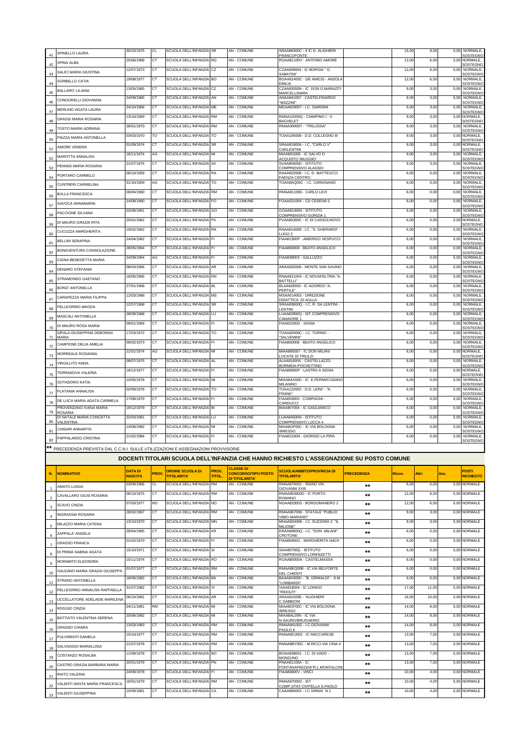| 41 | SPINELLO LAURA | 30/10/1975 | CL | SCUOLA DELL'INFANZIA | SR | AN - COMUNE | SRAA86300C - II IC D. ALIGHIERI FRANCOFONTE | | 15,00 | 9,00 | 0,00 | NORMALE, SOSTEGNO |
|---|---|---|---|---|---|---|---|---|---|---|---|---|
| 42 | SPINA ALBA | 25/06/1968 | CT | SCUOLA DELL'INFANZIA | RG | AN - COMUNE | RGAA81100V - ANTONIO AMORE | | 12,00 | 6,00 | 0,00 | NORMALE, SOSTEGNO |
| 43 | SALICI MARIA GIUSTINA | 12/07/1973 | CT | SCUOLA DELL'INFANZIA | CZ | AN - COMUNE | CZAA839004 - IC BORGIA " G. SABATINI" | | 12,00 | 6,00 | 0,00 | NORMALE, SOSTEGNO |
| 44 | SORBELLO CATIA | 19/08/1977 | CT | SCUOLA DELL'INFANZIA | BO | AN - COMUNE | BOAA81400C - DE AMICIS - ANZOLA EMILIA | | 12,00 | 6,00 | 0,00 | NORMALE, SOSTEGNO |
| 45 | BALLARO' LILIANA | 13/05/1965 | CT | SCUOLA DELL'INFANZIA | CZ | AN - COMUNE | CZAA83000N - IC DON G.MARAZITI MARCELLINARA | | 9,00 | 3,00 | 0,00 | NORMALE, SOSTEGNO |
| 46 | CONDORELLI GIOVANNA | 24/09/1965 | CT | SCUOLA DELL'INFANZIA | AN | AN - COMUNE | ANAA84100T - CASTELFIDARDO "MAZZINI" | | 9,00 | 3,00 | 0,00 | NORMALE, SOSTEGNO |
| 47 | MERLINO AGATA LAURA | 24/10/1966 | CT | SCUOLA DELL'INFANZIA | ME | AN - COMUNE | MEAA833007 - I.C. GIARDINI | | 9,00 | 3,00 | 0,00 | NORMALE, SOSTEGNO |
| 48 | GRASSI MARIA ROSARIA | 13/10/1969 | CT | SCUOLA DELL'INFANZIA | RM | AN - COMUNE | RMAA22000Q - CIAMPINO I - V. BACHELET | | 9,00 | 3,00 | 0,00 | NORMALE, SOSTEGNO |
| 49 | TOSTO MARIA ADRIANA | 28/01/1970 | CT | SCUOLA DELL'INFANZIA | RM | AN - COMUNE | RMAA30900T - "TRILUSSA" | | 9,00 | 3,00 | 0,00 | NORMALE, SOSTEGNO |
| 50 | PIAZZA MARIA ANTONELLA | 03/03/1970 | TO | SCUOLA DELL'INFANZIA | TO | AN - COMUNE | TOAA105008 - D.D. COLLEGNO III | | 9,00 | 3,00 | 0,00 | NORMALE, SOSTEGNO |
| 51 | AMORE VENERA | 01/09/1974 | CT | SCUOLA DELL'INFANZIA | SR | AN - COMUNE | SRAA81900A - I.C. "CARLO V" CARLENTINI | | 9,00 | 3,00 | 0,00 | NORMALE, SOSTEGNO |
| 52 | MAROTTA ANNALISA | 18/11/1974 | AG | SCUOLA DELL'INFANZIA | MI | AN - COMUNE | MIAA89100E - IC SALVO D ACQUISTO /MUGGIO' | | 9,00 | 3,00 | 0,00 | NORMALE, SOSTEGNO |
| 53 | PENNISI MARIA ROSARIA | 21/07/1976 | CT | SCUOLA DELL'INFANZIA | SV | AN - COMUNE | SVAA80600D - ISTITUTO COMPRENSIVO ALASSIO | | 9,00 | 3,00 | 0,00 | NORMALE, SOSTEGNO |
| 54 | PORTARO CARMELO | 06/10/1959 | CT | SCUOLA DELL'INFANZIA | RA | AN - COMUNE | RAAA822008 - I.C. D. MATTEUCCI FAENZA CENTRO | | 6,00 | 0,00 | 0,00 | NORMALE, SOSTEGNO |
| 55 | CUNTRERI CARMELINA | 31/10/1959 | AG | SCUOLA DELL'INFANZIA | TO | AN - COMUNE | TOAA8AQ00C - I.C. CARIGNANO | | 6,00 | 0,00 | 0,00 | NORMALE, SOSTEGNO |
| 56 | BULLA FRANCESCA | 06/04/1960 | CT | SCUOLA DELL'INFANZIA | RM | AN - COMUNE | RMAA811006 - CARLO LEVI | | 6,00 | 0,00 | 0,00 | NORMALE, SOSTEGNO |
| 57 | SAVOCA ANNAMARIA | 24/08/1960 | CT | SCUOLA DELL'INFANZIA | FO | AN - COMUNE | FOAA02100X - CD CESENA 5 | | 6,00 | 0,00 | 0,00 | NORMALE, SOSTEGNO |
| 58 | PACCIONE SILVANA | 02/08/1961 | CT | SCUOLA DELL'INFANZIA | GO | AN - COMUNE | GOAA813004 - ISTITUTO COMPRENSIVO GORIZIA 1 | | 6,00 | 0,00 | 0,00 | NORMALE, SOSTEGNO |
| 59 | DI MAURO GRAZIA RITA | 25/01/1962 | CT | SCUOLA DELL'INFANZIA | PV | AN - COMUNE | PVAA80300C - IC DI CASSOLNOVO | | 6,00 | 0,00 | 0,00 | NORMALE, SOSTEGNO |
| 60 | CUCUZZA MARGHERITA | 19/02/1962 | CT | SCUOLA DELL'INFANZIA | RA | AN - COMUNE | RAAA814009 - I.C. "S. GHERARDI" - LUGO 2 | | 6,00 | 0,00 | 0,00 | NORMALE, SOSTEGNO |
| 61 | BELLINI SERAFINA | 24/04/1962 | CT | SCUOLA DELL'INFANZIA | FI | AN - COMUNE | FIAA81300P - AMERIGO VESPUCCI | | 6,00 | 0,00 | 0,00 | NORMALE, SOSTEGNO |
| 62 | BONAVENTURA CONSOLAZIONE | 28/05/1964 | CT | SCUOLA DELL'INFANZIA | FI | AN - COMUNE | FIAA860008 - BEATO ANGELICO | | 6,00 | 0,00 | 0,00 | NORMALE, SOSTEGNO |
| 63 | CIGNA BENEDETTA MARIA | 24/09/1964 | AG | SCUOLA DELL'INFANZIA | FI | AN - COMUNE | FIAA838003 - GALLUZZO | | 6,00 | 0,00 | 0,00 | NORMALE, SOSTEGNO |
| 64 | DENARO STEFANIA | 08/03/1966 | CT | SCUOLA DELL'INFANZIA | AR | AN - COMUNE | ARAA832008 - MONTE SAN SAVINO | | 6,00 | 0,00 | 0,00 | NORMALE, SOSTEGNO |
| 65 | STRAMONDO GAETANO | 16/05/1966 | CT | SCUOLA DELL'INFANZIA | RN | AN - COMUNE | RNAA811004 - IC NOVAFELTRIA "A. BATTELLI" | | 6,00 | 0,00 | 0,00 | NORMALE, SOSTEGNO |
| 66 | BORZI' ANTONELLA | 27/01/1968 | CT | SCUOLA DELL'INFANZIA | BL | AN - COMUNE | BLAA828003 - IC AGORDO "A. PERTILE" | | 6,00 | 0,00 | 0,00 | NORMALE, SOSTEGNO |
| 67 | CARAPEZZA MARIA FILIPPA | 12/03/1968 | CT | SCUOLA DELL'INFANZIA | MS | AN - COMUNE | MSAA014002 - DIREZIONE DIDATTICA DI AULLA | | 6,00 | 0,00 | 0,00 | NORMALE, SOSTEGNO |
| 68 | PELLEGRINO MAGDA | 12/07/1968 | CT | SCUOLA DELL'INFANZIA | SR | AN - COMUNE | SRAA83800Q - I.C. R. DA LENTINI - LENTINI | | 6,00 | 0,00 | 0,00 | NORMALE, SOSTEGNO |
| 69 | MASCALI ANTONELLA | 28/09/1968 | CT | SCUOLA DELL'INFANZIA | LU | AN - COMUNE | LUAA82900Q - IST.COMPRENSIVO CAMAIORE 1 | | 6,00 | 0,00 | 0,00 | NORMALE, SOSTEGNO |
| 70 | DI MAURO ROSA MARIA | 09/01/1969 | CT | SCUOLA DELL'INFANZIA | FI | AN - COMUNE | FIAA82200D - SIGNA | | 6,00 | 0,00 | 0,00 | NORMALE, SOSTEGNO |
| 71 | SIPALA GIUSEPPINA DEBORAH MARIA | 17/03/1972 | CT | SCUOLA DELL'INFANZIA | TO | AN - COMUNE | TOAA82000C - I.C. TORINO - "SALVEMINI" | | 6,00 | 0,00 | 0,00 | NORMALE, SOSTEGNO |
| 72 | CAMPIONE DELIA AMELIA | 09/02/1973 | CT | SCUOLA DELL'INFANZIA | FI | AN - COMUNE | FIAA860008 - BEATO ANGELICO | | 6,00 | 0,00 | 0,00 | NORMALE, SOSTEGNO |
| 73 | MORREALE ROSANNA | 21/01/1974 | AG | SCUOLA DELL'INFANZIA | MI | AN - COMUNE | MIAA885007 - IC DON MILANI LOCATE DI TRIULZI | | 6,00 | 0,00 | 0,00 | NORMALE, SOSTEGNO |
| 74 | VIRGILLITO ANNA | 08/07/1975 | CT | SCUOLA DELL'INFANZIA | AL | AN - COMUNE | ALAA81600X - CASTELLAZZO BORMIDA-POCHETTINO | | 6,00 | 0,00 | 0,00 | NORMALE, SOSTEGNO |
| 75 | TERRANOVA VALERIA | 18/12/1977 | CT | SCUOLA DELL'INFANZIA | FI | AN - COMUNE | FIAA86900P - LASTRA A SIGNA | | 6,00 | 0,00 | 0,00 | NORMALE, SOSTEGNO |
| 76 | GOTADORO KATIA | 10/05/1978 | CT | SCUOLA DELL'INFANZIA | MI | AN - COMUNE | MIAA8AX00D - IC E.FERMI/CUSANO MILANINO | | 6,00 | 0,00 | 0,00 | NORMALE, SOSTEGNO |
| 77 | PLATANIA ANNALISA | 02/09/1978 | CT | SCUOLA DELL'INFANZIA | TO | AN - COMUNE | TOAA122002 - D.D. LEINI' - "A. FRANK" | | 6,00 | 0,00 | 0,00 | NORMALE, SOSTEGNO |
| 78 | DE LUCA MARIA AGATA CARMELA | 17/08/1979 | CT | SCUOLA DELL'INFANZIA | FI | AN - COMUNE | FIAA853005 - COMPAGNI - CARDUCCI | | 6,00 | 0,00 | 0,00 | NORMALE, SOSTEGNO |
| 79 | PROVENZANO IVANA MARIA ROSARIA | 19/12/1979 | CT | SCUOLA DELL'INFANZIA | BI | AN - COMUNE | BIAA807004 - IC GAGLIANICO | | 6,00 | 0,00 | 0,00 | NORMALE, SOSTEGNO |
| 80 | DI NATALE MARIA CONCETTA VALENTINA | 22/03/1981 | CT | SCUOLA DELL'INFANZIA | LU | AN - COMUNE | LUAA84500N - ISTITUTO COMPRENSIVO LUCCA 4 | | 6,00 | 0,00 | 0,00 | NORMALE, SOSTEGNO |
| 81 | CHISARI ANNARITA | 14/08/1982 | CT | SCUOLA DELL'INFANZIA | MI | AN - COMUNE | MIAA8GF00C - IC VIA BOLOGNA /BRESSO | | 6,00 | 0,00 | 0,00 | NORMALE, SOSTEGNO |
| 82 | PAPPALARDO CRISTINA | 21/02/1984 | CT | SCUOLA DELL'INFANZIA | FI | AN - COMUNE | FIAA82100N - GIORGIO LA PIRA | | 6,00 | 0,00 | 0,00 | NORMALE, SOSTEGNO |

** PRECEDENZA PREVISTA DAL C.C.N.I. SULLE UTILIZZAZIONI E ASSEGNAZIONI PROVVISORIE

## DOCENTI TITOLARI SCUOLA DELL'INFANZIA CHE HANNO RICHIESTO L'ASSEGNAZIONE SU POSTO COMUNE

| N. | NOMINATIVO | DATA DI NASCITA | PROV. | ORDINE SCUOLA DI TITOLARITA' | PROV. TITOL. | CLASSE DI CONCORSO/TIPO POSTO DI TITOLARITA' | SCUOLA/AMBITO/PROVINCIA DI TITOLARITA' | PRECEDENZA | Ricon. | Altri | Ass. | POSTI RICHIESTO |
|---|---|---|---|---|---|---|---|---|---|---|---|---|
| 1 | AMATO LUIGIA | 03/09/1966 | CL | SCUOLA DELL'INFANZIA | RM | AN - COMUNE | RMAA876001 - RIANO VIA GIOVANNI XXIII | ** | 6,00 | 0,00 | 0,00 | NORMALE |
| 2 | CAVALLARO GIUSI ROSARIA | 06/10/1975 | CT | SCUOLA DELL'INFANZIA | RM | AN - COMUNE | RMAA8DM00D - IC PORTO ROMANO | ** | 12,00 | 6,00 | 0,00 | NORMALE |
| 3 | SCAVO CINZIA | 07/03/1977 | NO | SCUOLA DELL'INFANZIA | NO | AN - COMUNE | NOAA833003 - BORGOMANERO 2 | ** | 12,00 | 6,00 | 0,00 | NORMALE |
| 4 | INGRASSIA ROSARIA | 28/02/1967 | CT | SCUOLA DELL'INFANZIA | RM | AN - COMUNE | RMAA867006 - STATALE "PUBLIO VIBIO MARIANO" | ** | 9,00 | 3,00 | 0,00 | NORMALE |
| 5 | MILAZZO MARIA CATENA | 13/10/1970 | CT | SCUOLA DELL'INFANZIA | MN | AN - COMUNE | MNAA824008 - I.C. SUZZARA 2 "IL MILIONE" | ** | 9,00 | 3,00 | 0,00 | NORMALE |
| 6 | ZAPPALA' ANGELA | 28/04/1965 | CT | SCUOLA DELL'INFANZIA | KR | AN - COMUNE | KRAA80600Q - I.C. "DON MILANI" CROTONE | ** | 6,00 | 0,00 | 0,00 | NORMALE |
| 7 | GRASSO FRANCA | 01/02/1970 | CT | SCUOLA DELL'INFANZIA | FI | AN - COMUNE | FIAA86400G - MARGHERITA HACK | ** | 6,00 | 0,00 | 0,00 | NORMALE |
| 8 | DI PRIMA SABINA AGATA | 15/10/1971 | CT | SCUOLA DELL'INFANZIA | SI | AN - COMUNE | SIAA80700Q - ISTITUTO COMPRENSIVO LORENZETTI | ** | 6,00 | 0,00 | 0,00 | NORMALE |
| 9 | MORABITO ELEONORA | 15/11/1974 | CT | SCUOLA DELL'INFANZIA | RO | AN - COMUNE | ROAA80000A - CASTELMASSA | ** | 6,00 | 0,00 | 0,00 | NORMALE |
| 10 | GALEANO MARIA GRAZIA GIUSEPPA | 01/07/1977 | CT | SCUOLA DELL'INFANZIA | RM | AN - COMUNE | RMAA8EQ00B - IC VIA BELFORTE DEL CHIENTI | ** | 6,00 | 0,00 | 0,00 | NORMALE |
| 11 | STRANO ANTONELLA | 18/09/1982 | CT | SCUOLA DELL'INFANZIA | BA | AN - COMUNE | BAAA84300D - "B. GRIMALDI" - S.M. "LOMBARDI" | ** | 6,00 | 0,00 | 0,00 | NORMALE |
| 12 | PELLEGRINO ANNALISA RAFFAELLA | 31/07/1982 | CT | SCUOLA DELL'INFANZIA | VI | AN - COMUNE | VIAA818004 - IC LONIGO "RIDOLFI" | ** | 17,00 | 11,00 | 0,00 | NORMALE |
| 13 | UCCELLATORE ADELAIDE MARILENA | 06/10/1981 | CT | SCUOLA DELL'INFANZIA | AR | AN - COMUNE | ARAA81500E - 'ALIGHIERI' C.SABBIONI | ** | 16,00 | 10,00 | 0,00 | NORMALE |
| 14 | ROGGIO CINZIA | 04/11/1981 | RM | SCUOLA DELL'INFANZIA | MI | AN - COMUNE | MIAA8GF00C - IC VIA BOLOGNA /BRESSO | ** | 14,00 | 8,00 | 0,00 | NORMALE |
| 15 | BATTIATO VALENTINA SERENA | 20/06/1982 | CT | SCUOLA DELL'INFANZIA | MI | AN - COMUNE | MIAA8AL00N - IC VIA N.SAURO/BRUGHERIO | ** | 14,00 | 8,00 | 0,00 | NORMALE |
| 16 | GRASSO CHIARA | 13/03/1983 | CT | SCUOLA DELL'INFANZIA | RM | AN - COMUNE | RMAA841002 - I.C.GIOVANNI PAOLO II | ** | 14,00 | 8,00 | 0,00 | NORMALE |
| 17 | PULVIRENTI DANIELA | 15/10/1977 | CT | SCUOLA DELL'INFANZIA | RM | AN - COMUNE | RMAA8DJ002 - IC MACCARESE | ** | 13,00 | 7,00 | 0,00 | NORMALE |
| 18 | SALVAGGIO MARIALUISA | 21/07/1978 | CT | SCUOLA DELL'INFANZIA | RM | AN - COMUNE | RMAA8BY00C - M.RICCI VIA CINA 4 | ** | 13,00 | 7,00 | 0,00 | NORMALE |
| 19 | COSTANZO ROSALBA | 11/09/1978 | CT | SCUOLA DELL'INFANZIA | BO | AN - COMUNE | BOAA838001 - I.C. DI VADO - MONZUNO | ** | 13,00 | 7,00 | 0,00 | NORMALE |
| 20 | CASTRO GRAZIA BARBARA MARIA | 25/01/1979 | CT | SCUOLA DELL'INFANZIA | PN | AN - COMUNE | PNAA81100A - IC FONTANAFREDDA"R.L.MONTALCINI | ** | 13,00 | 7,00 | 0,00 | NORMALE |
| 21 | RAITO VALERIA | 24/09/1978 | CT | SCUOLA DELL'INFANZIA | FI | AN - COMUNE | FIAA86800V - VINCI | ** | 10,00 | 4,00 | 0,00 | NORMALE |
| 22 | VALENTI SANTA MARIA FRANCESCA | 16/01/1979 | CT | SCUOLA DELL'INFANZIA | RM | AN - COMUNE | RMAA870002 - IST COMP.STAT.CIVITELLA S.PAOLO | ** | 10,00 | 4,00 | 0,00 | NORMALE |
| 23 | VALENTI GIUSEPPINA | 10/09/1981 | CT | SCUOLA DELL'INFANZIA | CA | AN - COMUNE | CAAA89000X - I.C SINNAI N.1 | ** | 10,00 | 4,00 | 0,00 | NORMALE |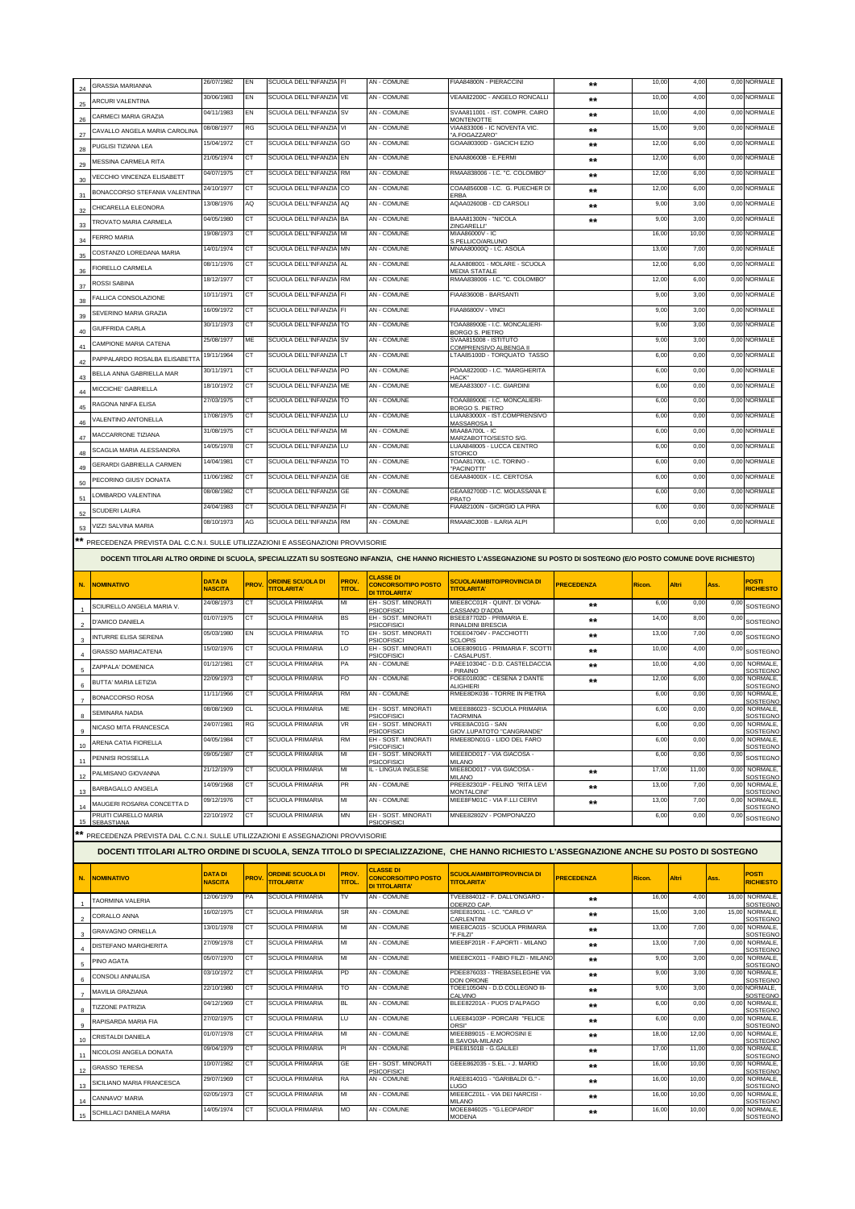| N. | NOMINATIVO | DATA DI NASCITA | PROV. | ORDINE SCUOLA DI TITOLARITA' | PROV. TITOL. | CLASSE DI CONCORSO/TIPO POSTO DI TITOLARITA' | SCUOLA/AMBITO/PROVINCIA DI TITOLARITA' | PRECEDENZA | Ricon. | Altri | Ass. | POSTI RICHIESTO |
|---|---|---|---|---|---|---|---|---|---|---|---|---|
| 24 | GRASSIA MARIANNA | 26/07/1982 | EN | SCUOLA DELL'INFANZIA | FI | AN - COMUNE | FIAA84800N - PIERACCINI | ** | 10,00 | 4,00 | 0,00 | NORMALE |
| 25 | ARCURI VALENTINA | 30/06/1983 | EN | SCUOLA DELL'INFANZIA | VE | AN - COMUNE | VEAA82200C - ANGELO RONCALLI | ** | 10,00 | 4,00 | 0,00 | NORMALE |
| 26 | CARMECI MARIA GRAZIA | 04/11/1983 | EN | SCUOLA DELL'INFANZIA | SV | AN - COMUNE | SVAA811001 - IST. COMPR. CAIRO MONTENOTTE | ** | 10,00 | 4,00 | 0,00 | NORMALE |
| 27 | CAVALLO ANGELA MARIA CAROLINA | 08/08/1977 | RG | SCUOLA DELL'INFANZIA | VI | AN - COMUNE | VIAA833006 - IC NOVENTA VIC. "A.FOGAZZARO" | ** | 15,00 | 9,00 | 0,00 | NORMALE |
| 28 | PUGLISI TIZIANA LEA | 15/04/1972 | CT | SCUOLA DELL'INFANZIA | GO | AN - COMUNE | GOAA80300D - GIACICH EZIO | ** | 12,00 | 6,00 | 0,00 | NORMALE |
| 29 | MESSINA CARMELA RITA | 21/05/1974 | CT | SCUOLA DELL'INFANZIA | EN | AN - COMUNE | ENAA80600B - E.FERMI | ** | 12,00 | 6,00 | 0,00 | NORMALE |
| 30 | VECCHIO VINCENZA ELISABETT | 04/07/1975 | CT | SCUOLA DELL'INFANZIA | RM | AN - COMUNE | RMAA838006 - I.C. "C. COLOMBO" | ** | 12,00 | 6,00 | 0,00 | NORMALE |
| 31 | BONACCORSO STEFANIA VALENTINA | 24/10/1977 | CT | SCUOLA DELL'INFANZIA | CO | AN - COMUNE | COAA85600B - I.C. G. PUECHER DI ERBA | ** | 12,00 | 6,00 | 0,00 | NORMALE |
| 32 | CHICARELLA ELEONORA | 13/08/1976 | AQ | SCUOLA DELL'INFANZIA | AQ | AN - COMUNE | AQAA02600B - CD CARSOLI | ** | 9,00 | 3,00 | 0,00 | NORMALE |
| 33 | TROVATO MARIA CARMELA | 04/05/1980 | CT | SCUOLA DELL'INFANZIA | BA | AN - COMUNE | BAAA81300N - "NICOLA ZINGARELLI" | ** | 9,00 | 3,00 | 0,00 | NORMALE |
| 34 | FERRO MARIA | 19/08/1973 | CT | SCUOLA DELL'INFANZIA | MI | AN - COMUNE | MIAA86000V - IC S.PELLICO/ARLUNO | | 16,00 | 10,00 | 0,00 | NORMALE |
| 35 | COSTANZO LOREDANA MARIA | 14/01/1974 | CT | SCUOLA DELL'INFANZIA | MN | AN - COMUNE | MNAA80000Q - I.C. ASOLA | | 13,00 | 7,00 | 0,00 | NORMALE |
| 36 | FIORELLO CARMELA | 08/11/1976 | CT | SCUOLA DELL'INFANZIA | AL | AN - COMUNE | ALAA808001 - MOLARE - SCUOLA MEDIA STATALE | | 12,00 | 6,00 | 0,00 | NORMALE |
| 37 | ROSSI SABINA | 18/12/1977 | CT | SCUOLA DELL'INFANZIA | RM | AN - COMUNE | RMAA838006 - I.C. "C. COLOMBO" | | 12,00 | 6,00 | 0,00 | NORMALE |
| 38 | FALLICA CONSOLAZIONE | 10/11/1971 | CT | SCUOLA DELL'INFANZIA | FI | AN - COMUNE | FIAA83600B - BARSANTI | | 9,00 | 3,00 | 0,00 | NORMALE |
| 39 | SEVERINO MARIA GRAZIA | 16/09/1972 | CT | SCUOLA DELL'INFANZIA | FI | AN - COMUNE | FIAA86800V - VINCI | | 9,00 | 3,00 | 0,00 | NORMALE |
| 40 | GIUFFRIDA CARLA | 30/11/1973 | CT | SCUOLA DELL'INFANZIA | TO | AN - COMUNE | TOAA88900E - I.C. MONCALIERI-BORGO S. PIETRO | | 9,00 | 3,00 | 0,00 | NORMALE |
| 41 | CAMPIONE MARIA CATENA | 25/08/1977 | ME | SCUOLA DELL'INFANZIA | SV | AN - COMUNE | SVAA815008 - ISTITUTO COMPRENSIVO ALBENGA II | | 9,00 | 3,00 | 0,00 | NORMALE |
| 42 | PAPPALARDO ROSALBA ELISABETTA | 19/11/1964 | CT | SCUOLA DELL'INFANZIA | LT | AN - COMUNE | LTAA85100D - TORQUATO TASSO | | 6,00 | 0,00 | 0,00 | NORMALE |
| 43 | BELLA ANNA GABRIELLA MAR | 30/11/1971 | CT | SCUOLA DELL'INFANZIA | PO | AN - COMUNE | POAA82200D - I.C. "MARGHERITA HACK" | | 6,00 | 0,00 | 0,00 | NORMALE |
| 44 | MICCICHE' GABRIELLA | 18/10/1972 | CT | SCUOLA DELL'INFANZIA | ME | AN - COMUNE | MEAA833007 - I.C. GIARDINI | | 6,00 | 0,00 | 0,00 | NORMALE |
| 45 | RAGONA NINFA ELISA | 27/03/1975 | CT | SCUOLA DELL'INFANZIA | TO | AN - COMUNE | TOAA88900E - I.C. MONCALIERI-BORGO S. PIETRO | | 6,00 | 0,00 | 0,00 | NORMALE |
| 46 | VALENTINO ANTONELLA | 17/08/1975 | CT | SCUOLA DELL'INFANZIA | LU | AN - COMUNE | LUAA83000X - IST.COMPRENSIVO MASSAROSA 1 | | 6,00 | 0,00 | 0,00 | NORMALE |
| 47 | MACCARRONE TIZIANA | 31/08/1975 | CT | SCUOLA DELL'INFANZIA | MI | AN - COMUNE | MIAA8A700L - IC MARZABOTTO/SESTO S/G. | | 6,00 | 0,00 | 0,00 | NORMALE |
| 48 | SCAGLIA MARIA ALESSANDRA | 14/05/1978 | CT | SCUOLA DELL'INFANZIA | LU | AN - COMUNE | LUAA848005 - LUCCA CENTRO STORICO | | 6,00 | 0,00 | 0,00 | NORMALE |
| 49 | GERARDI GABRIELLA CARMEN | 14/04/1981 | CT | SCUOLA DELL'INFANZIA | TO | AN - COMUNE | TOAA81700L - I.C. TORINO - "PACINOTTI" | | 6,00 | 0,00 | 0,00 | NORMALE |
| 50 | PECORINO GIUSY DONATA | 11/06/1982 | CT | SCUOLA DELL'INFANZIA | GE | AN - COMUNE | GEAA84000X - I.C. CERTOSA | | 6,00 | 0,00 | 0,00 | NORMALE |
| 51 | LOMBARDO VALENTINA | 08/08/1982 | CT | SCUOLA DELL'INFANZIA | GE | AN - COMUNE | GEAA82700D - I.C. MOLASSANA E PRATO | | 6,00 | 0,00 | 0,00 | NORMALE |
| 52 | SCUDERI LAURA | 24/04/1983 | CT | SCUOLA DELL'INFANZIA | FI | AN - COMUNE | FIAA82100N - GIORGIO LA PIRA | | 6,00 | 0,00 | 0,00 | NORMALE |
| 53 | VIZZI SALVINA MARIA | 08/10/1973 | AG | SCUOLA DELL'INFANZIA | RM | AN - COMUNE | RMAA8CJ00B - ILARIA ALPI | | 0,00 | 0,00 | 0,00 | NORMALE |

** PRECEDENZA PREVISTA DAL C.C.N.I. SULLE UTILIZZAZIONI E ASSEGNAZIONI PROVVISORIE

### DOCENTI TITOLARI ALTRO ORDINE DI SCUOLA, SPECIALIZZATI SU SOSTEGNO INFANZIA, CHE HANNO RICHIESTO L'ASSEGNAZIONE SU POSTO DI SOSTEGNO (E/O POSTO COMUNE DOVE RICHIESTO)

| N. | NOMINATIVO | DATA DI NASCITA | PROV. | ORDINE SCUOLA DI TITOLARITA' | PROV. TITOL. | CLASSE DI CONCORSO/TIPO POSTO DI TITOLARITA' | SCUOLA/AMBITO/PROVINCIA DI TITOLARITA' | PRECEDENZA | Ricon. | Altri | Ass. | POSTI RICHIESTO |
|---|---|---|---|---|---|---|---|---|---|---|---|---|
| 1 | SCIURELLO ANGELA MARIA V. | 24/08/1973 | CT | SCUOLA PRIMARIA | MI | EH - SOST. MINORATI PSICOFISICI | MIEE8CC01R - QUINT. DI VONA-CASSANO D'ADDA | ** | 6,00 | 0,00 | 0,00 | SOSTEGNO |
| 2 | D'AMICO DANIELA | 01/07/1975 | CT | SCUOLA PRIMARIA | BS | EH - SOST. MINORATI PSICOFISICI | BSEE87702D - PRIMARIA E. RINALDINI BRESCIA | ** | 14,00 | 8,00 | 0,00 | SOSTEGNO |
| 3 | INTURRE ELISA SERENA | 05/03/1980 | EN | SCUOLA PRIMARIA | TO | EH - SOST. MINORATI PSICOFISICI | TOEE04704V - PACCHIOTTI SCLOPIS | ** | 13,00 | 7,00 | 0,00 | SOSTEGNO |
| 4 | GRASSO MARIACATENA | 15/02/1976 | CT | SCUOLA PRIMARIA | LO | EH - SOST. MINORATI PSICOFISICI | LOEE80901G - PRIMARIA F. SCOTTI - CASALPUST. | ** | 10,00 | 4,00 | 0,00 | SOSTEGNO |
| 5 | ZAPPALA' DOMENICA | 01/12/1981 | CT | SCUOLA PRIMARIA | PA | AN - COMUNE | PAEE10304C - D.D. CASTELDACCIA - PIRAINO | ** | 10,00 | 4,00 | 0,00 | NORMALE, SOSTEGNO |
| 6 | BUTTA' MARIA LETIZIA | 22/09/1973 | CT | SCUOLA PRIMARIA | FO | AN - COMUNE | FOEE01803C - CESENA 2 DANTE ALIGHIERI | ** | 12,00 | 6,00 | 0,00 | NORMALE, SOSTEGNO |
| 7 | BONACCORSO ROSA | 11/11/1966 | CT | SCUOLA PRIMARIA | RM | AN - COMUNE | RMEE8DK036 - TORRE IN PIETRA | | 6,00 | 0,00 | 0,00 | NORMALE, SOSTEGNO |
| 8 | SEMINARA NADIA | 08/08/1969 | CL | SCUOLA PRIMARIA | ME | EH - SOST. MINORATI PSICOFISICI | MEEE886023 - SCUOLA PRIMARIA TAORMINA | | 6,00 | 0,00 | 0,00 | NORMALE, SOSTEGNO |
| 9 | NICASO MITA FRANCESCA | 24/07/1981 | RG | SCUOLA PRIMARIA | VR | EH - SOST. MINORATI PSICOFISICI | VREE8AC01G - SAN GIOV.LUPATOTO "CANGRANDE" | | 6,00 | 0,00 | 0,00 | NORMALE, SOSTEGNO |
| 10 | ARENA CATIA FIORELLA | 04/05/1984 | CT | SCUOLA PRIMARIA | RM | EH - SOST. MINORATI PSICOFISICI | RMEE8DN01G - LIDO DEL FARO | | 6,00 | 0,00 | 0,00 | NORMALE, SOSTEGNO |
| 11 | PENNISI ROSSELLA | 09/05/1987 | CT | SCUOLA PRIMARIA | MI | EH - SOST. MINORATI PSICOFISICI | MIEE8D0017 - VIA GIACOSA - MILANO | | 6,00 | 0,00 | 0,00 | SOSTEGNO |
| 12 | PALMISANO GIOVANNA | 21/12/1979 | CT | SCUOLA PRIMARIA | MI | IL - LINGUA INGLESE | MIEE8D0017 - VIA GIACOSA - MILANO | ** | 17,00 | 11,00 | 0,00 | NORMALE, SOSTEGNO |
| 13 | BARBAGALLO ANGELA | 14/09/1968 | CT | SCUOLA PRIMARIA | PR | AN - COMUNE | PREE82301P - FELINO "RITA LEVI MONTALCINI" | ** | 13,00 | 7,00 | 0,00 | NORMALE, SOSTEGNO |
| 14 | MAUGERI ROSARIA CONCETTA D | 09/12/1976 | CT | SCUOLA PRIMARIA | MI | AN - COMUNE | MIEE8FM01C - VIA F.LLI CERVI | ** | 13,00 | 7,00 | 0,00 | NORMALE, SOSTEGNO |
| 15 | PRUITI CIARELLO MARIA SEBASTIANA | 22/10/1972 | CT | SCUOLA PRIMARIA | MN | EH - SOST. MINORATI PSICOFISICI | MNEE82802V - POMPONAZZO | | 6,00 | 0,00 | 0,00 | SOSTEGNO |

** PRECEDENZA PREVISTA DAL C.C.N.I. SULLE UTILIZZAZIONI E ASSEGNAZIONI PROVVISORIE

### DOCENTI TITOLARI ALTRO ORDINE DI SCUOLA, SENZA TITOLO DI SPECIALIZZAZIONE, CHE HANNO RICHIESTO L'ASSEGNAZIONE ANCHE SU POSTO DI SOSTEGNO

| N. | NOMINATIVO | DATA DI NASCITA | PROV. | ORDINE SCUOLA DI TITOLARITA' | PROV. TITOL. | CLASSE DI CONCORSO/TIPO POSTO DI TITOLARITA' | SCUOLA/AMBITO/PROVINCIA DI TITOLARITA' | PRECEDENZA | Ricon. | Altri | Ass. | POSTI RICHIESTO |
|---|---|---|---|---|---|---|---|---|---|---|---|---|
| 1 | TAORMINA VALERIA | 12/06/1979 | PA | SCUOLA PRIMARIA | TV | AN - COMUNE | TVEE884012 - F. DALL'ONGARO - ODERZO CAP. | ** | 16,00 | 4,00 | 16,00 | NORMALE, SOSTEGNO |
| 2 | CORALLO ANNA | 16/02/1975 | CT | SCUOLA PRIMARIA | SR | AN - COMUNE | SREE81901L - I.C. "CARLO V" CARLENTINI | ** | 15,00 | 3,00 | 15,00 | NORMALE, SOSTEGNO |
| 3 | GRAVAGNO ORNELLA | 13/01/1978 | CT | SCUOLA PRIMARIA | MI | AN - COMUNE | MIEE8CA015 - SCUOLA PRIMARIA "F.FILZI" | ** | 13,00 | 7,00 | 0,00 | NORMALE, SOSTEGNO |
| 4 | DISTEFANO MARGHERITA | 27/09/1978 | CT | SCUOLA PRIMARIA | MI | AN - COMUNE | MIEE8F201R - F.APORTI - MILANO | ** | 13,00 | 7,00 | 0,00 | NORMALE, SOSTEGNO |
| 5 | PINO AGATA | 05/07/1970 | CT | SCUOLA PRIMARIA | MI | AN - COMUNE | MIEE8CX011 - FABIO FILZI - MILANO | ** | 9,00 | 3,00 | 0,00 | NORMALE, SOSTEGNO |
| 6 | CONSOLI ANNALISA | 03/10/1972 | CT | SCUOLA PRIMARIA | PD | AN - COMUNE | PDEE876033 - TREBASELEGHE VIA DON ORIONE | ** | 9,00 | 3,00 | 0,00 | NORMALE, SOSTEGNO |
| 7 | MAVILIA GRAZIANA | 22/10/1980 | CT | SCUOLA PRIMARIA | TO | AN - COMUNE | TOEE10504N - D.D.COLLEGNO III-CALVINO | ** | 9,00 | 3,00 | 0,00 | NORMALE, SOSTEGNO |
| 8 | TIZZONE PATRIZIA | 04/12/1969 | CT | SCUOLA PRIMARIA | BL | AN - COMUNE | BLEE82201A - PUOS D'ALPAGO | ** | 6,00 | 0,00 | 0,00 | NORMALE, SOSTEGNO |
| 9 | RAPISARDA MARIA FIA | 27/02/1975 | CT | SCUOLA PRIMARIA | LU | AN - COMUNE | LUEE84103P - PORCARI "FELICE ORSI" | ** | 6,00 | 0,00 | 0,00 | NORMALE, SOSTEGNO |
| 10 | CRISTALDI DANIELA | 01/07/1978 | CT | SCUOLA PRIMARIA | MI | AN - COMUNE | MIEE8B9015 - E.MOROSINI E B.SAVOIA-MILANO | ** | 18,00 | 12,00 | 0,00 | NORMALE, SOSTEGNO |
| 11 | NICOLOSI ANGELA DONATA | 09/04/1979 | CT | SCUOLA PRIMARIA | PI | AN - COMUNE | PIEE81501B - G.GALILEI | ** | 17,00 | 11,00 | 0,00 | NORMALE, SOSTEGNO |
| 12 | GRASSO TERESA | 10/07/1982 | CT | SCUOLA PRIMARIA | GE | EH - SOST. MINORATI PSICOFISICI | GEEE862035 - S.EL. - J. MARIO | ** | 16,00 | 10,00 | 0,00 | NORMALE, SOSTEGNO |
| 13 | SICILIANO MARIA FRANCESCA | 29/07/1969 | CT | SCUOLA PRIMARIA | RA | AN - COMUNE | RAEE81401G - "GARIBALDI G." - LUGO | ** | 16,00 | 10,00 | 0,00 | NORMALE, SOSTEGNO |
| 14 | CANNAVO' MARIA | 02/05/1973 | CT | SCUOLA PRIMARIA | MI | AN - COMUNE | MIEE8CZ01L - VIA DEI NARCISI - MILANO | ** | 16,00 | 10,00 | 0,00 | NORMALE, SOSTEGNO |
| 15 | SCHILLACI DANIELA MARIA | 14/05/1974 | CT | SCUOLA PRIMARIA | MO | AN - COMUNE | MOEE84602S - "G.LEOPARDI" MODENA | ** | 16,00 | 10,00 | 0,00 | NORMALE, SOSTEGNO |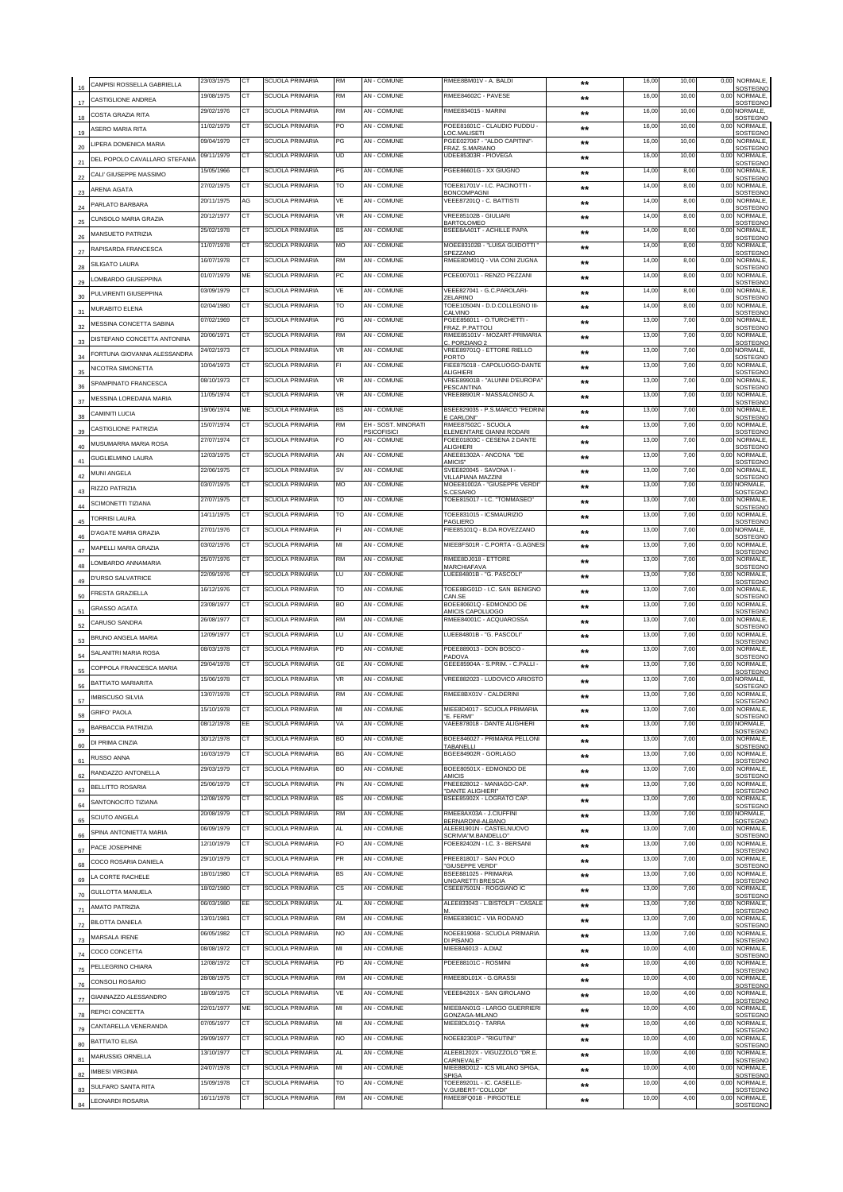| | | | | | | | | | | | | |
|---|---|---|---|---|---|---|---|---|---|---|---|---|
| 16 | CAMPISI ROSSELLA GABRIELLA | 23/03/1975 | CT | SCUOLA PRIMARIA | RM | AN - COMUNE | RMEE8BM01V - A. BALDI | ** | 16,00 | 10,00 | 0,00 | NORMALE, SOSTEGNO |
| 17 | CASTIGLIONE ANDREA | 19/08/1975 | CT | SCUOLA PRIMARIA | RM | AN - COMUNE | RMEE84602C - PAVESE | ** | 16,00 | 10,00 | 0,00 | NORMALE, SOSTEGNO |
| 18 | COSTA GRAZIA RITA | 29/02/1976 | CT | SCUOLA PRIMARIA | RM | AN - COMUNE | RMEE834015 - MARINI | ** | 16,00 | 10,00 | 0,00 | NORMALE, SOSTEGNO |
| 19 | ASERO MARIA RITA | 11/02/1979 | CT | SCUOLA PRIMARIA | PO | AN - COMUNE | POEE81601C - CLAUDIO PUDDU - LOC.MALISETI | ** | 16,00 | 10,00 | 0,00 | NORMALE, SOSTEGNO |
| 20 | LIPERA DOMENICA MARIA | 09/04/1979 | CT | SCUOLA PRIMARIA | PG | AN - COMUNE | PGEE027067 - "ALDO CAPITINI"-FRAZ. S.MARIANO | ** | 16,00 | 10,00 | 0,00 | NORMALE, SOSTEGNO |
| 21 | DEL POPOLO CAVALLARO STEFANIA | 09/11/1979 | CT | SCUOLA PRIMARIA | UD | AN - COMUNE | UDEE85303R - PIOVEGA | ** | 16,00 | 10,00 | 0,00 | NORMALE, SOSTEGNO |
| 22 | CALI' GIUSEPPE MASSIMO | 15/05/1966 | CT | SCUOLA PRIMARIA | PG | AN - COMUNE | PGEE86601G - XX GIUGNO | ** | 14,00 | 8,00 | 0,00 | NORMALE, SOSTEGNO |
| 23 | ARENA AGATA | 27/02/1975 | CT | SCUOLA PRIMARIA | TO | AN - COMUNE | TOEE81701V - I.C. PACINOTTI - BONCOMPAGNI | ** | 14,00 | 8,00 | 0,00 | NORMALE, SOSTEGNO |
| 24 | PARLATO BARBARA | 20/11/1975 | AG | SCUOLA PRIMARIA | VE | AN - COMUNE | VEEE87201Q - C. BATTISTI | ** | 14,00 | 8,00 | 0,00 | NORMALE, SOSTEGNO |
| 25 | CUNSOLO MARIA GRAZIA | 20/12/1977 | CT | SCUOLA PRIMARIA | VR | AN - COMUNE | VREE85102B - GIULIARI BARTOLOMEO | ** | 14,00 | 8,00 | 0,00 | NORMALE, SOSTEGNO |
| 26 | MANSUETO PATRIZIA | 25/02/1978 | CT | SCUOLA PRIMARIA | BS | AN - COMUNE | BSEE8AA01T - ACHILLE PAPA | ** | 14,00 | 8,00 | 0,00 | NORMALE, SOSTEGNO |
| 27 | RAPISARDA FRANCESCA | 11/07/1978 | CT | SCUOLA PRIMARIA | MO | AN - COMUNE | MOEE83102B - "LUISA GUIDOTTI " SPEZZANO | ** | 14,00 | 8,00 | 0,00 | NORMALE, SOSTEGNO |
| 28 | SILIGATO LAURA | 16/07/1978 | CT | SCUOLA PRIMARIA | RM | AN - COMUNE | RMEE8DM01Q - VIA CONI ZUGNA | ** | 14,00 | 8,00 | 0,00 | NORMALE, SOSTEGNO |
| 29 | LOMBARDO GIUSEPPINA | 01/07/1979 | ME | SCUOLA PRIMARIA | PC | AN - COMUNE | PCEE007011 - RENZO PEZZANI | ** | 14,00 | 8,00 | 0,00 | NORMALE, SOSTEGNO |
| 30 | PULVIRENTI GIUSEPPINA | 03/09/1979 | CT | SCUOLA PRIMARIA | VE | AN - COMUNE | VEEE827041 - G.C.PAROLARI-ZELARINO | ** | 14,00 | 8,00 | 0,00 | NORMALE, SOSTEGNO |
| 31 | MURABITO ELENA | 02/04/1980 | CT | SCUOLA PRIMARIA | TO | AN - COMUNE | TOEE10504N - D.D.COLLEGNO III-CALVINO | ** | 14,00 | 8,00 | 0,00 | NORMALE, SOSTEGNO |
| 32 | MESSINA CONCETTA SABINA | 07/02/1969 | CT | SCUOLA PRIMARIA | PG | AN - COMUNE | PGEE85601L - O.TURCHETTI - FRAZ. P.PATTOLI | ** | 13,00 | 7,00 | 0,00 | NORMALE, SOSTEGNO |
| 33 | DISTEFANO CONCETTA ANTONINA | 20/06/1971 | CT | SCUOLA PRIMARIA | RM | AN - COMUNE | RMEE85101V - MOZART-PRIMARIA C. PORZIANO 2 | ** | 13,00 | 7,00 | 0,00 | NORMALE, SOSTEGNO |
| 34 | FORTUNA GIOVANNA ALESSANDRA | 24/02/1973 | CT | SCUOLA PRIMARIA | VR | AN - COMUNE | VREE89701Q - ETTORE RIELLO PORTO | ** | 13,00 | 7,00 | 0,00 | NORMALE, SOSTEGNO |
| 35 | NICOTRA SIMONETTA | 10/04/1973 | CT | SCUOLA PRIMARIA | FI | AN - COMUNE | FIEE875018 - CAPOLUOGO-DANTE ALIGHIERI | ** | 13,00 | 7,00 | 0,00 | NORMALE, SOSTEGNO |
| 36 | SPAMPINATO FRANCESCA | 08/10/1973 | CT | SCUOLA PRIMARIA | VR | AN - COMUNE | VREE89901B - "ALUNNI D'EUROPA" PESCANTINA | ** | 13,00 | 7,00 | 0,00 | NORMALE, SOSTEGNO |
| 37 | MESSINA LOREDANA MARIA | 11/05/1974 | CT | SCUOLA PRIMARIA | VR | AN - COMUNE | VREE88901R - MASSALONGO A. | ** | 13,00 | 7,00 | 0,00 | NORMALE, SOSTEGNO |
| 38 | CAMINITI LUCIA | 19/06/1974 | ME | SCUOLA PRIMARIA | BS | AN - COMUNE | BSEE829035 - P.S.MARCO "PEDRINI E CARLONI" | ** | 13,00 | 7,00 | 0,00 | NORMALE, SOSTEGNO |
| 39 | CASTIGLIONE PATRIZIA | 15/07/1974 | CT | SCUOLA PRIMARIA | RM | EH - SOST. MINORATI PSICOFISICI | RMEE87502C - SCUOLA ELEMENTARE GIANNI RODARI | ** | 13,00 | 7,00 | 0,00 | NORMALE, SOSTEGNO |
| 40 | MUSUMARRA MARIA ROSA | 27/07/1974 | CT | SCUOLA PRIMARIA | FO | AN - COMUNE | FOEE01803C - CESENA 2 DANTE ALIGHIERI | ** | 13,00 | 7,00 | 0,00 | NORMALE, SOSTEGNO |
| 41 | GUGLIELMINO LAURA | 12/03/1975 | CT | SCUOLA PRIMARIA | AN | AN - COMUNE | ANEE81302A - ANCONA "DE AMICIS" | ** | 13,00 | 7,00 | 0,00 | NORMALE, SOSTEGNO |
| 42 | MUNI ANGELA | 22/06/1975 | CT | SCUOLA PRIMARIA | SV | AN - COMUNE | SVEE820045 - SAVONA I - VILLAPIANA MAZZINI | ** | 13,00 | 7,00 | 0,00 | NORMALE, SOSTEGNO |
| 43 | RIZZO PATRIZIA | 03/07/1975 | CT | SCUOLA PRIMARIA | MO | AN - COMUNE | MOEE81002A - "GIUSEPPE VERDI" S.CESARIO | ** | 13,00 | 7,00 | 0,00 | NORMALE, SOSTEGNO |
| 44 | SCIMONETTI TIZIANA | 27/07/1975 | CT | SCUOLA PRIMARIA | TO | AN - COMUNE | TOEE815017 - I.C. "TOMMASEO" | ** | 13,00 | 7,00 | 0,00 | NORMALE, SOSTEGNO |
| 45 | TORRISI LAURA | 14/11/1975 | CT | SCUOLA PRIMARIA | TO | AN - COMUNE | TOEE831015 - ICSMAURIZIO PAGLIERO | ** | 13,00 | 7,00 | 0,00 | NORMALE, SOSTEGNO |
| 46 | D'AGATE MARIA GRAZIA | 27/01/1976 | CT | SCUOLA PRIMARIA | FI | AN - COMUNE | FIEE85101Q - B.DA ROVEZZANO | ** | 13,00 | 7,00 | 0,00 | NORMALE, SOSTEGNO |
| 47 | MAPELLI MARIA GRAZIA | 03/02/1976 | CT | SCUOLA PRIMARIA | MI | AN - COMUNE | MIEE8FS01R - C.PORTA - G.AGNESI | ** | 13,00 | 7,00 | 0,00 | NORMALE, SOSTEGNO |
| 48 | LOMBARDO ANNAMARIA | 25/07/1976 | CT | SCUOLA PRIMARIA | RM | AN - COMUNE | RMEE8DJ018 - ETTORE MARCHIAFAVA | ** | 13,00 | 7,00 | 0,00 | NORMALE, SOSTEGNO |
| 49 | D'URSO SALVATRICE | 22/09/1976 | CT | SCUOLA PRIMARIA | LU | AN - COMUNE | LUEE84801B - "G. PASCOLI" | ** | 13,00 | 7,00 | 0,00 | NORMALE, SOSTEGNO |
| 50 | FRESTA GRAZIELLA | 16/12/1976 | CT | SCUOLA PRIMARIA | TO | AN - COMUNE | TOEE8BG01D - I.C. SAN BENIGNO CAN.SE | ** | 13,00 | 7,00 | 0,00 | NORMALE, SOSTEGNO |
| 51 | GRASSO AGATA | 23/08/1977 | CT | SCUOLA PRIMARIA | BO | AN - COMUNE | BOEE80601Q - EDMONDO DE AMICIS CAPOLUOGO | ** | 13,00 | 7,00 | 0,00 | NORMALE, SOSTEGNO |
| 52 | CARUSO SANDRA | 26/08/1977 | CT | SCUOLA PRIMARIA | RM | AN - COMUNE | RMEE84001C - ACQUAROSSA | ** | 13,00 | 7,00 | 0,00 | NORMALE, SOSTEGNO |
| 53 | BRUNO ANGELA MARIA | 12/09/1977 | CT | SCUOLA PRIMARIA | LU | AN - COMUNE | LUEE84801B - "G. PASCOLI" | ** | 13,00 | 7,00 | 0,00 | NORMALE, SOSTEGNO |
| 54 | SALANITRI MARIA ROSA | 08/03/1978 | CT | SCUOLA PRIMARIA | PD | AN - COMUNE | PDEE889013 - DON BOSCO - PADOVA | ** | 13,00 | 7,00 | 0,00 | NORMALE, SOSTEGNO |
| 55 | COPPOLA FRANCESCA MARIA | 29/04/1978 | CT | SCUOLA PRIMARIA | GE | AN - COMUNE | GEEE85904A - S.PRIM. - C.PALLI - | ** | 13,00 | 7,00 | 0,00 | NORMALE, SOSTEGNO |
| 56 | BATTIATO MARIARITA | 15/06/1978 | CT | SCUOLA PRIMARIA | VR | AN - COMUNE | VREE882023 - LUDOVICO ARIOSTO | ** | 13,00 | 7,00 | 0,00 | NORMALE, SOSTEGNO |
| 57 | IMBISCUSO SILVIA | 13/07/1978 | CT | SCUOLA PRIMARIA | RM | AN - COMUNE | RMEE8BX01V - CALDERINI | ** | 13,00 | 7,00 | 0,00 | NORMALE, SOSTEGNO |
| 58 | GRIFO' PAOLA | 15/10/1978 | CT | SCUOLA PRIMARIA | MI | AN - COMUNE | MIEE8D4017 - SCUOLA PRIMARIA "E. FERMI" | ** | 13,00 | 7,00 | 0,00 | NORMALE, SOSTEGNO |
| 59 | BARBACCIA PATRIZIA | 08/12/1978 | EE | SCUOLA PRIMARIA | VA | AN - COMUNE | VAEE878018 - DANTE ALIGHIERI | ** | 13,00 | 7,00 | 0,00 | NORMALE, SOSTEGNO |
| 60 | DI PRIMA CINZIA | 30/12/1978 | CT | SCUOLA PRIMARIA | BO | AN - COMUNE | BOEE846027 - PRIMARIA PELLONI TABANELLI | ** | 13,00 | 7,00 | 0,00 | NORMALE, SOSTEGNO |
| 61 | RUSSO ANNA | 16/03/1979 | CT | SCUOLA PRIMARIA | BG | AN - COMUNE | BGEE84902R - GORLAGO | ** | 13,00 | 7,00 | 0,00 | NORMALE, SOSTEGNO |
| 62 | RANDAZZO ANTONELLA | 29/03/1979 | CT | SCUOLA PRIMARIA | BO | AN - COMUNE | BOEE80501X - EDMONDO DE AMICIS | ** | 13,00 | 7,00 | 0,00 | NORMALE, SOSTEGNO |
| 63 | BELLITTO ROSARIA | 25/06/1979 | CT | SCUOLA PRIMARIA | PN | AN - COMUNE | PNEE828012 - MANIAGO-CAP. "DANTE ALIGHIERI" | ** | 13,00 | 7,00 | 0,00 | NORMALE, SOSTEGNO |
| 64 | SANTONOCITO TIZIANA | 12/08/1979 | CT | SCUOLA PRIMARIA | BS | AN - COMUNE | BSEE85902X - LOGRATO CAP. | ** | 13,00 | 7,00 | 0,00 | NORMALE, SOSTEGNO |
| 65 | SCIUTO ANGELA | 20/08/1979 | CT | SCUOLA PRIMARIA | RM | AN - COMUNE | RMEE8AX03A - J.CIUFFINI BERNARDINI-ALBANO | ** | 13,00 | 7,00 | 0,00 | NORMALE, SOSTEGNO |
| 66 | SPINA ANTONIETTA MARIA | 06/09/1979 | CT | SCUOLA PRIMARIA | AL | AN - COMUNE | ALEE81901N - CASTELNUOVO SCRIVIA"M.BANDELLO" | ** | 13,00 | 7,00 | 0,00 | NORMALE, SOSTEGNO |
| 67 | PACE JOSEPHINE | 12/10/1979 | CT | SCUOLA PRIMARIA | FO | AN - COMUNE | FOEE82402N - I.C. 3 - BERSANI | ** | 13,00 | 7,00 | 0,00 | NORMALE, SOSTEGNO |
| 68 | COCO ROSARIA DANIELA | 29/10/1979 | CT | SCUOLA PRIMARIA | PR | AN - COMUNE | PREE818017 - SAN POLO "GIUSEPPE VERDI" | ** | 13,00 | 7,00 | 0,00 | NORMALE, SOSTEGNO |
| 69 | LA CORTE RACHELE | 18/01/1980 | CT | SCUOLA PRIMARIA | BS | AN - COMUNE | BSEE881025 - PRIMARIA UNGARETTI BRESCIA | ** | 13,00 | 7,00 | 0,00 | NORMALE, SOSTEGNO |
| 70 | GULLOTTA MANUELA | 18/02/1980 | CT | SCUOLA PRIMARIA | CS | AN - COMUNE | CSEE87501N - ROGGIANO IC | ** | 13,00 | 7,00 | 0,00 | NORMALE, SOSTEGNO |
| 71 | AMATO PATRIZIA | 06/03/1980 | EE | SCUOLA PRIMARIA | AL | AN - COMUNE | ALEE833043 - L.BISTOLFI - CASALE M. | ** | 13,00 | 7,00 | 0,00 | NORMALE, SOSTEGNO |
| 72 | BILOTTA DANIELA | 13/01/1981 | CT | SCUOLA PRIMARIA | RM | AN - COMUNE | RMEE83801C - VIA RODANO | ** | 13,00 | 7,00 | 0,00 | NORMALE, SOSTEGNO |
| 73 | MARSALA IRENE | 06/05/1982 | CT | SCUOLA PRIMARIA | NO | AN - COMUNE | NOEE819068 - SCUOLA PRIMARIA DI PISANO | ** | 13,00 | 7,00 | 0,00 | NORMALE, SOSTEGNO |
| 74 | COCO CONCETTA | 08/08/1972 | CT | SCUOLA PRIMARIA | MI | AN - COMUNE | MIEE8A6013 - A.DIAZ | ** | 10,00 | 4,00 | 0,00 | NORMALE, SOSTEGNO |
| 75 | PELLEGRINO CHIARA | 12/08/1972 | CT | SCUOLA PRIMARIA | PD | AN - COMUNE | PDEE88101C - ROSMINI | ** | 10,00 | 4,00 | 0,00 | NORMALE, SOSTEGNO |
| 76 | CONSOLI ROSARIO | 28/08/1975 | CT | SCUOLA PRIMARIA | RM | AN - COMUNE | RMEE8DL01X - G.GRASSI | ** | 10,00 | 4,00 | 0,00 | NORMALE, SOSTEGNO |
| 77 | GIANNAZZO ALESSANDRO | 18/09/1975 | CT | SCUOLA PRIMARIA | VE | AN - COMUNE | VEEE84201X - SAN GIROLAMO | ** | 10,00 | 4,00 | 0,00 | NORMALE, SOSTEGNO |
| 78 | REPICI CONCETTA | 22/01/1977 | ME | SCUOLA PRIMARIA | MI | AN - COMUNE | MIEE8AN01G - LARGO GUERRIERI GONZAGA-MILANO | ** | 10,00 | 4,00 | 0,00 | NORMALE, SOSTEGNO |
| 79 | CANTARELLA VENERANDA | 07/05/1977 | CT | SCUOLA PRIMARIA | MI | AN - COMUNE | MIEE8DL01Q - TARRA | ** | 10,00 | 4,00 | 0,00 | NORMALE, SOSTEGNO |
| 80 | BATTIATO ELISA | 29/09/1977 | CT | SCUOLA PRIMARIA | NO | AN - COMUNE | NOEE82301P - "RIGUTINI" | ** | 10,00 | 4,00 | 0,00 | NORMALE, SOSTEGNO |
| 81 | MARUSSIG ORNELLA | 13/10/1977 | CT | SCUOLA PRIMARIA | AL | AN - COMUNE | ALEE81202X - VIGUZZOLO "DR.E. CARNEVALE" | ** | 10,00 | 4,00 | 0,00 | NORMALE, SOSTEGNO |
| 82 | IMBESI VIRGINIA | 24/07/1978 | CT | SCUOLA PRIMARIA | MI | AN - COMUNE | MIEE8BD012 - ICS MILANO SPIGA, SPIGA | ** | 10,00 | 4,00 | 0,00 | NORMALE, SOSTEGNO |
| 83 | SULFARO SANTA RITA | 15/09/1978 | CT | SCUOLA PRIMARIA | TO | AN - COMUNE | TOEE89201L - IC. CASELLE-V.GUIBERT-"COLLODI" | ** | 10,00 | 4,00 | 0,00 | NORMALE, SOSTEGNO |
| 84 | LEONARDI ROSARIA | 16/11/1978 | CT | SCUOLA PRIMARIA | RM | AN - COMUNE | RMEE8FQ018 - PIRGOTELE | ** | 10,00 | 4,00 | 0,00 | NORMALE, SOSTEGNO |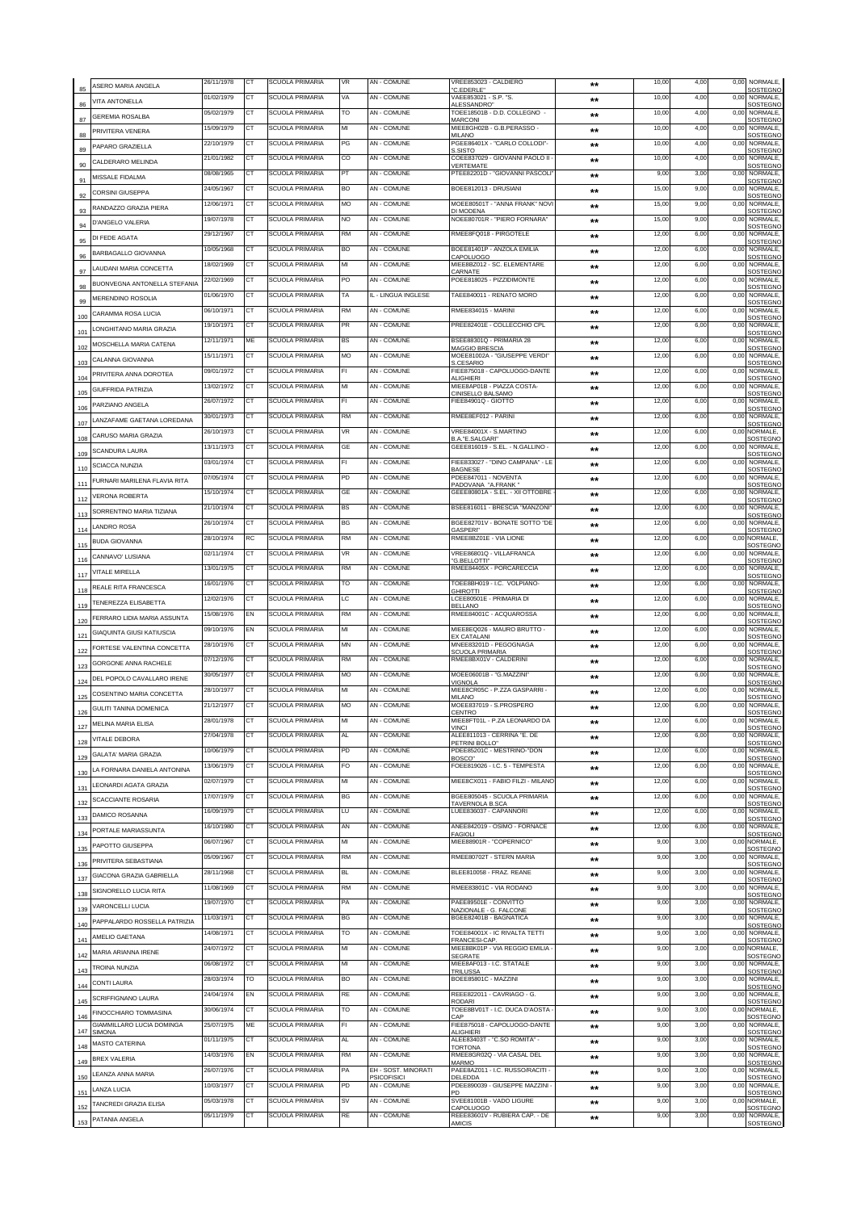| | | | | | | | | | | | |
|---|---|---|---|---|---|---|---|---|---|---|---|
| 85 | ASERO MARIA ANGELA | 26/11/1978 | CT | SCUOLA PRIMARIA | VR | AN - COMUNE | VREE853023 - CALDIERO "C.EDERLE" | ** | 10,00 | 4,00 | 0,00 NORMALE, SOSTEGNO |
| 86 | VITA ANTONELLA | 01/02/1979 | CT | SCUOLA PRIMARIA | VA | AN - COMUNE | VAEE853021 - S.P. "S. ALESSANDRO" | ** | 10,00 | 4,00 | 0,00 NORMALE, SOSTEGNO |
| 87 | GEREMIA ROSALBA | 05/02/1979 | CT | SCUOLA PRIMARIA | TO | AN - COMUNE | TOEE18501B - D.D. COLLEGNO - MARCONI | ** | 10,00 | 4,00 | 0,00 NORMALE, SOSTEGNO |
| 88 | PRIVITERA VENERA | 15/09/1979 | CT | SCUOLA PRIMARIA | MI | AN - COMUNE | MIEE8GH02B - G.B.PERASSO - MILANO | ** | 10,00 | 4,00 | 0,00 NORMALE, SOSTEGNO |
| 89 | PAPARO GRAZIELLA | 22/10/1979 | CT | SCUOLA PRIMARIA | PG | AN - COMUNE | PGEE86401X - "CARLO COLLODI"-S.SISTO | ** | 10,00 | 4,00 | 0,00 NORMALE, SOSTEGNO |
| 90 | CALDERARO MELINDA | 21/01/1982 | CT | SCUOLA PRIMARIA | CO | AN - COMUNE | COEE837029 - GIOVANNI PAOLO II - VERTEMATE | ** | 10,00 | 4,00 | 0,00 NORMALE, SOSTEGNO |
| 91 | MISSALE FIDALMA | 08/08/1965 | CT | SCUOLA PRIMARIA | PT | AN - COMUNE | PTEE82201D - "GIOVANNI PASCOLI" | ** | 9,00 | 3,00 | 0,00 NORMALE, SOSTEGNO |
| 92 | CORSINI GIUSEPPA | 24/05/1967 | CT | SCUOLA PRIMARIA | BO | AN - COMUNE | BOEE812013 - DRUSIANI | ** | 15,00 | 9,00 | 0,00 NORMALE, SOSTEGNO |
| 93 | RANDAZZO GRAZIA PIERA | 12/06/1971 | CT | SCUOLA PRIMARIA | MO | AN - COMUNE | MOEE80501T - "ANNA FRANK" NOVI DI MODENA | ** | 15,00 | 9,00 | 0,00 NORMALE, SOSTEGNO |
| 94 | D'ANGELO VALERIA | 19/07/1978 | CT | SCUOLA PRIMARIA | NO | AN - COMUNE | NOEE80701R - "PIERO FORNARA" | ** | 15,00 | 9,00 | 0,00 NORMALE, SOSTEGNO |
| 95 | DI FEDE AGATA | 29/12/1967 | CT | SCUOLA PRIMARIA | RM | AN - COMUNE | RMEE8FQ018 - PIRGOTELE | ** | 12,00 | 6,00 | 0,00 NORMALE, SOSTEGNO |
| 96 | BARBAGALLO GIOVANNA | 10/05/1968 | CT | SCUOLA PRIMARIA | BO | AN - COMUNE | BOEE81401P - ANZOLA EMILIA CAPOLUOGO | ** | 12,00 | 6,00 | 0,00 NORMALE, SOSTEGNO |
| 97 | LAUDANI MARIA CONCETTA | 18/02/1969 | CT | SCUOLA PRIMARIA | MI | AN - COMUNE | MIEE8BZ012 - SC. ELEMENTARE CARNATE | ** | 12,00 | 6,00 | 0,00 NORMALE, SOSTEGNO |
| 98 | BUONVEGNA ANTONELLA STEFANIA | 22/02/1969 | CT | SCUOLA PRIMARIA | PO | AN - COMUNE | POEE818025 - PIZZIDIMONTE | ** | 12,00 | 6,00 | 0,00 NORMALE, SOSTEGNO |
| 99 | MERENDINO ROSOLIA | 01/06/1970 | CT | SCUOLA PRIMARIA | TA | IL - LINGUA INGLESE | TAEE840011 - RENATO MORO | ** | 12,00 | 6,00 | 0,00 NORMALE, SOSTEGNO |
| 100 | CARAMMA ROSA LUCIA | 06/10/1971 | CT | SCUOLA PRIMARIA | RM | AN - COMUNE | RMEE834015 - MARINI | ** | 12,00 | 6,00 | 0,00 NORMALE, SOSTEGNO |
| 101 | LONGHITANO MARIA GRAZIA | 19/10/1971 | CT | SCUOLA PRIMARIA | PR | AN - COMUNE | PREE82401E - COLLECCHIO CPL | ** | 12,00 | 6,00 | 0,00 NORMALE, SOSTEGNO |
| 102 | MOSCHELLA MARIA CATENA | 12/11/1971 | ME | SCUOLA PRIMARIA | BS | AN - COMUNE | BSEE88301Q - PRIMARIA 28 MAGGIO BRESCIA | ** | 12,00 | 6,00 | 0,00 NORMALE, SOSTEGNO |
| 103 | CALANNA GIOVANNA | 15/11/1971 | CT | SCUOLA PRIMARIA | MO | AN - COMUNE | MOEE81002A - "GIUSEPPE VERDI" S.CESARIO | ** | 12,00 | 6,00 | 0,00 NORMALE, SOSTEGNO |
| 104 | PRIVITERA ANNA DOROTEA | 09/01/1972 | CT | SCUOLA PRIMARIA | FI | AN - COMUNE | FIEE875018 - CAPOLUOGO-DANTE ALIGHIERI | ** | 12,00 | 6,00 | 0,00 NORMALE, SOSTEGNO |
| 105 | GIUFFRIDA PATRIZIA | 13/02/1972 | CT | SCUOLA PRIMARIA | MI | AN - COMUNE | MIEE8AP01B - PIAZZA COSTA-CINISELLO BALSAMO | ** | 12,00 | 6,00 | 0,00 NORMALE, SOSTEGNO |
| 106 | PARZIANO ANGELA | 26/07/1972 | CT | SCUOLA PRIMARIA | FI | AN - COMUNE | FIEE84901Q - GIOTTO | ** | 12,00 | 6,00 | 0,00 NORMALE, SOSTEGNO |
| 107 | LANZAFAME GAETANA LOREDANA | 30/01/1973 | CT | SCUOLA PRIMARIA | RM | AN - COMUNE | RMEE8EF012 - PARINI | ** | 12,00 | 6,00 | 0,00 NORMALE, SOSTEGNO |
| 108 | CARUSO MARIA GRAZIA | 26/10/1973 | CT | SCUOLA PRIMARIA | VR | AN - COMUNE | VREE84001X - S.MARTINO B.A."E.SALGARI" | ** | 12,00 | 6,00 | 0,00 NORMALE, SOSTEGNO |
| 109 | SCANDURA LAURA | 13/11/1973 | CT | SCUOLA PRIMARIA | GE | AN - COMUNE | GEEE816019 - S.EL. - N.GALLINO - | ** | 12,00 | 6,00 | 0,00 NORMALE, SOSTEGNO |
| 110 | SCIACCA NUNZIA | 03/01/1974 | CT | SCUOLA PRIMARIA | FI | AN - COMUNE | FIEE833027 - "DINO CAMPANA" - LE BAGNESE | ** | 12,00 | 6,00 | 0,00 NORMALE, SOSTEGNO |
| 111 | FURNARI MARILENA FLAVIA RITA | 07/05/1974 | CT | SCUOLA PRIMARIA | PD | AN - COMUNE | PDEE847011 - NOVENTA PADOVANA "A.FRANK " | ** | 12,00 | 6,00 | 0,00 NORMALE, SOSTEGNO |
| 112 | VERONA ROBERTA | 15/10/1974 | CT | SCUOLA PRIMARIA | GE | AN - COMUNE | GEEE80801A - S.EL. - XII OTTOBRE - | ** | 12,00 | 6,00 | 0,00 NORMALE, SOSTEGNO |
| 113 | SORRENTINO MARIA TIZIANA | 21/10/1974 | CT | SCUOLA PRIMARIA | BS | AN - COMUNE | BSEE816011 - BRESCIA "MANZONI" | ** | 12,00 | 6,00 | 0,00 NORMALE, SOSTEGNO |
| 114 | LANDRO ROSA | 26/10/1974 | CT | SCUOLA PRIMARIA | BG | AN - COMUNE | BGEE82701V - BONATE SOTTO "DE GASPERI" | ** | 12,00 | 6,00 | 0,00 NORMALE, SOSTEGNO |
| 115 | BUDA GIOVANNA | 28/10/1974 | RC | SCUOLA PRIMARIA | RM | AN - COMUNE | RMEE8BZ01E - VIA LIONE | ** | 12,00 | 6,00 | 0,00 NORMALE, SOSTEGNO |
| 116 | CANNAVO' LUSIANA | 02/11/1974 | CT | SCUOLA PRIMARIA | VR | AN - COMUNE | VREE86801Q - VILLAFRANCA "G.BELLOTTI" | ** | 12,00 | 6,00 | 0,00 NORMALE, SOSTEGNO |
| 117 | VITALE MIRELLA | 13/01/1975 | CT | SCUOLA PRIMARIA | RM | AN - COMUNE | RMEE84405X - PORCARECCIA | ** | 12,00 | 6,00 | 0,00 NORMALE, SOSTEGNO |
| 118 | REALE RITA FRANCESCA | 16/01/1976 | CT | SCUOLA PRIMARIA | TO | AN - COMUNE | TOEE8BH019 - I.C. VOLPIANO-GHIROTTI | ** | 12,00 | 6,00 | 0,00 NORMALE, SOSTEGNO |
| 119 | TENEREZZA ELISABETTA | 12/02/1976 | CT | SCUOLA PRIMARIA | LC | AN - COMUNE | LCEE80501E - PRIMARIA DI BELLANO | ** | 12,00 | 6,00 | 0,00 NORMALE, SOSTEGNO |
| 120 | FERRARO LIDIA MARIA ASSUNTA | 15/08/1976 | EN | SCUOLA PRIMARIA | RM | AN - COMUNE | RMEE84001C - ACQUAROSSA | ** | 12,00 | 6,00 | 0,00 NORMALE, SOSTEGNO |
| 121 | GIAQUINTA GIUSI KATIUSCIA | 09/10/1976 | EN | SCUOLA PRIMARIA | MI | AN - COMUNE | MIEE8EQ026 - MAURO BRUTTO - EX CATALANI | ** | 12,00 | 6,00 | 0,00 NORMALE, SOSTEGNO |
| 122 | FORTESE VALENTINA CONCETTA | 28/10/1976 | CT | SCUOLA PRIMARIA | MN | AN - COMUNE | MNEE83201D - PEGOGNAGA SCUOLA PRIMARIA | ** | 12,00 | 6,00 | 0,00 NORMALE, SOSTEGNO |
| 123 | GORGONE ANNA RACHELE | 07/12/1976 | CT | SCUOLA PRIMARIA | RM | AN - COMUNE | RMEE8BX01V - CALDERINI | ** | 12,00 | 6,00 | 0,00 NORMALE, SOSTEGNO |
| 124 | DEL POPOLO CAVALLARO IRENE | 30/05/1977 | CT | SCUOLA PRIMARIA | MO | AN - COMUNE | MOEE06001B - "G.MAZZINI" VIGNOLA | ** | 12,00 | 6,00 | 0,00 NORMALE, SOSTEGNO |
| 125 | COSENTINO MARIA CONCETTA | 28/10/1977 | CT | SCUOLA PRIMARIA | MI | AN - COMUNE | MIEE8CR05C - P.ZZA GASPARRI - MILANO | ** | 12,00 | 6,00 | 0,00 NORMALE, SOSTEGNO |
| 126 | GULITI TANINA DOMENICA | 21/12/1977 | CT | SCUOLA PRIMARIA | MO | AN - COMUNE | MOEE837019 - S.PROSPERO CENTRO | ** | 12,00 | 6,00 | 0,00 NORMALE, SOSTEGNO |
| 127 | MELINA MARIA ELISA | 28/01/1978 | CT | SCUOLA PRIMARIA | MI | AN - COMUNE | MIEE8FT01L - P.ZA LEONARDO DA VINCI | ** | 12,00 | 6,00 | 0,00 NORMALE, SOSTEGNO |
| 128 | VITALE DEBORA | 27/04/1978 | CT | SCUOLA PRIMARIA | AL | AN - COMUNE | ALEE811013 - CERRINA "E. DE PETRINI BOLLO" | ** | 12,00 | 6,00 | 0,00 NORMALE, SOSTEGNO |
| 129 | GALATA' MARIA GRAZIA | 10/06/1979 | CT | SCUOLA PRIMARIA | PD | AN - COMUNE | PDEE85201C - MESTRINO-"DON BOSCO" | ** | 12,00 | 6,00 | 0,00 NORMALE, SOSTEGNO |
| 130 | LA FORNARA DANIELA ANTONINA | 13/06/1979 | CT | SCUOLA PRIMARIA | FO | AN - COMUNE | FOEE819026 - I.C. 5 - TEMPESTA | ** | 12,00 | 6,00 | 0,00 NORMALE, SOSTEGNO |
| 131 | LEONARDI AGATA GRAZIA | 02/07/1979 | CT | SCUOLA PRIMARIA | MI | AN - COMUNE | MIEE8CX011 - FABIO FILZI - MILANO | ** | 12,00 | 6,00 | 0,00 NORMALE, SOSTEGNO |
| 132 | SCACCIANTE ROSARIA | 17/07/1979 | CT | SCUOLA PRIMARIA | BG | AN - COMUNE | BGEE805045 - SCUOLA PRIMARIA TAVERNOLA B.SCA | ** | 12,00 | 6,00 | 0,00 NORMALE, SOSTEGNO |
| 133 | DAMICO ROSANNA | 16/09/1979 | CT | SCUOLA PRIMARIA | LU | AN - COMUNE | LUEE836037 - CAPANNORI | ** | 12,00 | 6,00 | 0,00 NORMALE, SOSTEGNO |
| 134 | PORTALE MARIASSUNTA | 16/10/1980 | CT | SCUOLA PRIMARIA | AN | AN - COMUNE | ANEE842019 - OSIMO - FORNACE FAGIOLI | ** | 12,00 | 6,00 | 0,00 NORMALE, SOSTEGNO |
| 135 | PAPOTTO GIUSEPPA | 06/07/1967 | CT | SCUOLA PRIMARIA | MI | AN - COMUNE | MIEE88901R - "COPERNICO" | ** | 9,00 | 3,00 | 0,00 NORMALE, SOSTEGNO |
| 136 | PRIVITERA SEBASTIANA | 05/09/1967 | CT | SCUOLA PRIMARIA | RM | AN - COMUNE | RMEE80702T - STERN MARIA | ** | 9,00 | 3,00 | 0,00 NORMALE, SOSTEGNO |
| 137 | GIACONA GRAZIA GABRIELLA | 28/11/1968 | CT | SCUOLA PRIMARIA | BL | AN - COMUNE | BLEE810058 - FRAZ. REANE | ** | 9,00 | 3,00 | 0,00 NORMALE, SOSTEGNO |
| 138 | SIGNORELLO LUCIA RITA | 11/08/1969 | CT | SCUOLA PRIMARIA | RM | AN - COMUNE | RMEE83801C - VIA RODANO | ** | 9,00 | 3,00 | 0,00 NORMALE, SOSTEGNO |
| 139 | VARONCELLI LUCIA | 19/07/1970 | CT | SCUOLA PRIMARIA | PA | AN - COMUNE | PAEE89501E - CONVITTO NAZIONALE - G. FALCONE | ** | 9,00 | 3,00 | 0,00 NORMALE, SOSTEGNO |
| 140 | PAPPALARDO ROSSELLA PATRIZIA | 11/03/1971 | CT | SCUOLA PRIMARIA | BG | AN - COMUNE | BGEE82401B - BAGNATICA | ** | 9,00 | 3,00 | 0,00 NORMALE, SOSTEGNO |
| 141 | AMELIO GAETANA | 14/08/1971 | CT | SCUOLA PRIMARIA | TO | AN - COMUNE | TOEE84001X - IC RIVALTA TETTI FRANCESI-CAP. | ** | 9,00 | 3,00 | 0,00 NORMALE, SOSTEGNO |
| 142 | MARIA ARIANNA IRENE | 24/07/1972 | CT | SCUOLA PRIMARIA | MI | AN - COMUNE | MIEE8BK01P - VIA REGGIO EMILIA - SEGRATE | ** | 9,00 | 3,00 | 0,00 NORMALE, SOSTEGNO |
| 143 | TROINA NUNZIA | 06/08/1972 | CT | SCUOLA PRIMARIA | MI | AN - COMUNE | MIEE8AF013 - I.C. STATALE TRILUSSA | ** | 9,00 | 3,00 | 0,00 NORMALE, SOSTEGNO |
| 144 | CONTI LAURA | 28/03/1974 | TO | SCUOLA PRIMARIA | BO | AN - COMUNE | BOEE85801C - MAZZINI | ** | 9,00 | 3,00 | 0,00 NORMALE, SOSTEGNO |
| 145 | SCRIFFIGNANO LAURA | 24/04/1974 | EN | SCUOLA PRIMARIA | RE | AN - COMUNE | REEE822011 - CAVRIAGO - G. RODARI | ** | 9,00 | 3,00 | 0,00 NORMALE, SOSTEGNO |
| 146 | FINOCCHIARO TOMMASINA | 30/06/1974 | CT | SCUOLA PRIMARIA | TO | AN - COMUNE | TOEE8BV01T - I.C. DUCA D'AOSTA - CAP | ** | 9,00 | 3,00 | 0,00 NORMALE, SOSTEGNO |
| 147 | GIAMMILLARO LUCIA DOMINGA SIMONA | 25/07/1975 | ME | SCUOLA PRIMARIA | FI | AN - COMUNE | FIEE875018 - CAPOLUOGO-DANTE ALIGHIERI | ** | 9,00 | 3,00 | 0,00 NORMALE, SOSTEGNO |
| 148 | MASTO CATERINA | 01/11/1975 | CT | SCUOLA PRIMARIA | AL | AN - COMUNE | ALEE83403T - "C.SO ROMITA" - TORTONA | ** | 9,00 | 3,00 | 0,00 NORMALE, SOSTEGNO |
| 149 | BREX VALERIA | 14/03/1976 | EN | SCUOLA PRIMARIA | RM | AN - COMUNE | RMEE8GR02Q - VIA CASAL DEL MARMO | ** | 9,00 | 3,00 | 0,00 NORMALE, SOSTEGNO |
| 150 | LEANZA ANNA MARIA | 26/07/1976 | CT | SCUOLA PRIMARIA | PA | EH - SOST. MINORATI PSICOFISICI | PAEE8AZ011 - I.C. RUSSO/RACITI - DELEDDA | ** | 9,00 | 3,00 | 0,00 NORMALE, SOSTEGNO |
| 151 | LANZA LUCIA | 10/03/1977 | CT | SCUOLA PRIMARIA | PD | AN - COMUNE | PDEE890039 - GIUSEPPE MAZZINI - PD | ** | 9,00 | 3,00 | 0,00 NORMALE, SOSTEGNO |
| 152 | TANCREDI GRAZIA ELISA | 05/03/1978 | CT | SCUOLA PRIMARIA | SV | AN - COMUNE | SVEE81001B - VADO LIGURE CAPOLUOGO | ** | 9,00 | 3,00 | 0,00 NORMALE, SOSTEGNO |
| 153 | PATANIA ANGELA | 05/11/1979 | CT | SCUOLA PRIMARIA | RE | AN - COMUNE | REEE83601V - RUBIERA CAP. - DE AMICIS | ** | 9,00 | 3,00 | 0,00 NORMALE, SOSTEGNO |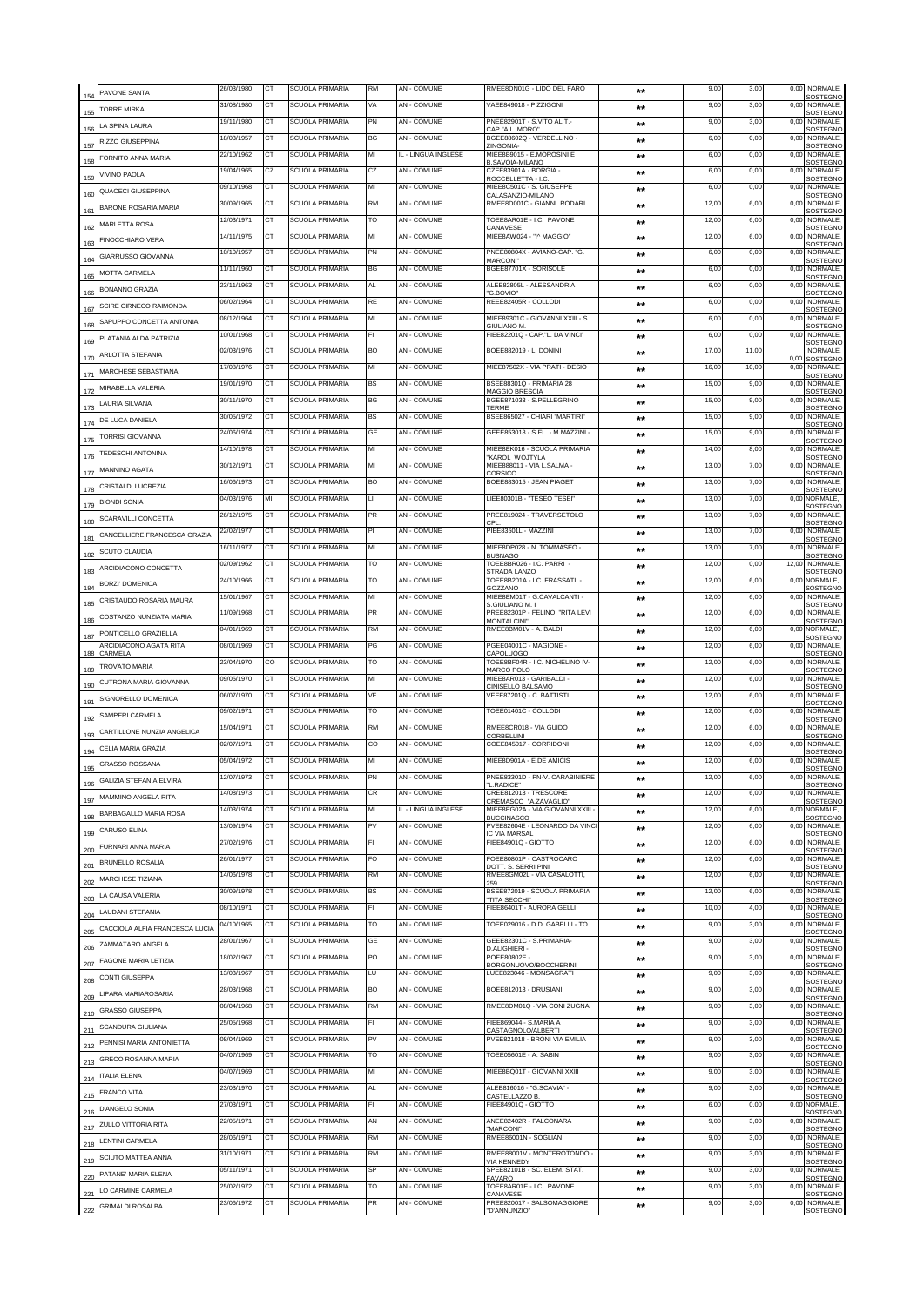| | | | | | | | | | | | | |
|---|---|---|---|---|---|---|---|---|---|---|---|---|
| 154 | PAVONE SANTA | 26/03/1980 | CT | SCUOLA PRIMARIA | RM | AN - COMUNE | RMEE8DN01G - LIDO DEL FARO | ** | 9,00 | 3,00 | 0,00 | NORMALE, SOSTEGNO |
| 155 | TORRE MIRKA | 31/08/1980 | CT | SCUOLA PRIMARIA | VA | AN - COMUNE | VAEE849018 - PIZZIGONI | ** | 9,00 | 3,00 | 0,00 | NORMALE, SOSTEGNO |
| 156 | LA SPINA LAURA | 19/11/1980 | CT | SCUOLA PRIMARIA | PN | AN - COMUNE | PNEE82901T - S.VITO AL T.-CAP."A.L. MORO" | ** | 9,00 | 3,00 | 0,00 | NORMALE, SOSTEGNO |
| 157 | RIZZO GIUSEPPINA | 18/03/1957 | CT | SCUOLA PRIMARIA | BG | AN - COMUNE | BGEE88602Q - VERDELLINO - ZINGONIA- | ** | 6,00 | 0,00 | 0,00 | NORMALE, SOSTEGNO |
| 158 | FORNITO ANNA MARIA | 22/10/1962 | CT | SCUOLA PRIMARIA | MI | IL - LINGUA INGLESE | MIEE889015 - E.MOROSINI E B.SAVOIA-MILANO | ** | 6,00 | 0,00 | 0,00 | NORMALE, SOSTEGNO |
| 159 | VIVINO PAOLA | 19/04/1965 | CZ | SCUOLA PRIMARIA | CZ | AN - COMUNE | CZEE83901A - BORGIA - ROCCELLETTA - I.C. | ** | 6,00 | 0,00 | 0,00 | NORMALE, SOSTEGNO |
| 160 | QUACECI GIUSEPPINA | 09/10/1968 | CT | SCUOLA PRIMARIA | MI | AN - COMUNE | MIEE8C501C - S. GIUSEPPE CALASANZIO-MILANO | ** | 6,00 | 0,00 | 0,00 | NORMALE, SOSTEGNO |
| 161 | BARONE ROSARIA MARIA | 30/09/1965 | CT | SCUOLA PRIMARIA | RM | AN - COMUNE | RMEE8D001C - GIANNI RODARI | ** | 12,00 | 6,00 | 0,00 | NORMALE, SOSTEGNO |
| 162 | MARLETTA ROSA | 12/03/1971 | CT | SCUOLA PRIMARIA | TO | AN - COMUNE | TOEE8AR01E - I.C. PAVONE CANAVESE | ** | 12,00 | 6,00 | 0,00 | NORMALE, SOSTEGNO |
| 163 | FINOCCHIARO VERA | 14/11/1975 | CT | SCUOLA PRIMARIA | MI | AN - COMUNE | MIEE8AW024 - "I° MAGGIO" | ** | 12,00 | 6,00 | 0,00 | NORMALE, SOSTEGNO |
| 164 | GIARRUSSO GIOVANNA | 10/10/1957 | CT | SCUOLA PRIMARIA | PN | AN - COMUNE | PNEE80804X - AVIANO-CAP. "G. MARCONI" | ** | 6,00 | 0,00 | 0,00 | NORMALE, SOSTEGNO |
| 165 | MOTTA CARMELA | 11/11/1960 | CT | SCUOLA PRIMARIA | BG | AN - COMUNE | BGEE87701X - SORISOLE | ** | 6,00 | 0,00 | 0,00 | NORMALE, SOSTEGNO |
| 166 | BONANNO GRAZIA | 23/11/1963 | CT | SCUOLA PRIMARIA | AL | AN - COMUNE | ALEE82805L - ALESSANDRIA "G.BOVIO" | ** | 6,00 | 0,00 | 0,00 | NORMALE, SOSTEGNO |
| 167 | SCIRE CIRNECO RAIMONDA | 06/02/1964 | CT | SCUOLA PRIMARIA | RE | AN - COMUNE | REEE82405R - COLLODI | ** | 6,00 | 0,00 | 0,00 | NORMALE, SOSTEGNO |
| 168 | SAPUPPO CONCETTA ANTONIA | 08/12/1964 | CT | SCUOLA PRIMARIA | MI | AN - COMUNE | MIEE8930C - GIOVANNI XXIII - S. GIULIANO M. | ** | 6,00 | 0,00 | 0,00 | NORMALE, SOSTEGNO |
| 169 | PLATANIA ALDA PATRIZIA | 10/01/1968 | CT | SCUOLA PRIMARIA | FI | AN - COMUNE | FIEE82201Q - CAP."L. DA VINCI" | ** | 6,00 | 0,00 | 0,00 | NORMALE, SOSTEGNO |
| 170 | ARLOTTA STEFANIA | 02/03/1976 | CT | SCUOLA PRIMARIA | BO | AN - COMUNE | BOEE882019 - L. DONINI | ** | 17,00 | 11,00 | 0,00 | NORMALE, SOSTEGNO |
| 171 | MARCHESE SEBASTIANA | 17/08/1976 | CT | SCUOLA PRIMARIA | MI | AN - COMUNE | MIEE87502X - VIA PRATI - DESIO | ** | 16,00 | 10,00 | 0,00 | NORMALE, SOSTEGNO |
| 172 | MIRABELLA VALERIA | 19/01/1970 | CT | SCUOLA PRIMARIA | BS | AN - COMUNE | BSEE88301Q - PRIMARIA 28 MAGGIO BRESCIA | ** | 15,00 | 9,00 | 0,00 | NORMALE, SOSTEGNO |
| 173 | LAURIA SILVANA | 30/11/1970 | CT | SCUOLA PRIMARIA | BG | AN - COMUNE | BGEE871033 - S.PELLEGRINO TERME | ** | 15,00 | 9,00 | 0,00 | NORMALE, SOSTEGNO |
| 174 | DE LUCA DANIELA | 30/05/1972 | CT | SCUOLA PRIMARIA | BS | AN - COMUNE | BSEE865027 - CHIARI "MARTIRI" | ** | 15,00 | 9,00 | 0,00 | NORMALE, SOSTEGNO |
| 175 | TORRISI GIOVANNA | 24/06/1974 | CT | SCUOLA PRIMARIA | GE | AN - COMUNE | GEEE853018 - S.EL. - M.MAZZINI - | ** | 15,00 | 9,00 | 0,00 | NORMALE, SOSTEGNO |
| 176 | TEDESCHI ANTONINA | 14/10/1978 | CT | SCUOLA PRIMARIA | MI | AN - COMUNE | MIEE8EK016 - SCUOLA PRIMARIA "KAROL WOJTYLA | ** | 14,00 | 8,00 | 0,00 | NORMALE, SOSTEGNO |
| 177 | MANNINO AGATA | 30/12/1971 | CT | SCUOLA PRIMARIA | MI | AN - COMUNE | MIEE888011 - VIA L.SALMA - CORSICO | ** | 13,00 | 7,00 | 0,00 | NORMALE, SOSTEGNO |
| 178 | CRISTALDI LUCREZIA | 16/06/1973 | CT | SCUOLA PRIMARIA | BO | AN - COMUNE | BOEE883015 - JEAN PIAGET | ** | 13,00 | 7,00 | 0,00 | NORMALE, SOSTEGNO |
| 179 | BIONDI SONIA | 04/03/1976 | MI | SCUOLA PRIMARIA | LI | AN - COMUNE | LIEE80301B - "TESEO TESEI" | ** | 13,00 | 7,00 | 0,00 | NORMALE, SOSTEGNO |
| 180 | SCARAVILLI CONCETTA | 26/12/1975 | CT | SCUOLA PRIMARIA | PR | AN - COMUNE | PREE819024 - TRAVERSETOLO CPL | ** | 13,00 | 7,00 | 0,00 | NORMALE, SOSTEGNO |
| 181 | CANCELLIERE FRANCESCA GRAZIA | 22/02/1977 | CT | SCUOLA PRIMARIA | PI | AN - COMUNE | PIEE83501L - MAZZINI | ** | 13,00 | 7,00 | 0,00 | NORMALE, SOSTEGNO |
| 182 | SCUTO CLAUDIA | 16/11/1977 | CT | SCUOLA PRIMARIA | MI | AN - COMUNE | MIEE8DP028 - N. TOMMASEO - BUSNAGO | ** | 13,00 | 7,00 | 0,00 | NORMALE, SOSTEGNO |
| 183 | ARCIDIACONO CONCETTA | 02/09/1962 | CT | SCUOLA PRIMARIA | TO | AN - COMUNE | TOEE8BR026 - I.C. PARRI - STRADA LANZO | ** | 12,00 | 0,00 | 12,00 | NORMALE, SOSTEGNO |
| 184 | BORZI' DOMENICA | 24/10/1966 | CT | SCUOLA PRIMARIA | TO | AN - COMUNE | TOEE8B201A - I.C. FRASSATI - GOZZANO | ** | 12,00 | 6,00 | 0,00 | NORMALE, SOSTEGNO |
| 185 | CRISTAUDO ROSARIA MAURA | 15/01/1967 | CT | SCUOLA PRIMARIA | MI | AN - COMUNE | MIEE8EM01T - G.CAVALCANTI - S.GIULIANO M. I | ** | 12,00 | 6,00 | 0,00 | NORMALE, SOSTEGNO |
| 186 | COSTANZO NUNZIATA MARIA | 11/09/1968 | CT | SCUOLA PRIMARIA | PR | AN - COMUNE | PREE82301P - FELINO "RITA LEVI MONTALCINI" | ** | 12,00 | 6,00 | 0,00 | NORMALE, SOSTEGNO |
| 187 | PONTICELLO GRAZIELLA | 04/01/1969 | CT | SCUOLA PRIMARIA | RM | AN - COMUNE | RMEE8BM01V - A. BALDI | ** | 12,00 | 6,00 | 0,00 | NORMALE, SOSTEGNO |
| 188 | ARCIDIACONO AGATA RITA CARMELA | 08/01/1969 | CT | SCUOLA PRIMARIA | PG | AN - COMUNE | PGEE04001C - MAGIONE - CAPOLUOGO | ** | 12,00 | 6,00 | 0,00 | NORMALE, SOSTEGNO |
| 189 | TROVATO MARIA | 23/04/1970 | CO | SCUOLA PRIMARIA | TO | AN - COMUNE | TOEE8BF04R - I.C. NICHELINO IV-MARCO POLO | ** | 12,00 | 6,00 | 0,00 | NORMALE, SOSTEGNO |
| 190 | CUTRONA MARIA GIOVANNA | 09/05/1970 | CT | SCUOLA PRIMARIA | MI | AN - COMUNE | MIEE8AR013 - GARIBALDI - CINISELLO BALSAMO | ** | 12,00 | 6,00 | 0,00 | NORMALE, SOSTEGNO |
| 191 | SIGNORELLO DOMENICA | 06/07/1970 | CT | SCUOLA PRIMARIA | VE | AN - COMUNE | VEEE87201Q - C. BATTISTI | ** | 12,00 | 6,00 | 0,00 | NORMALE, SOSTEGNO |
| 192 | SAMPERI CARMELA | 09/02/1971 | CT | SCUOLA PRIMARIA | TO | AN - COMUNE | TOEE01401C - COLLODI | ** | 12,00 | 6,00 | 0,00 | NORMALE, SOSTEGNO |
| 193 | CARTILLONE NUNZIA ANGELICA | 15/04/1971 | CT | SCUOLA PRIMARIA | RM | AN - COMUNE | RMEE8CR018 - VIA GUIDO CORBELLINI | ** | 12,00 | 6,00 | 0,00 | NORMALE, SOSTEGNO |
| 194 | CELIA MARIA GRAZIA | 02/07/1971 | CT | SCUOLA PRIMARIA | CO | AN - COMUNE | COEE845017 - CORRIDONI | ** | 12,00 | 6,00 | 0,00 | NORMALE, SOSTEGNO |
| 195 | GRASSO ROSSANA | 05/04/1972 | CT | SCUOLA PRIMARIA | MI | AN - COMUNE | MIEE8D901A - E.DE AMICIS | ** | 12,00 | 6,00 | 0,00 | NORMALE, SOSTEGNO |
| 196 | GALIZIA STEFANIA ELVIRA | 12/07/1973 | CT | SCUOLA PRIMARIA | PN | AN - COMUNE | PNEE83301D - PN-V. CARABINIERE "L.RADICE" | ** | 12,00 | 6,00 | 0,00 | NORMALE, SOSTEGNO |
| 197 | MAMMINO ANGELA RITA | 14/08/1973 | CT | SCUOLA PRIMARIA | CR | AN - COMUNE | CREE812013 - TRESCORE CREMASCO "A.ZAVAGLIO" | ** | 12,00 | 6,00 | 0,00 | NORMALE, SOSTEGNO |
| 198 | BARBAGALLO MARIA ROSA | 14/03/1974 | CT | SCUOLA PRIMARIA | MI | IL - LINGUA INGLESE | MIEE8EG02A - VIA GIOVANNI XXIII - BUCCINASCO | ** | 12,00 | 6,00 | 0,00 | NORMALE, SOSTEGNO |
| 199 | CARUSO ELINA | 13/09/1974 | CT | SCUOLA PRIMARIA | PV | AN - COMUNE | PVEE82604E - LEONARDO DA VINCI IC VIA MARSAL | ** | 12,00 | 6,00 | 0,00 | NORMALE, SOSTEGNO |
| 200 | FURNARI ANNA MARIA | 27/02/1976 | CT | SCUOLA PRIMARIA | FI | AN - COMUNE | FIEE84901Q - GIOTTO | ** | 12,00 | 6,00 | 0,00 | NORMALE, SOSTEGNO |
| 201 | BRUNELLO ROSALIA | 26/01/1977 | CT | SCUOLA PRIMARIA | FO | AN - COMUNE | FOEE80801P - CASTROCARO DOTT. S. SERRI PINI | ** | 12,00 | 6,00 | 0,00 | NORMALE, SOSTEGNO |
| 202 | MARCHESE TIZIANA | 14/06/1978 | CT | SCUOLA PRIMARIA | RM | AN - COMUNE | RMEE8GM02L - VIA CASALOTTI, 259 | ** | 12,00 | 6,00 | 0,00 | NORMALE, SOSTEGNO |
| 203 | LA CAUSA VALERIA | 30/09/1978 | CT | SCUOLA PRIMARIA | BS | AN - COMUNE | BSEE872019 - SCUOLA PRIMARIA "TITA SECCHI" | ** | 12,00 | 6,00 | 0,00 | NORMALE, SOSTEGNO |
| 204 | LAUDANI STEFANIA | 08/10/1971 | CT | SCUOLA PRIMARIA | FI | AN - COMUNE | FIEE86401T - AURORA GELLI | ** | 10,00 | 4,00 | 0,00 | NORMALE, SOSTEGNO |
| 205 | CACCIOLA ALFIA FRANCESCA LUCIA | 04/10/1965 | CT | SCUOLA PRIMARIA | TO | AN - COMUNE | TOEE029016 - D.D. GABELLI - TO | ** | 9,00 | 3,00 | 0,00 | NORMALE, SOSTEGNO |
| 206 | ZAMMATARO ANGELA | 28/01/1967 | CT | SCUOLA PRIMARIA | GE | AN - COMUNE | GEEE82301C - S.PRIMARIA-D.ALIGHIERI - | ** | 9,00 | 3,00 | 0,00 | NORMALE, SOSTEGNO |
| 207 | FAGONE MARIA LETIZIA | 18/02/1967 | CT | SCUOLA PRIMARIA | PO | AN - COMUNE | POEE80802E - BORGONUOVO/BOCCHERINI | ** | 9,00 | 3,00 | 0,00 | NORMALE, SOSTEGNO |
| 208 | CONTI GIUSEPPA | 13/03/1967 | CT | SCUOLA PRIMARIA | LU | AN - COMUNE | LUEE823046 - MONSAGRATI | ** | 9,00 | 3,00 | 0,00 | NORMALE, SOSTEGNO |
| 209 | LIPARA MARIAROSARIA | 28/03/1968 | CT | SCUOLA PRIMARIA | BO | AN - COMUNE | BOEE812013 - DRUSIANI | ** | 9,00 | 3,00 | 0,00 | NORMALE, SOSTEGNO |
| 210 | GRASSO GIUSEPPA | 08/04/1968 | CT | SCUOLA PRIMARIA | RM | AN - COMUNE | RMEE8DM01Q - VIA CONI ZUGNA | ** | 9,00 | 3,00 | 0,00 | NORMALE, SOSTEGNO |
| 211 | SCANDURA GIULIANA | 25/05/1968 | CT | SCUOLA PRIMARIA | FI | AN - COMUNE | FIEE869044 - S.MARIA A CASTAGNOLO/ALBERTI | ** | 9,00 | 3,00 | 0,00 | NORMALE, SOSTEGNO |
| 212 | PENNISI MARIA ANTONIETTA | 08/04/1969 | CT | SCUOLA PRIMARIA | PV | AN - COMUNE | PVEE821018 - BRONI VIA EMILIA | ** | 9,00 | 3,00 | 0,00 | NORMALE, SOSTEGNO |
| 213 | GRECO ROSANNA MARIA | 04/07/1969 | CT | SCUOLA PRIMARIA | TO | AN - COMUNE | TOEE05601E - A. SABIN | ** | 9,00 | 3,00 | 0,00 | NORMALE, SOSTEGNO |
| 214 | ITALIA ELENA | 04/07/1969 | CT | SCUOLA PRIMARIA | MI | AN - COMUNE | MIEE8BQ01T - GIOVANNI XXIII | ** | 9,00 | 3,00 | 0,00 | NORMALE, SOSTEGNO |
| 215 | FRANCO VITA | 23/03/1970 | CT | SCUOLA PRIMARIA | AL | AN - COMUNE | ALEE816016 - "G.SCAVIA" - CASTELLAZZO B. | ** | 9,00 | 3,00 | 0,00 | NORMALE, SOSTEGNO |
| 216 | D'ANGELO SONIA | 27/03/1971 | CT | SCUOLA PRIMARIA | FI | AN - COMUNE | FIEE84901Q - GIOTTO | ** | 6,00 | 0,00 | 0,00 | NORMALE, SOSTEGNO |
| 217 | ZULLO VITTORIA RITA | 22/05/1971 | CT | SCUOLA PRIMARIA | AN | AN - COMUNE | ANEE82402R - FALCONARA "MARCONI" | ** | 9,00 | 3,00 | 0,00 | NORMALE, SOSTEGNO |
| 218 | LENTINI CARMELA | 28/06/1971 | CT | SCUOLA PRIMARIA | RM | AN - COMUNE | RMEE86001N - SOGLIAN | ** | 9,00 | 3,00 | 0,00 | NORMALE, SOSTEGNO |
| 219 | SCIUTO MATTEA ANNA | 31/10/1971 | CT | SCUOLA PRIMARIA | RM | AN - COMUNE | RMEE88001V - MONTEROTONDO - VIA KENNEDY | ** | 9,00 | 3,00 | 0,00 | NORMALE, SOSTEGNO |
| 220 | PATANE' MARIA ELENA | 05/11/1971 | CT | SCUOLA PRIMARIA | SP | AN - COMUNE | SPEE82101B - SC. ELEM. STAT. FAVARO | ** | 9,00 | 3,00 | 0,00 | NORMALE, SOSTEGNO |
| 221 | LO CARMINE CARMELA | 25/02/1972 | CT | SCUOLA PRIMARIA | TO | AN - COMUNE | TOEE8AR01E - I.C. PAVONE CANAVESE | ** | 9,00 | 3,00 | 0,00 | NORMALE, SOSTEGNO |
| 222 | GRIMALDI ROSALBA | 23/06/1972 | CT | SCUOLA PRIMARIA | PR | AN - COMUNE | PREE820017 - SALSOMAGGIORE "D'ANNUNZIO" | ** | 9,00 | 3,00 | 0,00 | NORMALE, SOSTEGNO |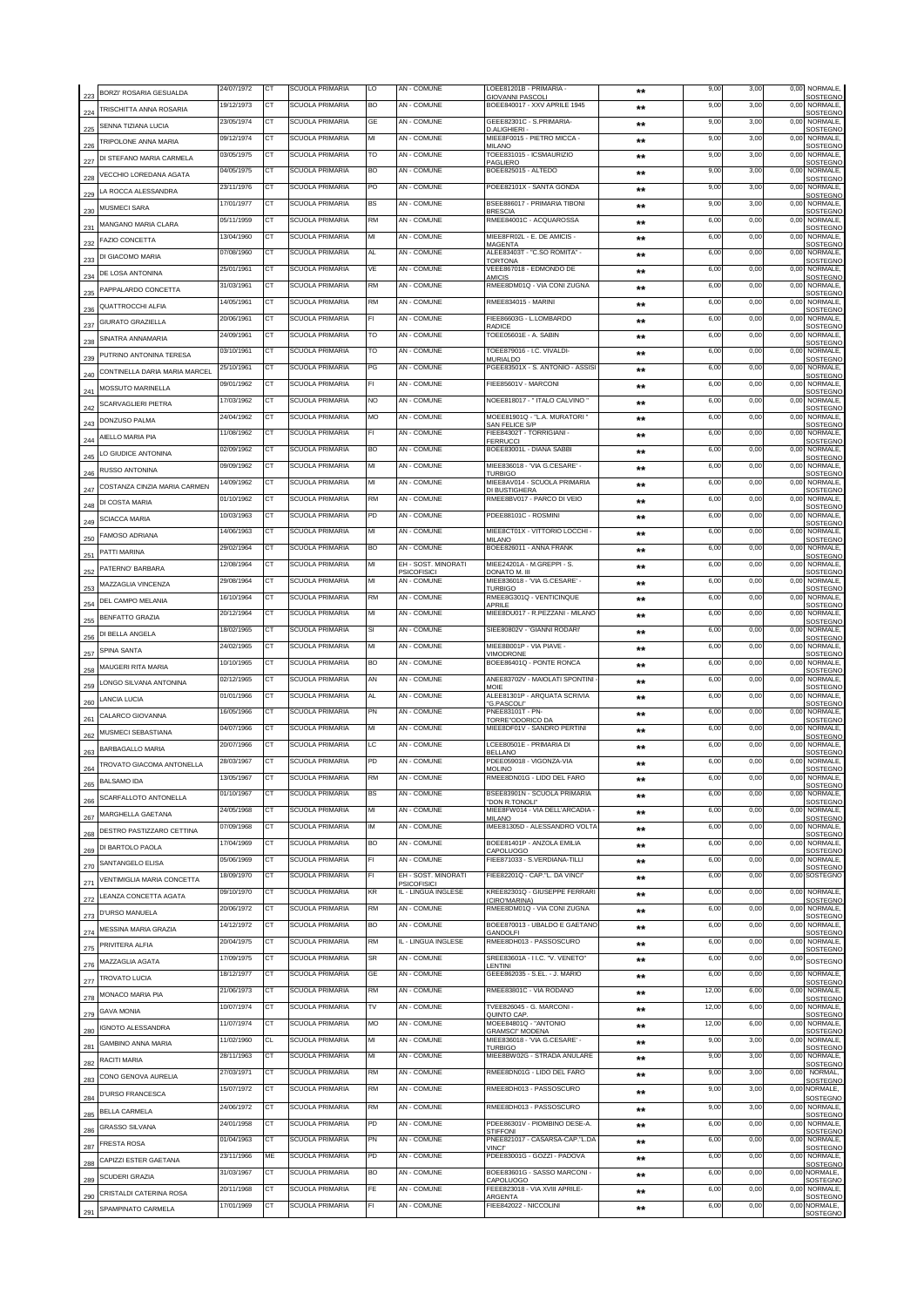| | | | | | | | | | | | | |
|---|---|---|---|---|---|---|---|---|---|---|---|---|
| 223 | BORZI' ROSARIA GESUALDA | 24/07/1972 | CT | SCUOLA PRIMARIA | LO | AN - COMUNE | LOEE81201B - PRIMARIA - GIOVANNI PASCOLI | ** | 9,00 | 3,00 | 0,00 | NORMALE, SOSTEGNO |
| 224 | TRISCHITTA ANNA ROSARIA | 19/12/1973 | CT | SCUOLA PRIMARIA | BO | AN - COMUNE | BOEE840017 - XXV APRILE 1945 | ** | 9,00 | 3,00 | 0,00 | NORMALE, SOSTEGNO |
| 225 | SENNA TIZIANA LUCIA | 23/05/1974 | CT | SCUOLA PRIMARIA | GE | AN - COMUNE | GEEE82301C - S.PRIMARIA-D.ALIGHIERI - | ** | 9,00 | 3,00 | 0,00 | NORMALE, SOSTEGNO |
| 226 | TRIPOLONE ANNA MARIA | 09/12/1974 | CT | SCUOLA PRIMARIA | MI | AN - COMUNE | MIEE8F0015 - PIETRO MICCA - MILANO | ** | 9,00 | 3,00 | 0,00 | NORMALE, SOSTEGNO |
| 227 | DI STEFANO MARIA CARMELA | 03/05/1975 | CT | SCUOLA PRIMARIA | TO | AN - COMUNE | TOEE831015 - ICSMAURIZIO PAGLIERO | ** | 9,00 | 3,00 | 0,00 | NORMALE, SOSTEGNO |
| 228 | VECCHIO LOREDANA AGATA | 04/05/1975 | CT | SCUOLA PRIMARIA | BO | AN - COMUNE | BOEE825015 - ALTEDO | ** | 9,00 | 3,00 | 0,00 | NORMALE, SOSTEGNO |
| 229 | LA ROCCA ALESSANDRA | 23/11/1976 | CT | SCUOLA PRIMARIA | PO | AN - COMUNE | POEE82101X - SANTA GONDA | ** | 9,00 | 3,00 | 0,00 | NORMALE, SOSTEGNO |
| 230 | MUSMECI SARA | 17/01/1977 | CT | SCUOLA PRIMARIA | BS | AN - COMUNE | BSEE886017 - PRIMARIA TIBONI BRESCIA | ** | 9,00 | 3,00 | 0,00 | NORMALE, SOSTEGNO |
| 231 | MANGANO MARIA CLARA | 05/11/1959 | CT | SCUOLA PRIMARIA | RM | AN - COMUNE | RMEE84001C - ACQUAROSSA | ** | 6,00 | 0,00 | 0,00 | NORMALE, SOSTEGNO |
| 232 | FAZIO CONCETTA | 13/04/1960 | CT | SCUOLA PRIMARIA | MI | AN - COMUNE | MIEE8FR02L - E. DE AMICIS - MAGENTA | ** | 6,00 | 0,00 | 0,00 | NORMALE, SOSTEGNO |
| 233 | DI GIACOMO MARIA | 07/08/1960 | CT | SCUOLA PRIMARIA | AL | AN - COMUNE | ALEE83403T - "C.SO ROMITA" - TORTONA | ** | 6,00 | 0,00 | 0,00 | NORMALE, SOSTEGNO |
| 234 | DE LOSA ANTONINA | 25/01/1961 | CT | SCUOLA PRIMARIA | VE | AN - COMUNE | VEEE867018 - EDMONDO DE AMICIS | ** | 6,00 | 0,00 | 0,00 | NORMALE, SOSTEGNO |
| 235 | PAPPALARDO CONCETTA | 31/03/1961 | CT | SCUOLA PRIMARIA | RM | AN - COMUNE | RMEE8DM01Q - VIA CONI ZUGNA | ** | 6,00 | 0,00 | 0,00 | NORMALE, SOSTEGNO |
| 236 | QUATTROCCHI ALFIA | 14/05/1961 | CT | SCUOLA PRIMARIA | RM | AN - COMUNE | RMEE834015 - MARINI | ** | 6,00 | 0,00 | 0,00 | NORMALE, SOSTEGNO |
| 237 | GIURATO GRAZIELLA | 20/06/1961 | CT | SCUOLA PRIMARIA | FI | AN - COMUNE | FIEE86603G - L.LOMBARDO RADICE | ** | 6,00 | 0,00 | 0,00 | NORMALE, SOSTEGNO |
| 238 | SINATRA ANNAMARIA | 24/09/1961 | CT | SCUOLA PRIMARIA | TO | AN - COMUNE | TOEE05601E - A. SABIN | ** | 6,00 | 0,00 | 0,00 | NORMALE, SOSTEGNO |
| 239 | PUTRINO ANTONINA TERESA | 03/10/1961 | CT | SCUOLA PRIMARIA | TO | AN - COMUNE | TOEE879016 - I.C. VIVALDI-MURIALDO | ** | 6,00 | 0,00 | 0,00 | NORMALE, SOSTEGNO |
| 240 | CONTINELLA DARIA MARIA MARCEL | 25/10/1961 | CT | SCUOLA PRIMARIA | PG | AN - COMUNE | PGEE83501X - S. ANTONIO - ASSISI | ** | 6,00 | 0,00 | 0,00 | NORMALE, SOSTEGNO |
| 241 | MOSSUTO MARINELLA | 09/01/1962 | CT | SCUOLA PRIMARIA | FI | AN - COMUNE | FIEE85601V - MARCONI | ** | 6,00 | 0,00 | 0,00 | NORMALE, SOSTEGNO |
| 242 | SCARVAGLIERI PIETRA | 17/03/1962 | CT | SCUOLA PRIMARIA | NO | AN - COMUNE | NOEE818017 - " ITALO CALVINO " | ** | 6,00 | 0,00 | 0,00 | NORMALE, SOSTEGNO |
| 243 | DONZUSO PALMA | 24/04/1962 | CT | SCUOLA PRIMARIA | MO | AN - COMUNE | MOEE81901Q - "L.A. MURATORI " SAN FELICE S/P | ** | 6,00 | 0,00 | 0,00 | NORMALE, SOSTEGNO |
| 244 | AIELLO MARIA PIA | 11/08/1962 | CT | SCUOLA PRIMARIA | FI | AN - COMUNE | FIEE84302T - TORRIGIANI - FERRUCCI | ** | 6,00 | 0,00 | 0,00 | NORMALE, SOSTEGNO |
| 245 | LO GIUDICE ANTONINA | 02/09/1962 | CT | SCUOLA PRIMARIA | BO | AN - COMUNE | BOEE83001L - DIANA SABBI | ** | 6,00 | 0,00 | 0,00 | NORMALE, SOSTEGNO |
| 246 | RUSSO ANTONINA | 09/09/1962 | CT | SCUOLA PRIMARIA | MI | AN - COMUNE | MIEE836018 - 'VIA G.CESARE' - TURBIGO | ** | 6,00 | 0,00 | 0,00 | NORMALE, SOSTEGNO |
| 247 | COSTANZA CINZIA MARIA CARMEN | 14/09/1962 | CT | SCUOLA PRIMARIA | MI | AN - COMUNE | MIEE8AV014 - SCUOLA PRIMARIA DI BUSTIGHERA | ** | 6,00 | 0,00 | 0,00 | NORMALE, SOSTEGNO |
| 248 | DI COSTA MARIA | 01/10/1962 | CT | SCUOLA PRIMARIA | RM | AN - COMUNE | RMEE8BV017 - PARCO DI VEIO | ** | 6,00 | 0,00 | 0,00 | NORMALE, SOSTEGNO |
| 249 | SCIACCA MARIA | 10/03/1963 | CT | SCUOLA PRIMARIA | PD | AN - COMUNE | PDEE88101C - ROSMINI | ** | 6,00 | 0,00 | 0,00 | NORMALE, SOSTEGNO |
| 250 | FAMOSO ADRIANA | 14/06/1963 | CT | SCUOLA PRIMARIA | MI | AN - COMUNE | MIEE8CT01X - VITTORIO LOCCHI - MILANO | ** | 6,00 | 0,00 | 0,00 | NORMALE, SOSTEGNO |
| 251 | PATTI MARINA | 29/02/1964 | CT | SCUOLA PRIMARIA | BO | AN - COMUNE | BOEE826011 - ANNA FRANK | ** | 6,00 | 0,00 | 0,00 | NORMALE, SOSTEGNO |
| 252 | PATERNO' BARBARA | 12/08/1964 | CT | SCUOLA PRIMARIA | MI | EH - SOST. MINORATI PSICOFISICI | MIEE24201A - M.GREPPI - S. DONATO M. III | ** | 6,00 | 0,00 | 0,00 | NORMALE, SOSTEGNO |
| 253 | MAZZAGLIA VINCENZA | 29/08/1964 | CT | SCUOLA PRIMARIA | MI | AN - COMUNE | MIEE836018 - 'VIA G.CESARE' - TURBIGO | ** | 6,00 | 0,00 | 0,00 | NORMALE, SOSTEGNO |
| 254 | DEL CAMPO MELANIA | 16/10/1964 | CT | SCUOLA PRIMARIA | RM | AN - COMUNE | RMEE8G301Q - VENTICINQUE APRILE | ** | 6,00 | 0,00 | 0,00 | NORMALE, SOSTEGNO |
| 255 | BENFATTO GRAZIA | 20/12/1964 | CT | SCUOLA PRIMARIA | MI | AN - COMUNE | MIEE8DU017 - R.PEZZANI - MILANO | ** | 6,00 | 0,00 | 0,00 | NORMALE, SOSTEGNO |
| 256 | DI BELLA ANGELA | 18/02/1965 | CT | SCUOLA PRIMARIA | SI | AN - COMUNE | SIEE80802V - 'GIANNI RODARI' | ** | 6,00 | 0,00 | 0,00 | NORMALE, SOSTEGNO |
| 257 | SPINA SANTA | 24/02/1965 | CT | SCUOLA PRIMARIA | MI | AN - COMUNE | MIEE8B001P - VIA PIAVE - VIMODRONE | ** | 6,00 | 0,00 | 0,00 | NORMALE, SOSTEGNO |
| 258 | MAUGERI RITA MARIA | 10/10/1965 | CT | SCUOLA PRIMARIA | BO | AN - COMUNE | BOEE86401Q - PONTE RONCA | ** | 6,00 | 0,00 | 0,00 | NORMALE, SOSTEGNO |
| 259 | LONGO SILVANA ANTONINA | 02/12/1965 | CT | SCUOLA PRIMARIA | AN | AN - COMUNE | ANEE83702V - MAIOLATI SPONTINI - MOIE | ** | 6,00 | 0,00 | 0,00 | NORMALE, SOSTEGNO |
| 260 | LANCIA LUCIA | 01/01/1966 | CT | SCUOLA PRIMARIA | AL | AN - COMUNE | ALEE81301P - ARQUATA SCRIVIA "G.PASCOLI" | ** | 6,00 | 0,00 | 0,00 | NORMALE, SOSTEGNO |
| 261 | CALARCO GIOVANNA | 16/05/1966 | CT | SCUOLA PRIMARIA | PN | AN - COMUNE | PNEE83101T - PN-TORRE"ODORICO DA | ** | 6,00 | 0,00 | 0,00 | NORMALE, SOSTEGNO |
| 262 | MUSMECI SEBASTIANA | 04/07/1966 | CT | SCUOLA PRIMARIA | MI | AN - COMUNE | MIEE8DF01V - SANDRO PERTINI | ** | 6,00 | 0,00 | 0,00 | NORMALE, SOSTEGNO |
| 263 | BARBAGALLO MARIA | 20/07/1966 | CT | SCUOLA PRIMARIA | LC | AN - COMUNE | LCEE80501E - PRIMARIA DI BELLANO | ** | 6,00 | 0,00 | 0,00 | NORMALE, SOSTEGNO |
| 264 | TROVATO GIACOMA ANTONELLA | 28/03/1967 | CT | SCUOLA PRIMARIA | PD | AN - COMUNE | PDEE059018 - VIGONZA-VIA MOLINO | ** | 6,00 | 0,00 | 0,00 | NORMALE, SOSTEGNO |
| 265 | BALSAMO IDA | 13/05/1967 | CT | SCUOLA PRIMARIA | RM | AN - COMUNE | RMEE8DN01G - LIDO DEL FARO | ** | 6,00 | 0,00 | 0,00 | NORMALE, SOSTEGNO |
| 266 | SCARFALLOTO ANTONELLA | 01/10/1967 | CT | SCUOLA PRIMARIA | BS | AN - COMUNE | BSEE83901N - SCUOLA PRIMARIA "DON R.TONOLI" | ** | 6,00 | 0,00 | 0,00 | NORMALE, SOSTEGNO |
| 267 | MARGHELLA GAETANA | 24/05/1968 | CT | SCUOLA PRIMARIA | MI | AN - COMUNE | MIEE8FW014 - VIA DELL'ARCADIA - MILANO | ** | 6,00 | 0,00 | 0,00 | NORMALE, SOSTEGNO |
| 268 | DESTRO PASTIZZARO CETTINA | 07/09/1968 | CT | SCUOLA PRIMARIA | IM | AN - COMUNE | IMEE81305D - ALESSANDRO VOLTA | ** | 6,00 | 0,00 | 0,00 | NORMALE, SOSTEGNO |
| 269 | DI BARTOLO PAOLA | 17/04/1969 | CT | SCUOLA PRIMARIA | BO | AN - COMUNE | BOEE81401P - ANZOLA EMILIA CAPOLUOGO | ** | 6,00 | 0,00 | 0,00 | NORMALE, SOSTEGNO |
| 270 | SANTANGELO ELISA | 05/06/1969 | CT | SCUOLA PRIMARIA | FI | AN - COMUNE | FIEE871033 - S.VERDIANA-TILLI | ** | 6,00 | 0,00 | 0,00 | NORMALE, SOSTEGNO |
| 271 | VENTIMIGLIA MARIA CONCETTA | 18/09/1970 | CT | SCUOLA PRIMARIA | FI | EH - SOST. MINORATI PSICOFISICI | FIEE82201Q - CAP."L. DA VINCI" | ** | 6,00 | 0,00 | 0,00 | SOSTEGNO |
| 272 | LEANZA CONCETTA AGATA | 09/10/1970 | CT | SCUOLA PRIMARIA | KR | IL - LINGUA INGLESE | KREE82301Q - GIUSEPPE FERRARI (CIRO'MARINA) | ** | 6,00 | 0,00 | 0,00 | NORMALE, SOSTEGNO |
| 273 | D'URSO MANUELA | 20/06/1972 | CT | SCUOLA PRIMARIA | RM | AN - COMUNE | RMEE8DM01Q - VIA CONI ZUGNA | ** | 6,00 | 0,00 | 0,00 | NORMALE, SOSTEGNO |
| 274 | MESSINA MARIA GRAZIA | 14/12/1972 | CT | SCUOLA PRIMARIA | BO | AN - COMUNE | BOEE870013 - UBALDO E GAETANO GANDOLFI | ** | 6,00 | 0,00 | 0,00 | NORMALE, SOSTEGNO |
| 275 | PRIVITERA ALFIA | 20/04/1975 | CT | SCUOLA PRIMARIA | RM | IL - LINGUA INGLESE | RMEE8DH013 - PASSOSCURO | ** | 6,00 | 0,00 | 0,00 | NORMALE, SOSTEGNO |
| 276 | MAZZAGLIA AGATA | 17/09/1975 | CT | SCUOLA PRIMARIA | SR | AN - COMUNE | SREE83601A - I I.C. "V. VENETO" LENTINI | ** | 6,00 | 0,00 | 0,00 | SOSTEGNO |
| 277 | TROVATO LUCIA | 18/12/1977 | CT | SCUOLA PRIMARIA | GE | AN - COMUNE | GEEE862035 - S.EL. - J. MARIO | ** | 6,00 | 0,00 | 0,00 | NORMALE, SOSTEGNO |
| 278 | MONACO MARIA PIA | 21/06/1973 | CT | SCUOLA PRIMARIA | RM | AN - COMUNE | RMEE83801C - VIA RODANO | ** | 12,00 | 6,00 | 0,00 | NORMALE, SOSTEGNO |
| 279 | GAVA MONIA | 10/07/1974 | CT | SCUOLA PRIMARIA | TV | AN - COMUNE | TVEE826045 - G. MARCONI - QUINTO CAP. | ** | 12,00 | 6,00 | 0,00 | NORMALE, SOSTEGNO |
| 280 | IGNOTO ALESSANDRA | 11/07/1974 | CT | SCUOLA PRIMARIA | MO | AN - COMUNE | MOEE84801Q - "ANTONIO GRAMSCI" MODENA | ** | 12,00 | 6,00 | 0,00 | NORMALE, SOSTEGNO |
| 281 | GAMBINO ANNA MARIA | 11/02/1960 | CL | SCUOLA PRIMARIA | MI | AN - COMUNE | MIEE836018 - 'VIA G.CESARE' - TURBIGO | ** | 9,00 | 3,00 | 0,00 | NORMALE, SOSTEGNO |
| 282 | RACITI MARIA | 28/11/1963 | CT | SCUOLA PRIMARIA | MI | AN - COMUNE | MIEE8BW02G - STRADA ANULARE | ** | 9,00 | 3,00 | 0,00 | NORMALE, SOSTEGNO |
| 283 | CONO GENOVA AURELIA | 27/03/1971 | CT | SCUOLA PRIMARIA | RM | AN - COMUNE | RMEE8DN01G - LIDO DEL FARO | ** | 9,00 | 3,00 | 0,00 | NORMAL, SOSTEGNO |
| 284 | D'URSO FRANCESCA | 15/07/1972 | CT | SCUOLA PRIMARIA | RM | AN - COMUNE | RMEE8DH013 - PASSOSCURO | ** | 9,00 | 3,00 | 0,00 | NORMALE, SOSTEGNO |
| 285 | BELLA CARMELA | 24/06/1972 | CT | SCUOLA PRIMARIA | RM | AN - COMUNE | RMEE8DH013 - PASSOSCURO | ** | 9,00 | 3,00 | 0,00 | NORMALE, SOSTEGNO |
| 286 | GRASSO SILVANA | 24/01/1958 | CT | SCUOLA PRIMARIA | PD | AN - COMUNE | PDEE86301V - PIOMBINO DESE-A. STIFFONI | ** | 6,00 | 0,00 | 0,00 | NORMALE, SOSTEGNO |
| 287 | FRESTA ROSA | 01/04/1963 | CT | SCUOLA PRIMARIA | PN | AN - COMUNE | PNEE821017 - CASARSA-CAP."L.DA VINCI" | ** | 6,00 | 0,00 | 0,00 | NORMALE, SOSTEGNO |
| 288 | CAPIZZI ESTER GAETANA | 23/11/1966 | ME | SCUOLA PRIMARIA | PD | AN - COMUNE | PDEE83001G - GOZZI - PADOVA | ** | 6,00 | 0,00 | 0,00 | NORMALE, SOSTEGNO |
| 289 | SCUDERI GRAZIA | 31/03/1967 | CT | SCUOLA PRIMARIA | BO | AN - COMUNE | BOEE83601G - SASSO MARCONI - CAPOLUOGO | ** | 6,00 | 0,00 | 0,00 | NORMALE, SOSTEGNO |
| 290 | CRISTALDI CATERINA ROSA | 20/11/1968 | CT | SCUOLA PRIMARIA | FE | AN - COMUNE | FEEE823018 - VIA XVIII APRILE-ARGENTA | ** | 6,00 | 0,00 | 0,00 | NORMALE, SOSTEGNO |
| 291 | SPAMPINATO CARMELA | 17/01/1969 | CT | SCUOLA PRIMARIA | FI | AN - COMUNE | FIEE842022 - NICCOLINI | ** | 6,00 | 0,00 | 0,00 | NORMALE, SOSTEGNO |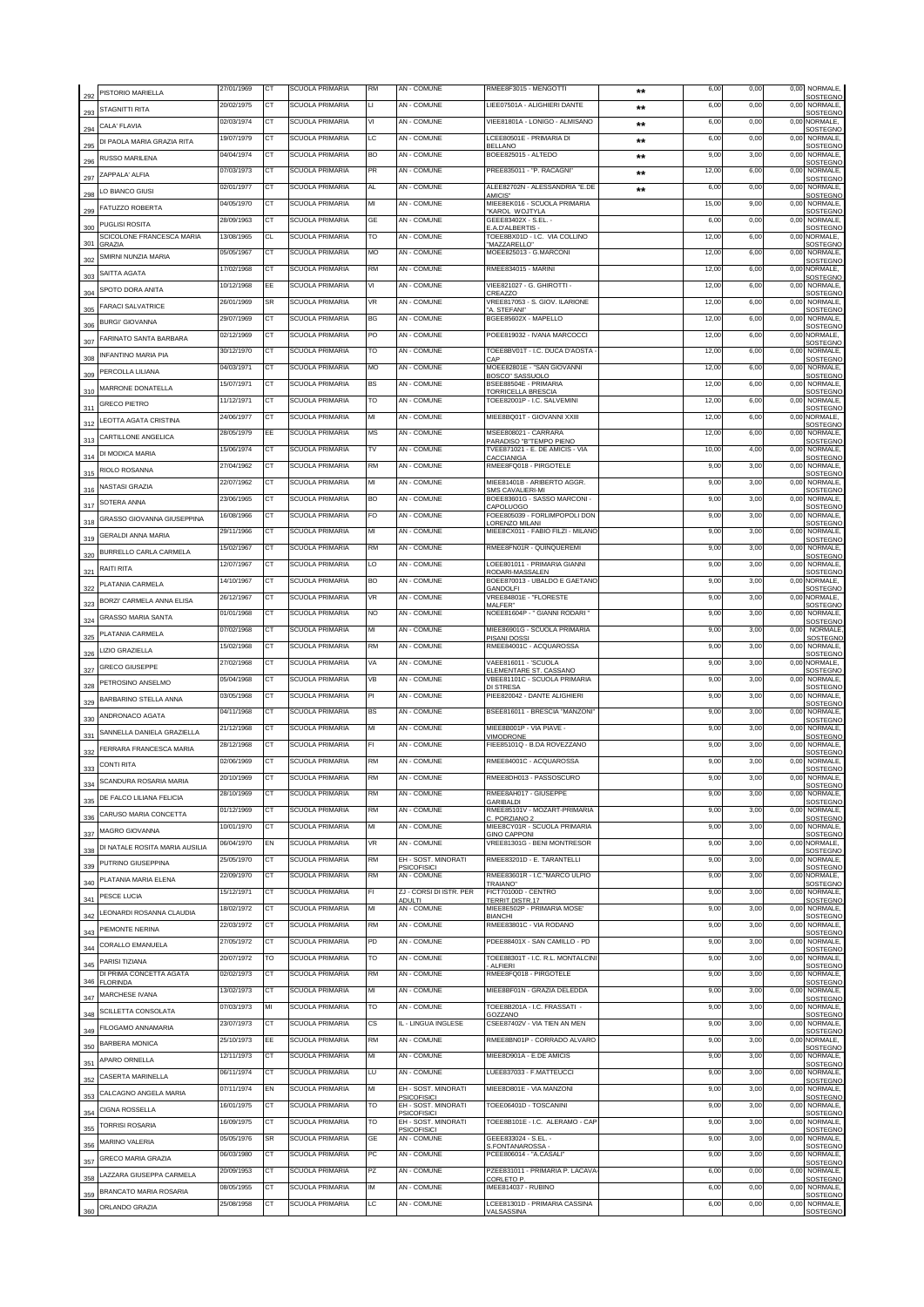| | | | | | | | | | | | | |
|---|---|---|---|---|---|---|---|---|---|---|---|---|
| 292 | PISTORIO MARIELLA | 27/01/1969 | CT | SCUOLA PRIMARIA | RM | AN - COMUNE | RMEE8F3015 - MENGOTTI | ** | 6,00 | 0,00 | 0,00 | NORMALE, SOSTEGNO |
| 293 | STAGNITTI RITA | 20/02/1975 | CT | SCUOLA PRIMARIA | LI | AN - COMUNE | LIEE07501A - ALIGHIERI DANTE | ** | 6,00 | 0,00 | 0,00 | NORMALE, SOSTEGNO |
| 294 | CALA' FLAVIA | 02/03/1974 | CT | SCUOLA PRIMARIA | VI | AN - COMUNE | VIEE81801A - LONIGO - ALMISANO | ** | 6,00 | 0,00 | 0,00 | NORMALE, SOSTEGNO |
| 295 | DI PAOLA MARIA GRAZIA RITA | 19/07/1979 | CT | SCUOLA PRIMARIA | LC | AN - COMUNE | LCEE80501E - PRIMARIA DI BELLANO | ** | 6,00 | 0,00 | 0,00 | NORMALE, SOSTEGNO |
| 296 | RUSSO MARILENA | 04/04/1974 | CT | SCUOLA PRIMARIA | BO | AN - COMUNE | BOEE825015 - ALTEDO | ** | 9,00 | 3,00 | 0,00 | NORMALE, SOSTEGNO |
| 297 | ZAPPALA' ALFIA | 07/03/1973 | CT | SCUOLA PRIMARIA | PR | AN - COMUNE | PREE835011 - "P. RACAGNI" | ** | 12,00 | 6,00 | 0,00 | NORMALE, SOSTEGNO |
| 298 | LO BIANCO GIUSI | 02/01/1977 | CT | SCUOLA PRIMARIA | AL | AN - COMUNE | ALEE82702N - ALESSANDRIA "E.DE AMICIS" | ** | 6,00 | 0,00 | 0,00 | NORMALE, SOSTEGNO |
| 299 | FATUZZO ROBERTA | 04/05/1970 | CT | SCUOLA PRIMARIA | MI | AN - COMUNE | MIEE8EK016 - SCUOLA PRIMARIA "KAROL WOJTYLA | | 15,00 | 9,00 | 0,00 | NORMALE, SOSTEGNO |
| 300 | PUGLISI ROSITA | 28/09/1963 | CT | SCUOLA PRIMARIA | GE | AN - COMUNE | GEEE83402X - S.EL. - E.A.D'ALBERTIS - | | 6,00 | 0,00 | 0,00 | NORMALE, SOSTEGNO |
| 301 | SCICOLONE FRANCESCA MARIA GRAZIA | 13/08/1965 | CL | SCUOLA PRIMARIA | TO | AN - COMUNE | TOEE8BX01D - I.C. VIA COLLINO "MAZZARELLO" | | 12,00 | 6,00 | 0,00 | NORMALE, SOSTEGNO |
| 302 | SMIRNI NUNZIA MARIA | 05/05/1967 | CT | SCUOLA PRIMARIA | MO | AN - COMUNE | MOEE825013 - G.MARCONI | | 12,00 | 6,00 | 0,00 | NORMALE, SOSTEGNO |
| 303 | SAITTA AGATA | 17/02/1968 | CT | SCUOLA PRIMARIA | RM | AN - COMUNE | RMEE834015 - MARINI | | 12,00 | 6,00 | 0,00 | NORMALE, SOSTEGNO |
| 304 | SPOTO DORA ANITA | 10/12/1968 | EE | SCUOLA PRIMARIA | VI | AN - COMUNE | VIEE821027 - G. GHIROTTI - CREAZZO | | 12,00 | 6,00 | 0,00 | NORMALE, SOSTEGNO |
| 305 | FARACI SALVATRICE | 26/01/1969 | SR | SCUOLA PRIMARIA | VR | AN - COMUNE | VREE817053 - S. GIOV. ILARIONE "A. STEFANI" | | 12,00 | 6,00 | 0,00 | NORMALE, SOSTEGNO |
| 306 | BURGI' GIOVANNA | 29/07/1969 | CT | SCUOLA PRIMARIA | BG | AN - COMUNE | BGEE85602X - MAPELLO | | 12,00 | 6,00 | 0,00 | NORMALE, SOSTEGNO |
| 307 | FARINATO SANTA BARBARA | 02/12/1969 | CT | SCUOLA PRIMARIA | PO | AN - COMUNE | POEE819032 - IVANA MARCOCCI | | 12,00 | 6,00 | 0,00 | NORMALE, SOSTEGNO |
| 308 | INFANTINO MARIA PIA | 30/12/1970 | CT | SCUOLA PRIMARIA | TO | AN - COMUNE | TOEE8BV01T - I.C. DUCA D'AOSTA - CAP | | 12,00 | 6,00 | 0,00 | NORMALE, SOSTEGNO |
| 309 | PERCOLLA LILIANA | 04/03/1971 | CT | SCUOLA PRIMARIA | MO | AN - COMUNE | MOEE82801E - "SAN GIOVANNI BOSCO" SASSUOLO | | 12,00 | 6,00 | 0,00 | NORMALE, SOSTEGNO |
| 310 | MARRONE DONATELLA | 15/07/1971 | CT | SCUOLA PRIMARIA | BS | AN - COMUNE | BSEE88504E - PRIMARIA TORRICELLA BRESCIA | | 12,00 | 6,00 | 0,00 | NORMALE, SOSTEGNO |
| 311 | GRECO PIETRO | 11/12/1971 | CT | SCUOLA PRIMARIA | TO | AN - COMUNE | TOEE82001P - I.C. SALVEMINI | | 12,00 | 6,00 | 0,00 | NORMALE, SOSTEGNO |
| 312 | LEOTTA AGATA CRISTINA | 24/06/1977 | CT | SCUOLA PRIMARIA | MI | AN - COMUNE | MIEE8BQ01T - GIOVANNI XXIII | | 12,00 | 6,00 | 0,00 | NORMALE, SOSTEGNO |
| 313 | CARTILLONE ANGELICA | 28/05/1979 | EE | SCUOLA PRIMARIA | MS | AN - COMUNE | MSEE808021 - CARRARA PARADISO "B"TEMPO PIENO | | 12,00 | 6,00 | 0,00 | NORMALE, SOSTEGNO |
| 314 | DI MODICA MARIA | 15/06/1974 | CT | SCUOLA PRIMARIA | TV | AN - COMUNE | TVEE871021 - E. DE AMICIS - VIA CACCIANIGA | | 10,00 | 4,00 | 0,00 | NORMALE, SOSTEGNO |
| 315 | RIOLO ROSANNA | 27/04/1962 | CT | SCUOLA PRIMARIA | RM | AN - COMUNE | RMEE8FQ018 - PIRGOTELE | | 9,00 | 3,00 | 0,00 | NORMALE, SOSTEGNO |
| 316 | NASTASI GRAZIA | 22/07/1962 | CT | SCUOLA PRIMARIA | MI | AN - COMUNE | MIEE81401B - ARIBERTO AGGR. SMS CAVALIERI-MI | | 9,00 | 3,00 | 0,00 | NORMALE, SOSTEGNO |
| 317 | SOTERA ANNA | 23/06/1965 | CT | SCUOLA PRIMARIA | BO | AN - COMUNE | BOEE83601G - SASSO MARCONI - CAPOLUOGO | | 9,00 | 3,00 | 0,00 | NORMALE, SOSTEGNO |
| 318 | GRASSO GIOVANNA GIUSEPPINA | 16/08/1966 | CT | SCUOLA PRIMARIA | FO | AN - COMUNE | FOEE805039 - FORLIMPOPOLI DON LORENZO MILANI | | 9,00 | 3,00 | 0,00 | NORMALE, SOSTEGNO |
| 319 | GERALDI ANNA MARIA | 29/11/1966 | CT | SCUOLA PRIMARIA | MI | AN - COMUNE | MIEE8CX011 - FABIO FILZI - MILANO | | 9,00 | 3,00 | 0,00 | NORMALE, SOSTEGNO |
| 320 | BURRELLO CARLA CARMELA | 15/02/1967 | CT | SCUOLA PRIMARIA | RM | AN - COMUNE | RMEE8FN01R - QUINQUEREMI | | 9,00 | 3,00 | 0,00 | NORMALE, SOSTEGNO |
| 321 | RAITI RITA | 12/07/1967 | CT | SCUOLA PRIMARIA | LO | AN - COMUNE | LOEE801011 - PRIMARIA GIANNI RODARI-MASSALEN | | 9,00 | 3,00 | 0,00 | NORMALE, SOSTEGNO |
| 322 | PLATANIA CARMELA | 14/10/1967 | CT | SCUOLA PRIMARIA | BO | AN - COMUNE | BOEE870013 - UBALDO E GAETANO GANDOLFI | | 9,00 | 3,00 | 0,00 | NORMALE, SOSTEGNO |
| 323 | BORZI' CARMELA ANNA ELISA | 26/12/1967 | CT | SCUOLA PRIMARIA | VR | AN - COMUNE | VREE84801E - "FLORESTE MALFER" | | 9,00 | 3,00 | 0,00 | NORMALE, SOSTEGNO |
| 324 | GRASSO MARIA SANTA | 01/01/1968 | CT | SCUOLA PRIMARIA | NO | AN - COMUNE | NOEE81604P - " GIANNI RODARI " | | 9,00 | 3,00 | 0,00 | NORMALE, SOSTEGNO |
| 325 | PLATANIA CARMELA | 07/02/1968 | CT | SCUOLA PRIMARIA | MI | AN - COMUNE | MIEE86901G - SCUOLA PRIMARIA PISANI DOSSI | | 9,00 | 3,00 | 0,00 | NORMALE, SOSTEGNO |
| 326 | LIZIO GRAZIELLA | 15/02/1968 | CT | SCUOLA PRIMARIA | RM | AN - COMUNE | RMEE84001C - ACQUAROSSA | | 9,00 | 3,00 | 0,00 | NORMALE, SOSTEGNO |
| 327 | GRECO GIUSEPPE | 27/02/1968 | CT | SCUOLA PRIMARIA | VA | AN - COMUNE | VAEE816011 - "SCUOLA ELEMENTARE ST. CASSANO | | 9,00 | 3,00 | 0,00 | NORMALE, SOSTEGNO |
| 328 | PETROSINO ANSELMO | 05/04/1968 | CT | SCUOLA PRIMARIA | VB | AN - COMUNE | VBEE81101C - SCUOLA PRIMARIA DI STRESA | | 9,00 | 3,00 | 0,00 | NORMALE, SOSTEGNO |
| 329 | BARBARINO STELLA ANNA | 03/05/1968 | CT | SCUOLA PRIMARIA | PI | AN - COMUNE | PIEE820042 - DANTE ALIGHIERI | | 9,00 | 3,00 | 0,00 | NORMALE, SOSTEGNO |
| 330 | ANDRONACO AGATA | 04/11/1968 | CT | SCUOLA PRIMARIA | BS | AN - COMUNE | BSEE816011 - BRESCIA "MANZONI" | | 9,00 | 3,00 | 0,00 | NORMALE, SOSTEGNO |
| 331 | SANNELLA DANIELA GRAZIELLA | 21/12/1968 | CT | SCUOLA PRIMARIA | MI | AN - COMUNE | MIEE8B001P - VIA PIAVE - VIMODRONE | | 9,00 | 3,00 | 0,00 | NORMALE, SOSTEGNO |
| 332 | FERRARA FRANCESCA MARIA | 28/12/1968 | CT | SCUOLA PRIMARIA | FI | AN - COMUNE | FIEE85101Q - B.DA ROVEZZANO | | 9,00 | 3,00 | 0,00 | NORMALE, SOSTEGNO |
| 333 | CONTI RITA | 02/06/1969 | CT | SCUOLA PRIMARIA | RM | AN - COMUNE | RMEE84001C - ACQUAROSSA | | 9,00 | 3,00 | 0,00 | NORMALE, SOSTEGNO |
| 334 | SCANDURA ROSARIA MARIA | 20/10/1969 | CT | SCUOLA PRIMARIA | RM | AN - COMUNE | RMEE8DH013 - PASSOSCURO | | 9,00 | 3,00 | 0,00 | NORMALE, SOSTEGNO |
| 335 | DE FALCO LILIANA FELICIA | 28/10/1969 | CT | SCUOLA PRIMARIA | RM | AN - COMUNE | RMEE8AH017 - GIUSEPPE GARIBALDI | | 9,00 | 3,00 | 0,00 | NORMALE, SOSTEGNO |
| 336 | CARUSO MARIA CONCETTA | 01/12/1969 | CT | SCUOLA PRIMARIA | RM | AN - COMUNE | RMEE85101V - MOZART-PRIMARIA C. PORZIANO 2 | | 9,00 | 3,00 | 0,00 | NORMALE, SOSTEGNO |
| 337 | MAGRO GIOVANNA | 10/01/1970 | CT | SCUOLA PRIMARIA | MI | AN - COMUNE | MIEE8CY01R - SCUOLA PRIMARIA GINO CAPPONI | | 9,00 | 3,00 | 0,00 | NORMALE, SOSTEGNO |
| 338 | DI NATALE ROSITA MARIA AUSILIA | 06/04/1970 | EN | SCUOLA PRIMARIA | VR | AN - COMUNE | VREE81301G - BENI MONTRESOR | | 9,00 | 3,00 | 0,00 | NORMALE, SOSTEGNO |
| 339 | PUTRINO GIUSEPPINA | 25/05/1970 | CT | SCUOLA PRIMARIA | RM | EH - SOST. MINORATI PSICOFISICI | RMEE83201D - E. TARANTELLI | | 9,00 | 3,00 | 0,00 | NORMALE, SOSTEGNO |
| 340 | PLATANIA MARIA ELENA | 22/09/1970 | CT | SCUOLA PRIMARIA | RM | AN - COMUNE | RMEE83601R - I.C."MARCO ULPIO TRAIANO" | | 9,00 | 3,00 | 0,00 | NORMALE, SOSTEGNO |
| 341 | PESCE LUCIA | 15/12/1971 | CT | SCUOLA PRIMARIA | FI | ZJ - CORSI DI ISTR. PER ADULTI | FICT70100D - CENTRO TERRIT.DISTR.17 | | 9,00 | 3,00 | 0,00 | NORMALE, SOSTEGNO |
| 342 | LEONARDI ROSANNA CLAUDIA | 18/02/1972 | CT | SCUOLA PRIMARIA | MI | AN - COMUNE | MIEE8E502P - PRIMARIA MOSE' BIANCHI | | 9,00 | 3,00 | 0,00 | NORMALE, SOSTEGNO |
| 343 | PIEMONTE NERINA | 22/03/1972 | CT | SCUOLA PRIMARIA | RM | AN - COMUNE | RMEE83801C - VIA RODANO | | 9,00 | 3,00 | 0,00 | NORMALE, SOSTEGNO |
| 344 | CORALLO EMANUELA | 27/05/1972 | CT | SCUOLA PRIMARIA | PD | AN - COMUNE | PDEE88401X - SAN CAMILLO - PD | | 9,00 | 3,00 | 0,00 | NORMALE, SOSTEGNO |
| 345 | PARISI TIZIANA | 20/07/1972 | TO | SCUOLA PRIMARIA | TO | AN - COMUNE | TOEE88301T - I.C. R.L. MONTALCINI - ALFIERI | | 9,00 | 3,00 | 0,00 | NORMALE, SOSTEGNO |
| 346 | DI PRIMA CONCETTA AGATA FLORINDA | 02/02/1973 | CT | SCUOLA PRIMARIA | RM | AN - COMUNE | RMEE8FQ018 - PIRGOTELE | | 9,00 | 3,00 | 0,00 | NORMALE, SOSTEGNO |
| 347 | MARCHESE IVANA | 13/02/1973 | CT | SCUOLA PRIMARIA | MI | AN - COMUNE | MIEE8BF01N - GRAZIA DELEDDA | | 9,00 | 3,00 | 0,00 | NORMALE, SOSTEGNO |
| 348 | SCILLETTA CONSOLATA | 07/03/1973 | MI | SCUOLA PRIMARIA | TO | AN - COMUNE | TOEE8B201A - I.C. FRASSATI - GOZZANO | | 9,00 | 3,00 | 0,00 | NORMALE, SOSTEGNO |
| 349 | FILOGAMO ANNAMARIA | 23/07/1973 | CT | SCUOLA PRIMARIA | CS | IL - LINGUA INGLESE | CSEE87402V - VIA TIEN AN MEN | | 9,00 | 3,00 | 0,00 | NORMALE, SOSTEGNO |
| 350 | BARBERA MONICA | 25/10/1973 | EE | SCUOLA PRIMARIA | RM | AN - COMUNE | RMEE8BN01P - CORRADO ALVARO | | 9,00 | 3,00 | 0,00 | NORMALE, SOSTEGNO |
| 351 | APARO ORNELLA | 12/11/1973 | CT | SCUOLA PRIMARIA | MI | AN - COMUNE | MIEE8D901A - E.DE AMICIS | | 9,00 | 3,00 | 0,00 | NORMALE, SOSTEGNO |
| 352 | CASERTA MARINELLA | 06/11/1974 | CT | SCUOLA PRIMARIA | LU | AN - COMUNE | LUEE837033 - F.MATTEUCCI | | 9,00 | 3,00 | 0,00 | NORMALE, SOSTEGNO |
| 353 | CALCAGNO ANGELA MARIA | 07/11/1974 | EN | SCUOLA PRIMARIA | MI | EH - SOST. MINORATI PSICOFISICI | MIEE8D801E - VIA MANZONI | | 9,00 | 3,00 | 0,00 | NORMALE, SOSTEGNO |
| 354 | CIGNA ROSSELLA | 16/01/1975 | CT | SCUOLA PRIMARIA | TO | EH - SOST. MINORATI PSICOFISICI | TOEE06401D - TOSCANINI | | 9,00 | 3,00 | 0,00 | NORMALE, SOSTEGNO |
| 355 | TORRISI ROSARIA | 16/09/1975 | CT | SCUOLA PRIMARIA | TO | EH - SOST. MINORATI PSICOFISICI | TOEE8B101E - I.C. ALERAMO - CAP | | 9,00 | 3,00 | 0,00 | NORMALE, SOSTEGNO |
| 356 | MARINO VALERIA | 05/05/1976 | SR | SCUOLA PRIMARIA | GE | AN - COMUNE | GEEE833024 - S.EL. - S.FONTANAROSSA - | | 9,00 | 3,00 | 0,00 | NORMALE, SOSTEGNO |
| 357 | GRECO MARIA GRAZIA | 06/03/1980 | CT | SCUOLA PRIMARIA | PC | AN - COMUNE | PCEE806014 - "A.CASALI" | | 9,00 | 3,00 | 0,00 | NORMALE, SOSTEGNO |
| 358 | LAZZARA GIUSEPPA CARMELA | 20/09/1953 | CT | SCUOLA PRIMARIA | PZ | AN - COMUNE | PZEE831011 - PRIMARIA P. LACAVA-CORLETO P. | | 6,00 | 0,00 | 0,00 | NORMALE, SOSTEGNO |
| 359 | BRANCATO MARIA ROSARIA | 08/05/1955 | CT | SCUOLA PRIMARIA | IM | AN - COMUNE | IMEE814037 - RUBINO | | 6,00 | 0,00 | 0,00 | NORMALE, SOSTEGNO |
| 360 | ORLANDO GRAZIA | 25/08/1958 | CT | SCUOLA PRIMARIA | LC | AN - COMUNE | LCEE81301D - PRIMARIA CASSINA VALSASSINA | | 6,00 | 0,00 | 0,00 | NORMALE, SOSTEGNO |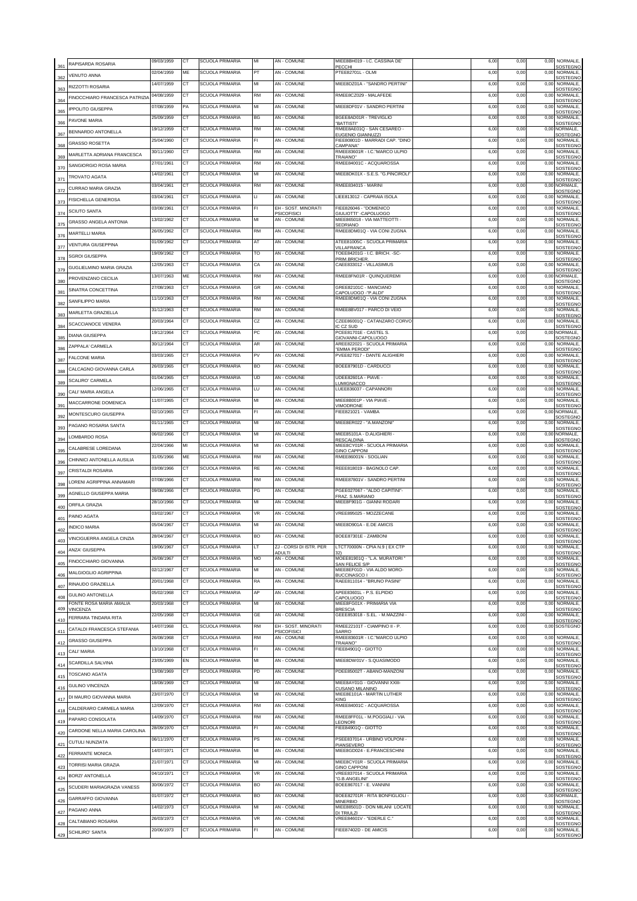| | | | | | | | | | | | | |
|---|---|---|---|---|---|---|---|---|---|---|---|---|
| 361 | RAPISARDA ROSARIA | 09/03/1959 | CT | SCUOLA PRIMARIA | MI | AN - COMUNE | MIEE8BH019 - I.C. CASSINA DE' PECCHI | | 6,00 | 0,00 | 0,00 | NORMALE, SOSTEGNO |
| 362 | VENUTO ANNA | 02/04/1959 | ME | SCUOLA PRIMARIA | PT | AN - COMUNE | PTEE82701L - OLMI | | 6,00 | 0,00 | 0,00 | NORMALE, SOSTEGNO |
| 363 | RIZZOTTI ROSARIA | 14/07/1959 | CT | SCUOLA PRIMARIA | MI | AN - COMUNE | MIEE8DZ01A - "SANDRO PERTINI" | | 6,00 | 0,00 | 0,00 | NORMALE, SOSTEGNO |
| 364 | FINOCCHIARO FRANCESCA PATRIZIA | 04/08/1959 | CT | SCUOLA PRIMARIA | RM | AN - COMUNE | RMEE8CZ029 - MALAFEDE | | 6,00 | 0,00 | 0,00 | NORMALE, SOSTEGNO |
| 365 | IPPOLITO GIUSEPPA | 07/08/1959 | PA | SCUOLA PRIMARIA | MI | AN - COMUNE | MIEE8DF01V - SANDRO PERTINI | | 6,00 | 0,00 | 0,00 | NORMALE, SOSTEGNO |
| 366 | PAVONE MARIA | 25/09/1959 | CT | SCUOLA PRIMARIA | BG | AN - COMUNE | BGEE8AD01R - TREVIGLIO "BATTISTI" | | 6,00 | 0,00 | 0,00 | NORMALE, SOSTEGNO |
| 367 | BENNARDO ANTONELLA | 19/12/1959 | CT | SCUOLA PRIMARIA | RM | AN - COMUNE | RMEE8AE01Q - SAN CESAREO - EUGENIO GIANNUZZI | | 6,00 | 0,00 | 0,00 | NORMALE, SOSTEGNO |
| 368 | GRASSO ROSETTA | 25/04/1960 | CT | SCUOLA PRIMARIA | FI | AN - COMUNE | FIEE80801D - MARRADI CAP. "DINO CAMPANA" | | 6,00 | 0,00 | 0,00 | NORMALE, SOSTEGNO |
| 369 | MARLETTA ADRIANA FRANCESCA | 30/11/1960 | CT | SCUOLA PRIMARIA | RM | AN - COMUNE | RMEE83601R - I.C."MARCO ULPIO TRAIANO" | | 6,00 | 0,00 | 0,00 | NORMALE, SOSTEGNO |
| 370 | SANGIORGIO ROSA MARIA | 27/01/1961 | CT | SCUOLA PRIMARIA | RM | AN - COMUNE | RMEE84001C - ACQUAROSSA | | 6,00 | 0,00 | 0,00 | NORMALE, SOSTEGNO |
| 371 | TROVATO AGATA | 14/02/1961 | CT | SCUOLA PRIMARIA | MI | AN - COMUNE | MIEE8DK01X - S.E.S. "G.PINCIROLI" | | 6,00 | 0,00 | 0,00 | NORMALE, SOSTEGNO |
| 372 | CURRAO MARIA GRAZIA | 03/04/1961 | CT | SCUOLA PRIMARIA | RM | AN - COMUNE | RMEE834015 - MARINI | | 6,00 | 0,00 | 0,00 | NORMALE, SOSTEGNO |
| 373 | FISICHELLA GENEROSA | 03/04/1961 | CT | SCUOLA PRIMARIA | LI | AN - COMUNE | LIEE813012 - CAPRAIA ISOLA | | 6,00 | 0,00 | 0,00 | NORMALE, SOSTEGNO |
| 374 | SCIUTO SANTA | 03/08/1961 | CT | SCUOLA PRIMARIA | FI | EH - SOST. MINORATI PSICOFISICI | FIEE826046 - "DOMENICO GIULIOTTI" -CAPOLUOGO | | 6,00 | 0,00 | 0,00 | NORMALE, SOSTEGNO |
| 375 | GRASSO ANGELA ANTONIA | 13/02/1962 | CT | SCUOLA PRIMARIA | MI | AN - COMUNE | MIEE865018 - VIA MATTEOTTI - SEDRIANO | | 6,00 | 0,00 | 0,00 | NORMALE, SOSTEGNO |
| 376 | MARTELLI MARIA | 26/05/1962 | CT | SCUOLA PRIMARIA | RM | AN - COMUNE | RMEE8DM01Q - VIA CONI ZUGNA | | 6,00 | 0,00 | 0,00 | NORMALE, SOSTEGNO |
| 377 | VENTURA GIUSEPPINA | 01/09/1962 | CT | SCUOLA PRIMARIA | AT | AN - COMUNE | ATEE81005C - SCUOLA PRIMARIA VILLAFRANCA | | 6,00 | 0,00 | 0,00 | NORMALE, SOSTEGNO |
| 378 | SGROI GIUSEPPA | 19/09/1962 | CT | SCUOLA PRIMARIA | TO | AN - COMUNE | TOEE84201G - I.C. BRICH. -SC-PRIM.BRICHER. | | 6,00 | 0,00 | 0,00 | NORMALE, SOSTEGNO |
| 379 | GUGLIELMINO MARIA GRAZIA | 12/05/1963 | CT | SCUOLA PRIMARIA | CA | AN - COMUNE | CAEE833012 - VILLASIMIUS | | 6,00 | 0,00 | 0,00 | NORMALE, SOSTEGNO |
| 380 | PROVENZANO CECILIA | 13/07/1963 | ME | SCUOLA PRIMARIA | RM | AN - COMUNE | RMEE8FN01R - QUINQUEREMI | | 6,00 | 0,00 | 0,00 | NORMALE, SOSTEGNO |
| 381 | SINATRA CONCETTINA | 27/08/1963 | CT | SCUOLA PRIMARIA | GR | AN - COMUNE | GREE82101C - MANCIANO CAPOLUOGO -"P.ALDI" | | 6,00 | 0,00 | 0,00 | NORMALE, SOSTEGNO |
| 382 | SANFILIPPO MARIA | 11/10/1963 | CT | SCUOLA PRIMARIA | RM | AN - COMUNE | RMEE8DM01Q - VIA CONI ZUGNA | | 6,00 | 0,00 | 0,00 | NORMALE, SOSTEGNO |
| 383 | MARLETTA GRAZIELLA | 31/12/1963 | CT | SCUOLA PRIMARIA | RM | AN - COMUNE | RMEE8BV017 - PARCO DI VEIO | | 6,00 | 0,00 | 0,00 | NORMALE, SOSTEGNO |
| 384 | SCACCIANOCE VENERA | 20/03/1964 | CT | SCUOLA PRIMARIA | CZ | AN - COMUNE | CZEE86001Q - CATANZARO CORVO IC CZ SUD | | 6,00 | 0,00 | 0,00 | NORMALE, SOSTEGNO |
| 385 | DIANA GIUSEPPA | 19/12/1964 | CT | SCUOLA PRIMARIA | PC | AN - COMUNE | PCEE81701E - CASTEL S. GIOVANNI-CAPOLUOGO | | 6,00 | 0,00 | 0,00 | NORMALE, SOSTEGNO |
| 386 | ZAPPALA' CARMELA | 30/12/1964 | CT | SCUOLA PRIMARIA | AR | AN - COMUNE | AREE822021 - SCUOLA PRIMARIA "EMMA PERODI" | | 6,00 | 0,00 | 0,00 | NORMALE, SOSTEGNO |
| 387 | FALCONE MARIA | 03/03/1965 | CT | SCUOLA PRIMARIA | PV | AN - COMUNE | PVEE827017 - DANTE ALIGHIERI | | 6,00 | 0,00 | 0,00 | NORMALE, SOSTEGNO |
| 388 | CALCAGNO GIOVANNA CARLA | 26/03/1965 | CT | SCUOLA PRIMARIA | BO | AN - COMUNE | BOEE87901D - CARDUCCI | | 6,00 | 0,00 | 0,00 | NORMALE, SOSTEGNO |
| 389 | SCALIRO' CARMELA | 01/04/1965 | CT | SCUOLA PRIMARIA | UD | AN - COMUNE | UDEE82601A - PIAVE - LUMIGNACCO | | 6,00 | 0,00 | 0,00 | NORMALE, SOSTEGNO |
| 390 | CALI' MARIA ANGELA | 12/06/1965 | CT | SCUOLA PRIMARIA | LU | AN - COMUNE | LUEE836037 - CAPANNORI | | 6,00 | 0,00 | 0,00 | NORMALE, SOSTEGNO |
| 391 | MACCARRONE DOMENICA | 11/07/1965 | CT | SCUOLA PRIMARIA | MI | AN - COMUNE | MIEE88001P - VIA PIAVE - VIMODRONE | | 6,00 | 0,00 | 0,00 | NORMALE, SOSTEGNO |
| 392 | MONTESCURO GIUSEPPA | 02/10/1965 | CT | SCUOLA PRIMARIA | FI | AN - COMUNE | FIEE821021 - VAMBA | | 6,00 | 0,00 | 0,00 | NORMALE, SOSTEGNO |
| 393 | PAGANO ROSARIA SANTA | 01/11/1965 | CT | SCUOLA PRIMARIA | MI | AN - COMUNE | MIEE8ER022 - "A.MANZONI" | | 6,00 | 0,00 | 0,00 | NORMALE, SOSTEGNO |
| 394 | LOMBARDO ROSA | 06/02/1966 | CT | SCUOLA PRIMARIA | MI | AN - COMUNE | MIEE85101A - D.ALIGHIERI - RESCALDINA | | 6,00 | 0,00 | 0,00 | NORMALE, SOSTEGNO |
| 395 | CALABRESE LOREDANA | 22/04/1966 | MI | SCUOLA PRIMARIA | MI | AN - COMUNE | MIEE8CY01R - SCUOLA PRIMARIA GINO CAPPONI | | 6,00 | 0,00 | 0,00 | NORMALE, SOSTEGNO |
| 396 | CHINNICI ANTONELLA AUSILIA | 31/05/1966 | ME | SCUOLA PRIMARIA | RM | AN - COMUNE | RMEE86001N - SOGLIAN | | 6,00 | 0,00 | 0,00 | NORMALE, SOSTEGNO |
| 397 | CRISTALDI ROSARIA | 03/08/1966 | CT | SCUOLA PRIMARIA | RE | AN - COMUNE | REEE818019 - BAGNOLO CAP. | | 6,00 | 0,00 | 0,00 | NORMALE, SOSTEGNO |
| 398 | LORENI AGRIPPINA ANNAMARI | 07/08/1966 | CT | SCUOLA PRIMARIA | RM | AN - COMUNE | RMEE87801V - SANDRO PERTINI | | 6,00 | 0,00 | 0,00 | NORMALE, SOSTEGNO |
| 399 | AGNELLO GIUSEPPA MARIA | 09/08/1966 | CT | SCUOLA PRIMARIA | PG | AN - COMUNE | PGEE027067 - "ALDO CAPITINI"-FRAZ. S.MARIANO | | 6,00 | 0,00 | 0,00 | NORMALE, SOSTEGNO |
| 400 | ORFILA GRAZIA | 28/10/1966 | CT | SCUOLA PRIMARIA | MI | AN - COMUNE | MIEE8F901G - GIANNI RODARI | | 6,00 | 0,00 | 0,00 | NORMALE, SOSTEGNO |
| 401 | PAINO AGATA | 03/02/1967 | CT | SCUOLA PRIMARIA | VR | AN - COMUNE | VREE895025 - MOZZECANE | | 6,00 | 0,00 | 0,00 | NORMALE, SOSTEGNO |
| 402 | INDICO MARIA | 05/04/1967 | CT | SCUOLA PRIMARIA | MI | AN - COMUNE | MIEE8D901A - E.DE AMICIS | | 6,00 | 0,00 | 0,00 | NORMALE, SOSTEGNO |
| 403 | VINCIGUERRA ANGELA CINZIA | 28/04/1967 | CT | SCUOLA PRIMARIA | BO | AN - COMUNE | BOEE87301E - ZAMBONI | | 6,00 | 0,00 | 0,00 | NORMALE, SOSTEGNO |
| 404 | ANZA' GIUSEPPA | 19/06/1967 | CT | SCUOLA PRIMARIA | LT | ZJ - CORSI DI ISTR. PER ADULTI | LTCT70000N - CPIA N.9 ( EX CTP 32) | | 6,00 | 0,00 | 0,00 | NORMALE, SOSTEGNO |
| 405 | FINOCCHIARO GIOVANNA | 26/08/1967 | CT | SCUOLA PRIMARIA | MO | AN - COMUNE | MOEE81901Q - "L.A. MURATORI " SAN FELICE S/P | | 6,00 | 0,00 | 0,00 | NORMALE, SOSTEGNO |
| 406 | MALGIOGLIO AGRIPPINA | 02/12/1967 | CT | SCUOLA PRIMARIA | MI | AN - COMUNE | MIEE8EF01D - VIA ALDO MORO-BUCCINASCO I | | 6,00 | 0,00 | 0,00 | NORMALE, SOSTEGNO |
| 407 | RINAUDO GRAZIELLA | 20/01/1968 | CT | SCUOLA PRIMARIA | RA | AN - COMUNE | RAEE811014 - "BRUNO PASINI" | | 6,00 | 0,00 | 0,00 | NORMALE, SOSTEGNO |
| 408 | GULINO ANTONELLA | 05/02/1968 | CT | SCUOLA PRIMARIA | AP | AN - COMUNE | APEE83601L - P.S. ELPIDIO CAPOLUOGO | | 6,00 | 0,00 | 0,00 | NORMALE, SOSTEGNO |
| 409 | FONTE ROSA MARIA AMALIA VINCENZA | 20/03/1968 | CT | SCUOLA PRIMARIA | MI | AN - COMUNE | MIEE8FG02X - PRIMARIA VIA BRESCIA | | 6,00 | 0,00 | 0,00 | NORMALE, SOSTEGNO |
| 410 | FERRARA TINDARA RITA | 22/05/1968 | CT | SCUOLA PRIMARIA | GE | AN - COMUNE | GEEE853018 - S.EL. - M.MAZZINI - | | 6,00 | 0,00 | 0,00 | NORMALE, SOSTEGNO |
| 411 | CATALDI FRANCESCA STEFANIA | 14/07/1968 | CL | SCUOLA PRIMARIA | RM | EH - SOST. MINORATI PSICOFISICI | RMEE22101T - CIAMPINO II - P. SARRO | | 6,00 | 0,00 | 0,00 | SOSTEGNO |
| 412 | GRASSO GIUSEPPA | 26/08/1968 | CT | SCUOLA PRIMARIA | RM | AN - COMUNE | RMEE83601R - I.C."MARCO ULPIO TRAIANO" | | 6,00 | 0,00 | 0,00 | NORMALE, SOSTEGNO |
| 413 | CALI' MARIA | 13/10/1968 | CT | SCUOLA PRIMARIA | FI | AN - COMUNE | FIEE84901Q - GIOTTO | | 6,00 | 0,00 | 0,00 | NORMALE, SOSTEGNO |
| 414 | SCARDILLA SALVINA | 23/05/1969 | EN | SCUOLA PRIMARIA | MI | AN - COMUNE | MIEE8DW01V - S.QUASIMODO | | 6,00 | 0,00 | 0,00 | NORMALE, SOSTEGNO |
| 415 | TOSCANO AGATA | 13/08/1969 | CT | SCUOLA PRIMARIA | PD | AN - COMUNE | PDEE85002T - ABANO-MANZONI | | 6,00 | 0,00 | 0,00 | NORMALE, SOSTEGNO |
| 416 | GULINO VINCENZA | 18/08/1969 | CT | SCUOLA PRIMARIA | MI | AN - COMUNE | MIEE8AY01G - GIOVANNI XXIII-CUSANO MILANINO | | 6,00 | 0,00 | 0,00 | NORMALE, SOSTEGNO |
| 417 | DI MAURO GIOVANNA MARIA | 23/07/1970 | CT | SCUOLA PRIMARIA | MI | AN - COMUNE | MIEE8E101A - MARTIN LUTHER KING | | 6,00 | 0,00 | 0,00 | NORMALE, SOSTEGNO |
| 418 | CALDERARO CARMELA MARIA | 12/09/1970 | CT | SCUOLA PRIMARIA | RM | AN - COMUNE | RMEE84001C - ACQUAROSSA | | 6,00 | 0,00 | 0,00 | NORMALE, SOSTEGNO |
| 419 | PAPARO CONSOLATA | 14/09/1970 | CT | SCUOLA PRIMARIA | RM | AN - COMUNE | RMEE8FF01L - M.POGGIALI - VIA LEONORI | | 6,00 | 0,00 | 0,00 | NORMALE, SOSTEGNO |
| 420 | CARDONE NELLA MARIA CAROLINA | 28/09/1970 | CT | SCUOLA PRIMARIA | FI | AN - COMUNE | FIEE84901Q - GIOTTO | | 6,00 | 0,00 | 0,00 | NORMALE, SOSTEGNO |
| 421 | CUTULI NUNZIATA | 06/11/1970 | CT | SCUOLA PRIMARIA | PS | AN - COMUNE | PSEE837014 - URBINO VOLPONI - PIANSEVERO | | 6,00 | 0,00 | 0,00 | NORMALE, SOSTEGNO |
| 422 | FERRANTE MONICA | 14/07/1971 | CT | SCUOLA PRIMARIA | MI | AN - COMUNE | MIEE8GD024 - E.FRANCESCHINI | | 6,00 | 0,00 | 0,00 | NORMALE, SOSTEGNO |
| 423 | TORRISI MARIA GRAZIA | 21/07/1971 | CT | SCUOLA PRIMARIA | MI | AN - COMUNE | MIEE8CY01R - SCUOLA PRIMARIA GINO CAPPONI | | 6,00 | 0,00 | 0,00 | NORMALE, SOSTEGNO |
| 424 | BORZI' ANTONELLA | 04/10/1971 | CT | SCUOLA PRIMARIA | VR | AN - COMUNE | VREE837014 - SCUOLA PRIMARIA "G.B.ANGELINI" | | 6,00 | 0,00 | 0,00 | NORMALE, SOSTEGNO |
| 425 | SCUDERI MARIAGRAZIA VANESS | 30/06/1972 | CT | SCUOLA PRIMARIA | BO | AN - COMUNE | BOEE867017 - E. VANNINI | | 6,00 | 0,00 | 0,00 | NORMALE, SOSTEGNO |
| 426 | GARRAFFO GIOVANNA | 01/07/1972 | CT | SCUOLA PRIMARIA | BO | AN - COMUNE | BOEE82701R - RITA BONFIGLIOLI - MINERBIO | | 6,00 | 0,00 | 0,00 | NORMALE, SOSTEGNO |
| 427 | PAGANO ANNA | 14/02/1973 | CT | SCUOLA PRIMARIA | MI | AN - COMUNE | MIEE8B501D - DON MILANI LOCATE DI TRIULZI | | 6,00 | 0,00 | 0,00 | NORMALE, SOSTEGNO |
| 428 | CALTABIANO ROSARIA | 26/03/1973 | CT | SCUOLA PRIMARIA | VR | AN - COMUNE | VREE84601V - "EDERLE C." | | 6,00 | 0,00 | 0,00 | NORMALE, SOSTEGNO |
| 429 | SCHILIRO' SANTA | 20/06/1973 | CT | SCUOLA PRIMARIA | FI | AN - COMUNE | FIEE87402D - DE AMICIS | | 6,00 | 0,00 | 0,00 | NORMALE, SOSTEGNO |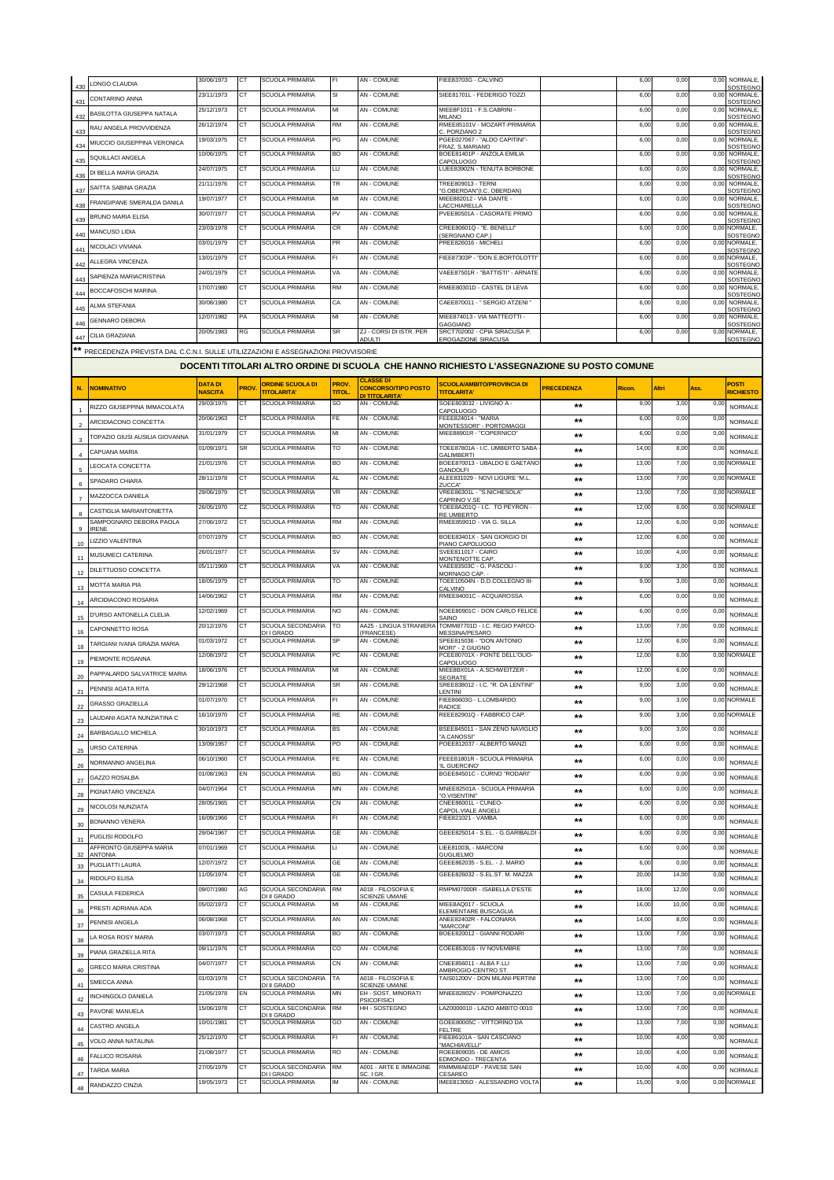| 430 | LONGO CLAUDIA | 30/06/1973 | CT | SCUOLA PRIMARIA | FI | AN - COMUNE | FIEE83703G - CALVINO | | 6,00 | 0,00 | 0,00 | NORMALE, SOSTEGNO |
|---|---|---|---|---|---|---|---|---|---|---|---|---|
| 431 | CONTARINO ANNA | 23/11/1973 | CT | SCUOLA PRIMARIA | SI | AN - COMUNE | SIEE81701L - FEDERIGO TOZZI | | 6,00 | 0,00 | 0,00 | NORMALE, SOSTEGNO |
| 432 | BASILOTTA GIUSEPPA NATALA | 25/12/1973 | CT | SCUOLA PRIMARIA | MI | AN - COMUNE | MIEE8F1011 - F.S.CABRINI - MILANO | | 6,00 | 0,00 | 0,00 | NORMALE, SOSTEGNO |
| 433 | RAU ANGELA PROVVIDENZA | 26/12/1974 | CT | SCUOLA PRIMARIA | RM | AN - COMUNE | RMEE85101V - MOZART-PRIMARIA C. PORZIANO 2 | | 6,00 | 0,00 | 0,00 | NORMALE, SOSTEGNO |
| 434 | MIUCCIO GIUSEPPINA VERONICA | 19/03/1975 | CT | SCUOLA PRIMARIA | PG | AN - COMUNE | PGEE027067 - "ALDO CAPITINI"-FRAZ. S.MARIANO | | 6,00 | 0,00 | 0,00 | NORMALE, SOSTEGNO |
| 435 | SQUILLACI ANGELA | 10/06/1975 | CT | SCUOLA PRIMARIA | BO | AN - COMUNE | BOEE81401P - ANZOLA EMILIA CAPOLUOGO | | 6,00 | 0,00 | 0,00 | NORMALE, SOSTEGNO |
| 436 | DI BELLA MARIA GRAZIA | 24/07/1975 | CT | SCUOLA PRIMARIA | LU | AN - COMUNE | LUEE83902N - TENUTA BORBONE | | 6,00 | 0,00 | 0,00 | NORMALE, SOSTEGNO |
| 437 | SAITTA SABINA GRAZIA | 21/11/1976 | CT | SCUOLA PRIMARIA | TR | AN - COMUNE | TREE809013 - TERNI "G.OBERDAN"(I.C. OBERDAN) | | 6,00 | 0,00 | 0,00 | NORMALE, SOSTEGNO |
| 438 | FRANGIPANE SMERALDA DANILA | 19/07/1977 | CT | SCUOLA PRIMARIA | MI | AN - COMUNE | MIEE882012 - VIA DANTE - LACCHIARELLA | | 6,00 | 0,00 | 0,00 | NORMALE, SOSTEGNO |
| 439 | BRUNO MARIA ELISA | 30/07/1977 | CT | SCUOLA PRIMARIA | PV | AN - COMUNE | PVEE80501A - CASORATE PRIMO | | 6,00 | 0,00 | 0,00 | NORMALE, SOSTEGNO |
| 440 | MANCUSO LIDIA | 23/03/1978 | CT | SCUOLA PRIMARIA | CR | AN - COMUNE | CREE80601Q - "E. BENELLI" (SERGNANO CAP.) | | 6,00 | 0,00 | 0,00 | NORMALE, SOSTEGNO |
| 441 | NICOLACI VIVIANA | 03/01/1979 | CT | SCUOLA PRIMARIA | PR | AN - COMUNE | PREE826016 - MICHELI | | 6,00 | 0,00 | 0,00 | NORMALE, SOSTEGNO |
| 442 | ALLEGRA VINCENZA | 13/01/1979 | CT | SCUOLA PRIMARIA | FI | AN - COMUNE | FIEE87303P - "DON E.BORTOLOTTI" | | 6,00 | 0,00 | 0,00 | NORMALE, SOSTEGNO |
| 443 | SAPIENZA MARIACRISTINA | 24/01/1979 | CT | SCUOLA PRIMARIA | VA | AN - COMUNE | VAEE87501R - "BATTISTI" - ARNATE | | 6,00 | 0,00 | 0,00 | NORMALE, SOSTEGNO |
| 444 | BOCCAFOSCHI MARINA | 17/07/1980 | CT | SCUOLA PRIMARIA | RM | AN - COMUNE | RMEE80301D - CASTEL DI LEVA | | 6,00 | 0,00 | 0,00 | NORMALE, SOSTEGNO |
| 445 | ALMA STEFANIA | 30/08/1980 | CT | SCUOLA PRIMARIA | CA | AN - COMUNE | CAEE870011 - " SERGIO ATZENI " | | 6,00 | 0,00 | 0,00 | NORMALE, SOSTEGNO |
| 446 | GENNARO DEBORA | 12/07/1982 | PA | SCUOLA PRIMARIA | MI | AN - COMUNE | MIEE874013 - VIA MATTEOTTI - GAGGIANO | | 6,00 | 0,00 | 0,00 | NORMALE, SOSTEGNO |
| 447 | CILIA GRAZIANA | 20/05/1983 | RG | SCUOLA PRIMARIA | SR | ZJ - CORSI DI ISTR. PER ADULTI | SRCT702002 - CPIA SIRACUSA P. EROGAZIONE SIRACUSA | | 6,00 | 0,00 | 0,00 | NORMALE, SOSTEGNO |

** PRECEDENZA PREVISTA DAL C.C.N.I. SULLE UTILIZZAZIONI E ASSEGNAZIONI PROVVISORIE

## DOCENTI TITOLARI ALTRO ORDINE DI SCUOLA CHE HANNO RICHIESTO L'ASSEGNAZIONE SU POSTO COMUNE

| N. | NOMINATIVO | DATA DI NASCITA | PROV. | ORDINE SCUOLA DI TITOLARITA' | PROV. TITOL. | CLASSE DI CONCORSO/TIPO POSTO DI TITOLARITA' | SCUOLA/AMBITO/PROVINCIA DI TITOLARITA' | PRECEDENZA | Ricon. | Altri | Ass. | POSTI RICHIESTO |
|---|---|---|---|---|---|---|---|---|---|---|---|---|
| 1 | RIZZO GIUSEPPINA IMMACOLATA | 29/03/1975 | CT | SCUOLA PRIMARIA | SO | AN - COMUNE | SOEE803032 - LIVIGNO A - CAPOLUOGO | ** | 9,00 | 3,00 | 0,00 | NORMALE |
| 2 | ARCIDIACONO CONCETTA | 20/06/1963 | CT | SCUOLA PRIMARIA | FE | AN - COMUNE | FEEE824014 - "MARIA MONTESSORI" - PORTOMAGGI | ** | 6,00 | 0,00 | 0,00 | NORMALE |
| 3 | TOPAZIO GIUSI AUSILIA GIOVANNA | 31/01/1979 | CT | SCUOLA PRIMARIA | MI | AN - COMUNE | MIEE88901R - "COPERNICO" | ** | 6,00 | 0,00 | 0,00 | NORMALE |
| 4 | CAPUANA MARIA | 01/09/1971 | SR | SCUOLA PRIMARIA | TO | AN - COMUNE | TOEE87801A - I.C. UMBERTO SABA - GALIMBERTI | ** | 14,00 | 8,00 | 0,00 | NORMALE |
| 5 | LEOCATA CONCETTA | 21/01/1976 | CT | SCUOLA PRIMARIA | BO | AN - COMUNE | BOEE870013 - UBALDO E GAETANO GANDOLFI | ** | 13,00 | 7,00 | 0,00 | NORMALE |
| 6 | SPADARO CHIARA | 28/11/1978 | CT | SCUOLA PRIMARIA | AL | AN - COMUNE | ALEE831029 - NOVI LIGURE "M.L. ZUCCA" | ** | 13,00 | 7,00 | 0,00 | NORMALE |
| 7 | MAZZOCCA DANIELA | 29/06/1979 | CT | SCUOLA PRIMARIA | VR | AN - COMUNE | VREE86301L - "S.NICHESOLA" CAPRINO V.SE | ** | 13,00 | 7,00 | 0,00 | NORMALE |
| 8 | CASTIGLIA MARIANTONIETTA | 26/05/1970 | CZ | SCUOLA PRIMARIA | TO | AN - COMUNE | TOEE8A201Q - I.C. TO PEYRON - RE UMBERTO | ** | 12,00 | 6,00 | 0,00 | NORMALE |
| 9 | SAMPOGNARO DEBORA PAOLA IRENE | 27/06/1972 | CT | SCUOLA PRIMARIA | RM | AN - COMUNE | RMEE85901D - VIA G. SILLA | ** | 12,00 | 6,00 | 0,00 | NORMALE |
| 10 | LIZZIO VALENTINA | 07/07/1979 | CT | SCUOLA PRIMARIA | BO | AN - COMUNE | BOEE83401X - SAN GIORGIO DI PIANO CAPOLUOGO | ** | 12,00 | 6,00 | 0,00 | NORMALE |
| 11 | MUSUMECI CATERINA | 26/01/1977 | CT | SCUOLA PRIMARIA | SV | AN - COMUNE | SVEE811017 - CAIRO MONTENOTTE CAP. | ** | 10,00 | 4,00 | 0,00 | NORMALE |
| 12 | DILETTUOSO CONCETTA | 05/11/1969 | CT | SCUOLA PRIMARIA | VA | AN - COMUNE | VAEE83503C - G. PASCOLI - MORNAGO CAP. - | ** | 9,00 | 3,00 | 0,00 | NORMALE |
| 13 | MOTTA MARIA PIA | 18/05/1979 | CT | SCUOLA PRIMARIA | TO | AN - COMUNE | TOEE10504N - D.D.COLLEGNO III-CALVINO | ** | 9,00 | 3,00 | 0,00 | NORMALE |
| 14 | ARCIDIACONO ROSARIA | 14/06/1962 | CT | SCUOLA PRIMARIA | RM | AN - COMUNE | RMEE84001C - ACQUAROSSA | ** | 6,00 | 0,00 | 0,00 | NORMALE |
| 15 | D'URSO ANTONELLA CLELIA | 12/02/1969 | CT | SCUOLA PRIMARIA | NO | AN - COMUNE | NOEE80901C - DON CARLO FELICE SAINO | ** | 6,00 | 0,00 | 0,00 | NORMALE |
| 16 | CAPONNETTO ROSA | 20/12/1976 | CT | SCUOLA SECONDARIA DI I GRADO | TO | AA25 - LINGUA STRANIERA (FRANCESE) | TOMM87701D - I.C. REGIO PARCO-MESSINA/PESARO | ** | 13,00 | 7,00 | 0,00 | NORMALE |
| 18 | TARGIANI IVANA GRAZIA MARIA | 01/03/1972 | CT | SCUOLA PRIMARIA | SP | AN - COMUNE | SPEE815036 - "DON ANTONIO MORI" - 2 GIUGNO | ** | 12,00 | 6,00 | 0,00 | NORMALE |
| 19 | PIEMONTE ROSANNA | 12/08/1972 | CT | SCUOLA PRIMARIA | PC | AN - COMUNE | PCEE80701X - PONTE DELL'OLIO-CAPOLUOGO | ** | 12,00 | 6,00 | 0,00 | NORMALE |
| 20 | PAPPALARDO SALVATRICE MARIA | 18/06/1976 | CT | SCUOLA PRIMARIA | MI | AN - COMUNE | MIEE8BX01A - A.SCHWEITZER - SEGRATE | ** | 12,00 | 6,00 | 0,00 | NORMALE |
| 21 | PENNISI AGATA RITA | 29/12/1968 | CT | SCUOLA PRIMARIA | SR | AN - COMUNE | SREE838012 - I.C. "R. DA LENTINI" LENTINI | ** | 9,00 | 3,00 | 0,00 | NORMALE |
| 22 | GRASSO GRAZIELLA | 01/07/1970 | CT | SCUOLA PRIMARIA | FI | AN - COMUNE | FIEE86603G - L.LOMBARDO RADICE | ** | 9,00 | 3,00 | 0,00 | NORMALE |
| 23 | LAUDANI AGATA NUNZIATINA C | 16/10/1970 | CT | SCUOLA PRIMARIA | RE | AN - COMUNE | REEE82901Q - FABBRICO CAP. | ** | 9,00 | 3,00 | 0,00 | NORMALE |
| 24 | BARBAGALLO MICHELA | 30/10/1973 | CT | SCUOLA PRIMARIA | BS | AN - COMUNE | BSEE845011 - SAN ZENO NAVIGLIO "A.CANOSSI" | ** | 9,00 | 3,00 | 0,00 | NORMALE |
| 25 | URSO CATERINA | 13/09/1957 | CT | SCUOLA PRIMARIA | PO | AN - COMUNE | POEE812037 - ALBERTO MANZI | ** | 6,00 | 0,00 | 0,00 | NORMALE |
| 26 | NORMANNO ANGELINA | 06/10/1960 | CT | SCUOLA PRIMARIA | FE | AN - COMUNE | FEEE81801R - SCUOLA PRIMARIA 'IL GUERCINO' | ** | 6,00 | 0,00 | 0,00 | NORMALE |
| 27 | GAZZO ROSALBA | 01/08/1963 | EN | SCUOLA PRIMARIA | BG | AN - COMUNE | BGEE84501C - CURNO "RODARI" | ** | 6,00 | 0,00 | 0,00 | NORMALE |
| 28 | PIGNATARO VINCENZA | 04/07/1964 | CT | SCUOLA PRIMARIA | MN | AN - COMUNE | MNEE82501A - SCUOLA PRIMARIA "O.VISENTINI" | ** | 6,00 | 0,00 | 0,00 | NORMALE |
| 29 | NICOLOSI NUNZIATA | 28/05/1965 | CT | SCUOLA PRIMARIA | CN | AN - COMUNE | CNEE86001L - CUNEO-CAPOL.VIALE ANGELI | ** | 6,00 | 0,00 | 0,00 | NORMALE |
| 30 | BONANNO VENERA | 16/09/1966 | CT | SCUOLA PRIMARIA | FI | AN - COMUNE | FIEE821021 - VAMBA | ** | 6,00 | 0,00 | 0,00 | NORMALE |
| 31 | PUGLISI RODOLFO | 29/04/1967 | CT | SCUOLA PRIMARIA | GE | AN - COMUNE | GEEE825014 - S.EL. - G.GARIBALDI | ** | 6,00 | 0,00 | 0,00 | NORMALE |
| 32 | AFFRONTO GIUSEPPA MARIA ANTONIA | 07/01/1969 | CT | SCUOLA PRIMARIA | LI | AN - COMUNE | LIEE81003L - MARCONI GUGLIELMO | ** | 6,00 | 0,00 | 0,00 | NORMALE |
| 33 | PUGLIATTI LAURA | 12/07/1972 | CT | SCUOLA PRIMARIA | GE | AN - COMUNE | GEEE862035 - S.EL. - J. MARIO | ** | 6,00 | 0,00 | 0,00 | NORMALE |
| 34 | RIDOLFO ELISA | 11/05/1974 | CT | SCUOLA PRIMARIA | GE | AN - COMUNE | GEEE826032 - S.EL.ST. M. MAZZA | ** | 20,00 | 14,00 | 0,00 | NORMALE |
| 35 | CASULA FEDERICA | 09/07/1980 | AG | SCUOLA SECONDARIA DI II GRADO | RM | A018 - FILOSOFIA E SCIENZE UMANE | RMPM07000R - ISABELLA D'ESTE | ** | 18,00 | 12,00 | 0,00 | NORMALE |
| 36 | PRESTI ADRIANA ADA | 05/02/1973 | CT | SCUOLA PRIMARIA | MI | AN - COMUNE | MIEE8AQ017 - SCUOLA ELEMENTARE BUSCAGLIA | ** | 16,00 | 10,00 | 0,00 | NORMALE |
| 37 | PENNISI ANGELA | 06/08/1968 | CT | SCUOLA PRIMARIA | AN | AN - COMUNE | ANEE82402R - FALCONARA "MARCONI" | ** | 14,00 | 8,00 | 0,00 | NORMALE |
| 38 | LA ROSA ROSY MARIA | 03/07/1973 | CT | SCUOLA PRIMARIA | BO | AN - COMUNE | BOEE820012 - GIANNI RODARI | ** | 13,00 | 7,00 | 0,00 | NORMALE |
| 39 | PIANA GRAZIELLA RITA | 09/11/1976 | CT | SCUOLA PRIMARIA | CO | AN - COMUNE | COEE853016 - IV NOVEMBRE | ** | 13,00 | 7,00 | 0,00 | NORMALE |
| 40 | GRECO MARIA CRISTINA | 04/07/1977 | CT | SCUOLA PRIMARIA | CN | AN - COMUNE | CNEE856011 - ALBA F.LLI AMBROGIO-CENTRO ST. | ** | 13,00 | 7,00 | 0,00 | NORMALE |
| 41 | SMECCA ANNA | 01/03/1978 | CT | SCUOLA SECONDARIA DI II GRADO | TA | A018 - FILOSOFIA E SCIENZE UMANE | TAIS01200V - DON MILANI-PERTINI | ** | 13,00 | 7,00 | 0,00 | NORMALE |
| 42 | INCHINGOLO DANIELA | 21/05/1978 | EN | SCUOLA PRIMARIA | MN | EH - SOST. MINORATI PSICOFISICI | MNEE82802V - POMPONAZZO | ** | 13,00 | 7,00 | 0,00 | NORMALE |
| 43 | PAVONE MANUELA | 15/06/1978 | CT | SCUOLA SECONDARIA DI II GRADO | RM | HH - SOSTEGNO | LAZ0000010 - LAZIO AMBITO 0010 | ** | 13,00 | 7,00 | 0,00 | NORMALE |
| 44 | CASTRO ANGELA | 10/01/1981 | CT | SCUOLA PRIMARIA | GO | AN - COMUNE | GOEE80005C - VITTORINO DA FELTRE | ** | 13,00 | 7,00 | 0,00 | NORMALE |
| 45 | VOLO ANNA NATALINA | 25/12/1970 | CT | SCUOLA PRIMARIA | FI | AN - COMUNE | FIEE86101A - SAN CASCIANO "MACHIAVELLI" | ** | 10,00 | 4,00 | 0,00 | NORMALE |
| 46 | FALLICO ROSARIA | 21/08/1977 | CT | SCUOLA PRIMARIA | RO | AN - COMUNE | ROEE809035 - DE AMICIS EDMONDO - TRECENTA | ** | 10,00 | 4,00 | 0,00 | NORMALE |
| 47 | TARDA MARIA | 27/05/1979 | CT | SCUOLA SECONDARIA DI I GRADO | RM | A001 - ARTE E IMMAGINE SC. I GR. | RMMM8AE01P - PAVESE SAN CESAREO | ** | 10,00 | 4,00 | 0,00 | NORMALE |
| 48 | RANDAZZO CINZIA | 19/05/1973 | CT | SCUOLA PRIMARIA | IM | AN - COMUNE | IMEE81305D - ALESSANDRO VOLTA | ** | 15,00 | 9,00 | 0,00 | NORMALE |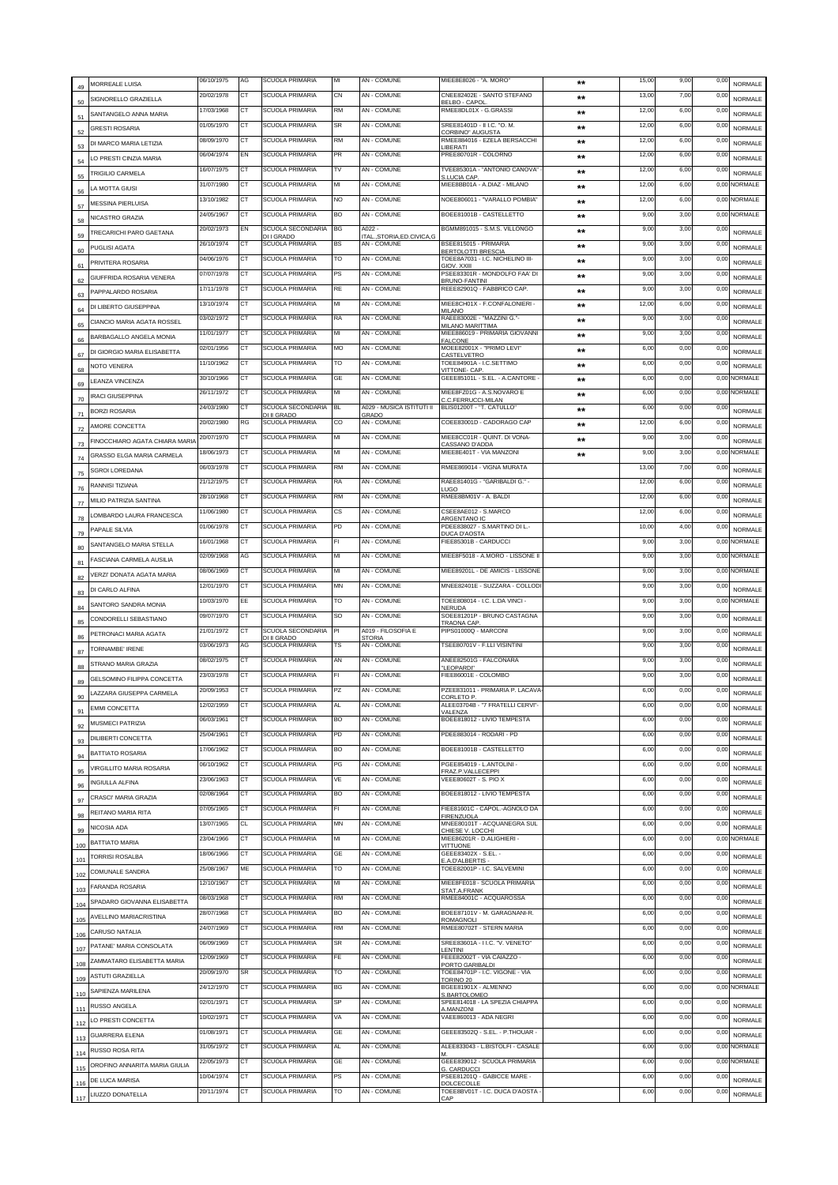| | | | | | | | | | | | |
|---|---|---|---|---|---|---|---|---|---|---|---|
| 49 | MORREALE LUISA | 06/10/1975 | AG | SCUOLA PRIMARIA | MI | AN - COMUNE | MIEE8E8026 - "A. MORO" | ** | 15,00 | 9,00 | 0,00 | NORMALE |
| 50 | SIGNORELLO GRAZIELLA | 20/02/1978 | CT | SCUOLA PRIMARIA | CN | AN - COMUNE | CNEE82402E - SANTO STEFANO BELBO - CAPOL. | ** | 13,00 | 7,00 | 0,00 | NORMALE |
| 51 | SANTANGELO ANNA MARIA | 17/03/1968 | CT | SCUOLA PRIMARIA | RM | AN - COMUNE | RMEE8DL01X - G.GRASSI | ** | 12,00 | 6,00 | 0,00 | NORMALE |
| 52 | GRESTI ROSARIA | 01/05/1970 | CT | SCUOLA PRIMARIA | SR | AN - COMUNE | SREE81401D - II I.C. "O. M. CORBINO" AUGUSTA | ** | 12,00 | 6,00 | 0,00 | NORMALE |
| 53 | DI MARCO MARIA LETIZIA | 08/09/1970 | CT | SCUOLA PRIMARIA | RM | AN - COMUNE | RMEE884016 - EZELA BERSACCHI LIBERATI | ** | 12,00 | 6,00 | 0,00 | NORMALE |
| 54 | LO PRESTI CINZIA MARIA | 06/04/1974 | EN | SCUOLA PRIMARIA | PR | AN - COMUNE | PREE80701R - COLORNO | ** | 12,00 | 6,00 | 0,00 | NORMALE |
| 55 | TRIGILIO CARMELA | 16/07/1975 | CT | SCUOLA PRIMARIA | TV | AN - COMUNE | TVEE85301A - "ANTONIO CANOVA" - S.LUCIA CAP. | ** | 12,00 | 6,00 | 0,00 | NORMALE |
| 56 | LA MOTTA GIUSI | 31/07/1980 | CT | SCUOLA PRIMARIA | MI | AN - COMUNE | MIEE8BB01A - A.DIAZ - MILANO | ** | 12,00 | 6,00 | 0,00 | NORMALE |
| 57 | MESSINA PIERLUISA | 13/10/1982 | CT | SCUOLA PRIMARIA | NO | AN - COMUNE | NOEE806011 - "VARALLO POMBIA" | ** | 12,00 | 6,00 | 0,00 | NORMALE |
| 58 | NICASTRO GRAZIA | 24/05/1967 | CT | SCUOLA PRIMARIA | BO | AN - COMUNE | BOEE81001B - CASTELLETTO | ** | 9,00 | 3,00 | 0,00 | NORMALE |
| 59 | TRECARICHI PARO GAETANA | 20/02/1973 | EN | SCUOLA SECONDARIA DI I GRADO | BG | A022 - ITAL.,STORIA,ED.CIVICA,G | BGMM891015 - S.M.S. VILLONGO | ** | 9,00 | 3,00 | 0,00 | NORMALE |
| 60 | PUGLISI AGATA | 26/10/1974 | CT | SCUOLA PRIMARIA | BS | AN - COMUNE | BSEE81501S - PRIMARIA BERTOLOTTI BRESCIA | ** | 9,00 | 3,00 | 0,00 | NORMALE |
| 61 | PRIVITERA ROSARIA | 04/06/1976 | CT | SCUOLA PRIMARIA | TO | AN - COMUNE | TOEE8A7031 - I.C. NICHELINO III- GIOV. XXIII | ** | 9,00 | 3,00 | 0,00 | NORMALE |
| 62 | GIUFFRIDA ROSARIA VENERA | 07/07/1978 | CT | SCUOLA PRIMARIA | PS | AN - COMUNE | PSEE83301R - MONDOLFO FAA' DI BRUNO-FANTINI | ** | 9,00 | 3,00 | 0,00 | NORMALE |
| 63 | PAPPALARDO ROSARIA | 17/11/1978 | CT | SCUOLA PRIMARIA | RE | AN - COMUNE | REEE82901Q - FABBRICO CAP. | ** | 9,00 | 3,00 | 0,00 | NORMALE |
| 64 | DI LIBERTO GIUSEPPINA | 13/10/1974 | CT | SCUOLA PRIMARIA | MI | AN - COMUNE | MIEE8CH01X - F.CONFALONIERI - MILANO | ** | 12,00 | 6,00 | 0,00 | NORMALE |
| 65 | CIANCIO MARIA AGATA ROSSEL | 03/02/1972 | CT | SCUOLA PRIMARIA | RA | AN - COMUNE | RAEE83002E - "MAZZINI G."- MILANO MARITTIMA | ** | 9,00 | 3,00 | 0,00 | NORMALE |
| 66 | BARBAGALLO ANGELA MONIA | 11/01/1977 | CT | SCUOLA PRIMARIA | MI | AN - COMUNE | MIEE886019 - PRIMARIA GIOVANNI FALCONE | ** | 9,00 | 3,00 | 0,00 | NORMALE |
| 67 | DI GIORGIO MARIA ELISABETTA | 02/01/1956 | CT | SCUOLA PRIMARIA | MO | AN - COMUNE | MOEE82001X - "PRIMO LEVI" CASTELVETRO | ** | 6,00 | 0,00 | 0,00 | NORMALE |
| 68 | NOTO VENERA | 11/10/1962 | CT | SCUOLA PRIMARIA | TO | AN - COMUNE | TOEE84901A - I.C.SETTIMO VITTONE- CAP. | ** | 6,00 | 0,00 | 0,00 | NORMALE |
| 69 | LEANZA VINCENZA | 30/10/1966 | CT | SCUOLA PRIMARIA | GE | AN - COMUNE | GEEE85101L - S.EL. - A.CANTORE - | ** | 6,00 | 0,00 | 0,00 | NORMALE |
| 70 | IRACI GIUSEPPINA | 26/11/1972 | CT | SCUOLA PRIMARIA | MI | AN - COMUNE | MIEE8FZ01G - A.S.NOVARO E C.C.FERRUCCI-MILAN | ** | 6,00 | 0,00 | 0,00 | NORMALE |
| 71 | BORZI ROSARIA | 24/03/1980 | CT | SCUOLA SECONDARIA DI II GRADO | BL | A029 - MUSICA ISTITUTI II GRADO | BLIS01200T - "T. CATULLO" | ** | 6,00 | 0,00 | 0,00 | NORMALE |
| 72 | AMORE CONCETTA | 20/02/1980 | RG | SCUOLA PRIMARIA | CO | AN - COMUNE | COEE83001D - CADORAGO CAP | ** | 12,00 | 6,00 | 0,00 | NORMALE |
| 73 | FINOCCHIARO AGATA CHIARA MARIA | 20/07/1970 | CT | SCUOLA PRIMARIA | MI | AN - COMUNE | MIEE8CC01R - QUINT. DI VONA- CASSANO D'ADDA | ** | 9,00 | 3,00 | 0,00 | NORMALE |
| 74 | GRASSO ELGA MARIA CARMELA | 18/06/1973 | CT | SCUOLA PRIMARIA | MI | AN - COMUNE | MIEE8E401T - VIA MANZONI | ** | 9,00 | 3,00 | 0,00 | NORMALE |
| 75 | SGROI LOREDANA | 06/03/1978 | CT | SCUOLA PRIMARIA | RM | AN - COMUNE | RMEE869014 - VIGNA MURATA | | 13,00 | 7,00 | 0,00 | NORMALE |
| 76 | RANNISI TIZIANA | 21/12/1975 | CT | SCUOLA PRIMARIA | RA | AN - COMUNE | RAEE81401G - "GARIBALDI G." - LUGO | | 12,00 | 6,00 | 0,00 | NORMALE |
| 77 | MILIO PATRIZIA SANTINA | 28/10/1968 | CT | SCUOLA PRIMARIA | RM | AN - COMUNE | RMEE8BM01V - A. BALDI | | 12,00 | 6,00 | 0,00 | NORMALE |
| 78 | LOMBARDO LAURA FRANCESCA | 11/06/1980 | CT | SCUOLA PRIMARIA | CS | AN - COMUNE | CSEE8AE012 - S.MARCO ARGENTANO IC | | 12,00 | 6,00 | 0,00 | NORMALE |
| 79 | PAPALE SILVIA | 01/06/1978 | CT | SCUOLA PRIMARIA | PD | AN - COMUNE | PDEE838027 - S.MARTINO DI L.- DUCA D'AOSTA | | 10,00 | 4,00 | 0,00 | NORMALE |
| 80 | SANTANGELO MARIA STELLA | 16/01/1968 | CT | SCUOLA PRIMARIA | FI | AN - COMUNE | FIEE85301B - CARDUCCI | | 9,00 | 3,00 | 0,00 | NORMALE |
| 81 | FASCIANA CARMELA AUSILIA | 02/09/1968 | AG | SCUOLA PRIMARIA | MI | AN - COMUNE | MIEE8F5018 - A.MORO - LISSONE II | | 9,00 | 3,00 | 0,00 | NORMALE |
| 82 | VERZI' DONATA AGATA MARIA | 08/06/1969 | CT | SCUOLA PRIMARIA | MI | AN - COMUNE | MIEE89201L - DE AMICIS - LISSONE | | 9,00 | 3,00 | 0,00 | NORMALE |
| 83 | DI CARLO ALFINA | 12/01/1970 | CT | SCUOLA PRIMARIA | MN | AN - COMUNE | MNEE82401E - SUZZARA - COLLODI | | 9,00 | 3,00 | 0,00 | NORMALE |
| 84 | SANTORO SANDRA MONIA | 10/03/1970 | EE | SCUOLA PRIMARIA | TO | AN - COMUNE | TOEE808014 - I.C. L.DA VINCI - NERUDA | | 9,00 | 3,00 | 0,00 | NORMALE |
| 85 | CONDORELLI SEBASTIANO | 09/07/1970 | CT | SCUOLA PRIMARIA | SO | AN - COMUNE | SOEE81201P - BRUNO CASTAGNA TRAONA CAP. | | 9,00 | 3,00 | 0,00 | NORMALE |
| 86 | PETRONACI MARIA AGATA | 21/01/1972 | CT | SCUOLA SECONDARIA DI II GRADO | PI | A019 - FILOSOFIA E STORIA | PIPS01000Q - MARCONI | | 9,00 | 3,00 | 0,00 | NORMALE |
| 87 | TORNAMBE' IRENE | 03/06/1973 | AG | SCUOLA PRIMARIA | TS | AN - COMUNE | TSEE80701V - F.LLI VISINTINI | | 9,00 | 3,00 | 0,00 | NORMALE |
| 88 | STRANO MARIA GRAZIA | 08/02/1975 | CT | SCUOLA PRIMARIA | AN | AN - COMUNE | ANEE82501G - FALCONARA "LEOPARDI" | | 9,00 | 3,00 | 0,00 | NORMALE |
| 89 | GELSOMINO FILIPPA CONCETTA | 23/03/1978 | CT | SCUOLA PRIMARIA | FI | AN - COMUNE | FIEE86001E - COLOMBO | | 9,00 | 3,00 | 0,00 | NORMALE |
| 90 | LAZZARA GIUSEPPA CARMELA | 20/09/1953 | CT | SCUOLA PRIMARIA | PZ | AN - COMUNE | PZEE831011 - PRIMARIA P. LACAVA-CORLETO P. | | 6,00 | 0,00 | 0,00 | NORMALE |
| 91 | EMMI CONCETTA | 12/02/1959 | CT | SCUOLA PRIMARIA | AL | AN - COMUNE | ALEE03704B - "7 FRATELLI CERVI"- VALENZA | | 6,00 | 0,00 | 0,00 | NORMALE |
| 92 | MUSMECI PATRIZIA | 06/03/1961 | CT | SCUOLA PRIMARIA | BO | AN - COMUNE | BOEE818012 - LIVIO TEMPESTA | | 6,00 | 0,00 | 0,00 | NORMALE |
| 93 | DILIBERTI CONCETTA | 25/04/1961 | CT | SCUOLA PRIMARIA | PD | AN - COMUNE | PDEE883014 - RODARI - PD | | 6,00 | 0,00 | 0,00 | NORMALE |
| 94 | BATTIATO ROSARIA | 17/06/1962 | CT | SCUOLA PRIMARIA | BO | AN - COMUNE | BOEE81001B - CASTELLETTO | | 6,00 | 0,00 | 0,00 | NORMALE |
| 95 | VIRGILLITO MARIA ROSARIA | 06/10/1962 | CT | SCUOLA PRIMARIA | PG | AN - COMUNE | PGEE854019 - L.ANTOLINI - FRAZ.P.VALLECEPPI | | 6,00 | 0,00 | 0,00 | NORMALE |
| 96 | INGIULLA ALFINA | 23/06/1963 | CT | SCUOLA PRIMARIA | VE | AN - COMUNE | VEEE80602T - S. PIO X | | 6,00 | 0,00 | 0,00 | NORMALE |
| 97 | CRASCI' MARIA GRAZIA | 02/08/1964 | CT | SCUOLA PRIMARIA | BO | AN - COMUNE | BOEE818012 - LIVIO TEMPESTA | | 6,00 | 0,00 | 0,00 | NORMALE |
| 98 | REITANO MARIA RITA | 07/05/1965 | CT | SCUOLA PRIMARIA | FI | AN - COMUNE | FIEE81601C - CAPOL.-AGNOLO DA FIRENZUOLA | | 6,00 | 0,00 | 0,00 | NORMALE |
| 99 | NICOSIA ADA | 13/07/1965 | CL | SCUOLA PRIMARIA | MN | AN - COMUNE | MNEE80101T - ACQUANEGRA SUL CHIESE V. LOCCHI | | 6,00 | 0,00 | 0,00 | NORMALE |
| 100 | BATTIATO MARIA | 23/04/1966 | CT | SCUOLA PRIMARIA | MI | AN - COMUNE | MIEE86201R - D.ALIGHIERI - VITTUONE | | 6,00 | 0,00 | 0,00 | NORMALE |
| 101 | TORRISI ROSALBA | 18/06/1966 | CT | SCUOLA PRIMARIA | GE | AN - COMUNE | GEEE83402X - S.EL. - E.A.D'ALBERTIS - | | 6,00 | 0,00 | 0,00 | NORMALE |
| 102 | COMUNALE SANDRA | 25/08/1967 | ME | SCUOLA PRIMARIA | TO | AN - COMUNE | TOEE82001P - I.C. SALVEMINI | | 6,00 | 0,00 | 0,00 | NORMALE |
| 103 | FARANDA ROSARIA | 12/10/1967 | CT | SCUOLA PRIMARIA | MI | AN - COMUNE | MIEE8FE018 - SCUOLA PRIMARIA STAT.A.FRANK | | 6,00 | 0,00 | 0,00 | NORMALE |
| 104 | SPADARO GIOVANNA ELISABETTA | 08/03/1968 | CT | SCUOLA PRIMARIA | RM | AN - COMUNE | RMEE84001C - ACQUAROSSA | | 6,00 | 0,00 | 0,00 | NORMALE |
| 105 | AVELLINO MARIACRISTINA | 28/07/1968 | CT | SCUOLA PRIMARIA | BO | AN - COMUNE | BOEE87101V - M. GARAGNANI-R. ROMAGNOLI | | 6,00 | 0,00 | 0,00 | NORMALE |
| 106 | CARUSO NATALIA | 24/07/1969 | CT | SCUOLA PRIMARIA | RM | AN - COMUNE | RMEE80702T - STERN MARIA | | 6,00 | 0,00 | 0,00 | NORMALE |
| 107 | PATANE' MARIA CONSOLATA | 06/09/1969 | CT | SCUOLA PRIMARIA | SR | AN - COMUNE | SREE83601A - I I.C. "V. VENETO" LENTINI | | 6,00 | 0,00 | 0,00 | NORMALE |
| 108 | ZAMMATARO ELISABETTA MARIA | 12/09/1969 | CT | SCUOLA PRIMARIA | FE | AN - COMUNE | FEEE82002T - VIA CAIAZZO - PORTO GARIBALDI | | 6,00 | 0,00 | 0,00 | NORMALE |
| 109 | ASTUTI GRAZIELLA | 20/09/1970 | SR | SCUOLA PRIMARIA | TO | AN - COMUNE | TOEE84701P - I.C. VIGONE - VIA TORINO 20 | | 6,00 | 0,00 | 0,00 | NORMALE |
| 110 | SAPIENZA MARILENA | 24/12/1970 | CT | SCUOLA PRIMARIA | BG | AN - COMUNE | BGEE81901X - ALMENNO S.BARTOLOMEO | | 6,00 | 0,00 | 0,00 | NORMALE |
| 111 | RUSSO ANGELA | 02/01/1971 | CT | SCUOLA PRIMARIA | SP | AN - COMUNE | SPEE814018 - LA SPEZIA CHIAPPA A.MANZONI | | 6,00 | 0,00 | 0,00 | NORMALE |
| 112 | LO PRESTI CONCETTA | 10/02/1971 | CT | SCUOLA PRIMARIA | VA | AN - COMUNE | VAEE860013 - ADA NEGRI | | 6,00 | 0,00 | 0,00 | NORMALE |
| 113 | GUARRERA ELENA | 01/08/1971 | CT | SCUOLA PRIMARIA | GE | AN - COMUNE | GEEE83502Q - S.EL. - P.THOUAR - | | 6,00 | 0,00 | 0,00 | NORMALE |
| 114 | RUSSO ROSA RITA | 31/05/1972 | CT | SCUOLA PRIMARIA | AL | AN - COMUNE | ALEE833043 - L.BISTOLFI - CASALE M. | | 6,00 | 0,00 | 0,00 | NORMALE |
| 115 | OROFINO ANNARITA MARIA GIULIA | 22/05/1973 | CT | SCUOLA PRIMARIA | GE | AN - COMUNE | GEEE839012 - SCUOLA PRIMARIA G. CARDUCCI | | 6,00 | 0,00 | 0,00 | NORMALE |
| 116 | DE LUCA MARISA | 10/04/1974 | CT | SCUOLA PRIMARIA | PS | AN - COMUNE | PSEE81201Q - GABICCE MARE - DOLCECOLLE | | 6,00 | 0,00 | 0,00 | NORMALE |
| 117 | LIUZZO DONATELLA | 20/11/1974 | CT | SCUOLA PRIMARIA | TO | AN - COMUNE | TOEE8BV01T - I.C. DUCA D'AOSTA - CAP | | 6,00 | 0,00 | 0,00 | NORMALE |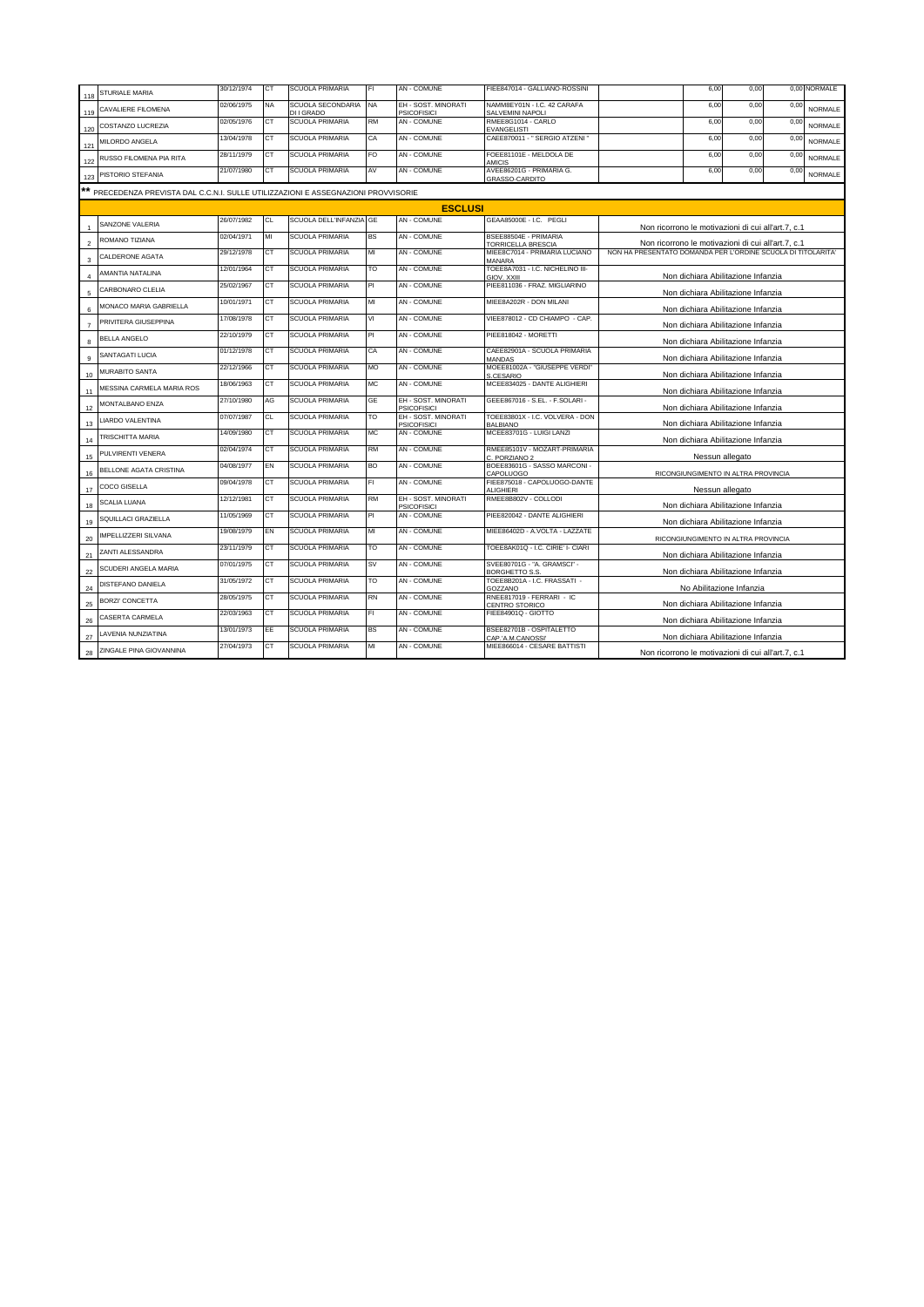| | | | | | | | | | | | | |
|---|---|---|---|---|---|---|---|---|---|---|---|---|
| 118 | STURIALE MARIA | 30/12/1974 | CT | SCUOLA PRIMARIA | FI | AN - COMUNE | FIEE847014 - GALLIANO-ROSSINI | | 6,00 | 0,00 | 0,00 | NORMALE |
| 119 | CAVALIERE FILOMENA | 02/06/1975 | NA | SCUOLA SECONDARIA DI I GRADO | NA | EH - SOST. MINORATI PSICOFISICI | NAMM8EY01N - I.C. 42 CARAFA SALVEMINI NAPOLI | | 6,00 | 0,00 | 0,00 | NORMALE |
| 120 | COSTANZO LUCREZIA | 02/05/1976 | CT | SCUOLA PRIMARIA | RM | AN - COMUNE | RMEE8G1014 - CARLO EVANGELISTI | | 6,00 | 0,00 | 0,00 | NORMALE |
| 121 | MILORDO ANGELA | 13/04/1978 | CT | SCUOLA PRIMARIA | CA | AN - COMUNE | CAEE870011 - " SERGIO ATZENI " | | 6,00 | 0,00 | 0,00 | NORMALE |
| 122 | RUSSO FILOMENA PIA RITA | 28/11/1979 | CT | SCUOLA PRIMARIA | FO | AN - COMUNE | FOEE81101E - MELDOLA DE AMICIS | | 6,00 | 0,00 | 0,00 | NORMALE |
| 123 | PISTORIO STEFANIA | 21/07/1980 | CT | SCUOLA PRIMARIA | AV | AN - COMUNE | AVEE86201G - PRIMARIA G. GRASSO-CARDITO | | 6,00 | 0,00 | 0,00 | NORMALE |

** PRECEDENZA PREVISTA DAL C.C.N.I. SULLE UTILIZZAZIONI E ASSEGNAZIONI PROVVISORIE

## ESCLUSI

| | | | | | | | | |
|---|---|---|---|---|---|---|---|---|
| 1 | SANZONE VALERIA | 26/07/1982 | CL | SCUOLA DELL'INFANZIA | GE | AN - COMUNE | GEAA85000E - I.C. PEGLI | Non ricorrono le motivazioni di cui all'art.7, c.1 |
| 2 | ROMANO TIZIANA | 02/04/1971 | MI | SCUOLA PRIMARIA | BS | AN - COMUNE | BSEE88504E - PRIMARIA TORRICELLA BRESCIA | Non ricorrono le motivazioni di cui all'art.7, c.1 |
| 3 | CALDERONE AGATA | 29/12/1978 | CT | SCUOLA PRIMARIA | MI | AN - COMUNE | MIEE8C7014 - PRIMARIA LUCIANO MANARA | NON HA PRESENTATO DOMANDA PER L'ORDINE SCUOLA DI TITOLARITA' |
| 4 | AMANTIA NATALINA | 12/01/1964 | CT | SCUOLA PRIMARIA | TO | AN - COMUNE | TOEE8A7031 - I.C. NICHELINO III-GIOV. XXIII | Non dichiara Abilitazione Infanzia |
| 5 | CARBONARO CLELIA | 25/02/1967 | CT | SCUOLA PRIMARIA | PI | AN - COMUNE | PIEE811036 - FRAZ. MIGLIARINO | Non dichiara Abilitazione Infanzia |
| 6 | MONACO MARIA GABRIELLA | 10/01/1971 | CT | SCUOLA PRIMARIA | MI | AN - COMUNE | MIEE8A202R - DON MILANI | Non dichiara Abilitazione Infanzia |
| 7 | PRIVITERA GIUSEPPINA | 17/08/1978 | CT | SCUOLA PRIMARIA | VI | AN - COMUNE | VIEE878012 - CD CHIAMPO - CAP. | Non dichiara Abilitazione Infanzia |
| 8 | BELLA ANGELO | 22/10/1979 | CT | SCUOLA PRIMARIA | PI | AN - COMUNE | PIEE818042 - MORETTI | Non dichiara Abilitazione Infanzia |
| 9 | SANTAGATI LUCIA | 01/12/1978 | CT | SCUOLA PRIMARIA | CA | AN - COMUNE | CAEE82901A - SCUOLA PRIMARIA MANDAS | Non dichiara Abilitazione Infanzia |
| 10 | MURABITO SANTA | 22/12/1966 | CT | SCUOLA PRIMARIA | MO | AN - COMUNE | MOEE81002A - "GIUSEPPE VERDI" S.CESARIO | Non dichiara Abilitazione Infanzia |
| 11 | MESSINA CARMELA MARIA ROS | 18/06/1963 | CT | SCUOLA PRIMARIA | MC | AN - COMUNE | MCEE834025 - DANTE ALIGHIERI | Non dichiara Abilitazione Infanzia |
| 12 | MONTALBANO ENZA | 27/10/1980 | AG | SCUOLA PRIMARIA | GE | EH - SOST. MINORATI PSICOFISICI | GEEE867016 - S.EL. - F.SOLARI - | Non dichiara Abilitazione Infanzia |
| 13 | LIARDO VALENTINA | 07/07/1987 | CL | SCUOLA PRIMARIA | TO | EH - SOST. MINORATI PSICOFISICI | TOEE83801X - I.C. VOLVERA - DON BALBIANO | Non dichiara Abilitazione Infanzia |
| 14 | TRISCHITTA MARIA | 14/09/1980 | CT | SCUOLA PRIMARIA | MC | AN - COMUNE | MCEE83701G - LUIGI LANZI | Non dichiara Abilitazione Infanzia |
| 15 | PULVIRENTI VENERA | 02/04/1974 | CT | SCUOLA PRIMARIA | RM | AN - COMUNE | RMEE85101V - MOZART-PRIMARIA C. PORZIANO 2 | Nessun allegato |
| 16 | BELLONE AGATA CRISTINA | 04/08/1977 | EN | SCUOLA PRIMARIA | BO | AN - COMUNE | BOEE83601G - SASSO MARCONI - CAPOLUOGO | RICONGIUNGIMENTO IN ALTRA PROVINCIA |
| 17 | COCO GISELLA | 09/04/1978 | CT | SCUOLA PRIMARIA | FI | AN - COMUNE | FIEE875018 - CAPOLUOGO-DANTE ALIGHIERI | Nessun allegato |
| 18 | SCALIA LUANA | 12/12/1981 | CT | SCUOLA PRIMARIA | RM | EH - SOST. MINORATI PSICOFISICI | RMEE8B802V - COLLODI | Non dichiara Abilitazione Infanzia |
| 19 | SQUILLACI GRAZIELLA | 11/05/1969 | CT | SCUOLA PRIMARIA | PI | AN - COMUNE | PIEE820042 - DANTE ALIGHIERI | Non dichiara Abilitazione Infanzia |
| 20 | IMPELLIZZERI SILVANA | 19/08/1979 | EN | SCUOLA PRIMARIA | MI | AN - COMUNE | MIEE86402D - A.VOLTA - LAZZATE | RICONGIUNGIMENTO IN ALTRA PROVINCIA |
| 21 | ZANTI ALESSANDRA | 23/11/1979 | CT | SCUOLA PRIMARIA | TO | AN - COMUNE | TOEE8AK01Q - I.C. CIRIE' I- CIARI | Non dichiara Abilitazione Infanzia |
| 22 | SCUDERI ANGELA MARIA | 07/01/1975 | CT | SCUOLA PRIMARIA | SV | AN - COMUNE | SVEE80701G - "A. GRAMSCI" - BORGHETTO S.S. | Non dichiara Abilitazione Infanzia |
| 24 | DISTEFANO DANIELA | 31/05/1972 | CT | SCUOLA PRIMARIA | TO | AN - COMUNE | TOEE8B201A - I.C. FRASSATI - GOZZANO | No Abilitazione Infanzia |
| 25 | BORZI' CONCETTA | 28/05/1975 | CT | SCUOLA PRIMARIA | RN | AN - COMUNE | RNEE817019 - FERRARI - IC CENTRO STORICO | Non dichiara Abilitazione Infanzia |
| 26 | CASERTA CARMELA | 22/03/1963 | CT | SCUOLA PRIMARIA | FI | AN - COMUNE | FIEE84901Q - GIOTTO | Non dichiara Abilitazione Infanzia |
| 27 | LAVENIA NUNZIATINA | 13/01/1973 | EE | SCUOLA PRIMARIA | BS | AN - COMUNE | BSEE82701B - OSPITALETTO CAP.'A.M.CANOSSI' | Non dichiara Abilitazione Infanzia |
| 28 | ZINGALE PINA GIOVANNINA | 27/04/1973 | CT | SCUOLA PRIMARIA | MI | AN - COMUNE | MIEE866014 - CESARE BATTISTI | Non ricorrono le motivazioni di cui all'art.7, c.1 |